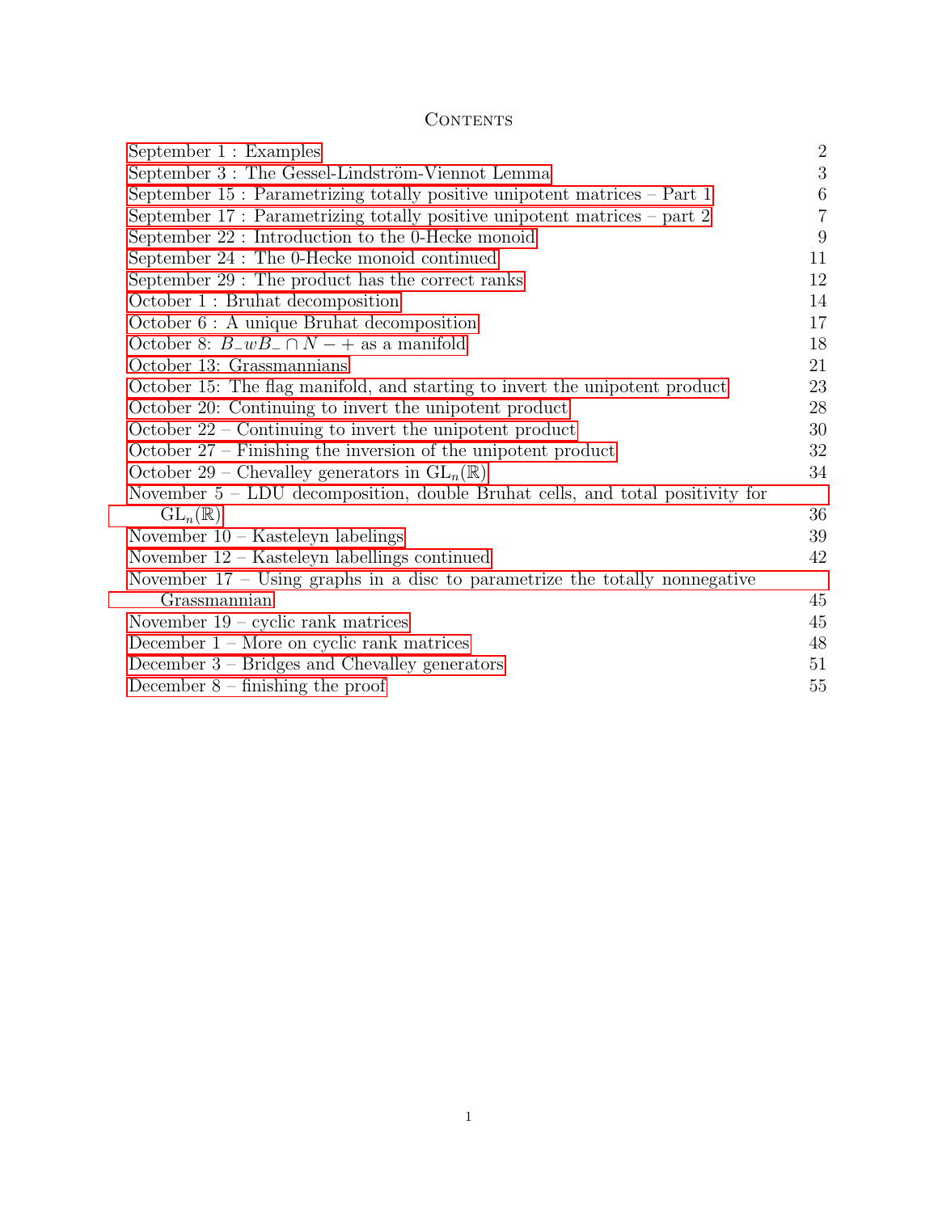# Contents

| | |
|---|---|
| September 1 : Examples | 2 |
| September 3 : The Gessel-Lindström-Viennot Lemma | 3 |
| September 15 : Parametrizing totally positive unipotent matrices – Part 1 | 6 |
| September 17 : Parametrizing totally positive unipotent matrices – part 2 | 7 |
| September 22 : Introduction to the 0-Hecke monoid | 9 |
| September 24 : The 0-Hecke monoid continued | 11 |
| September 29 : The product has the correct ranks | 12 |
| October 1 : Bruhat decomposition | 14 |
| October 6 : A unique Bruhat decomposition | 17 |
| October 8: $B_- w B_- \cap N - +$ as a manifold | 18 |
| October 13: Grassmannians | 21 |
| October 15: The flag manifold, and starting to invert the unipotent product | 23 |
| October 20: Continuing to invert the unipotent product | 28 |
| October 22 – Continuing to invert the unipotent product | 30 |
| October 27 – Finishing the inversion of the unipotent product | 32 |
| October 29 – Chevalley generators in $\mathrm{GL}_n(\mathbb{R})$ | 34 |
| November 5 – LDU decomposition, double Bruhat cells, and total positivity for $\mathrm{GL}_n(\mathbb{R})$ | 36 |
| November 10 – Kasteleyn labelings | 39 |
| November 12 – Kasteleyn labellings continued | 42 |
| November 17 – Using graphs in a disc to parametrize the totally nonnegative Grassmannian | 45 |
| November 19 – cyclic rank matrices | 45 |
| December 1 – More on cyclic rank matrices | 48 |
| December 3 – Bridges and Chevalley generators | 51 |
| December 8 – finishing the proof | 55 |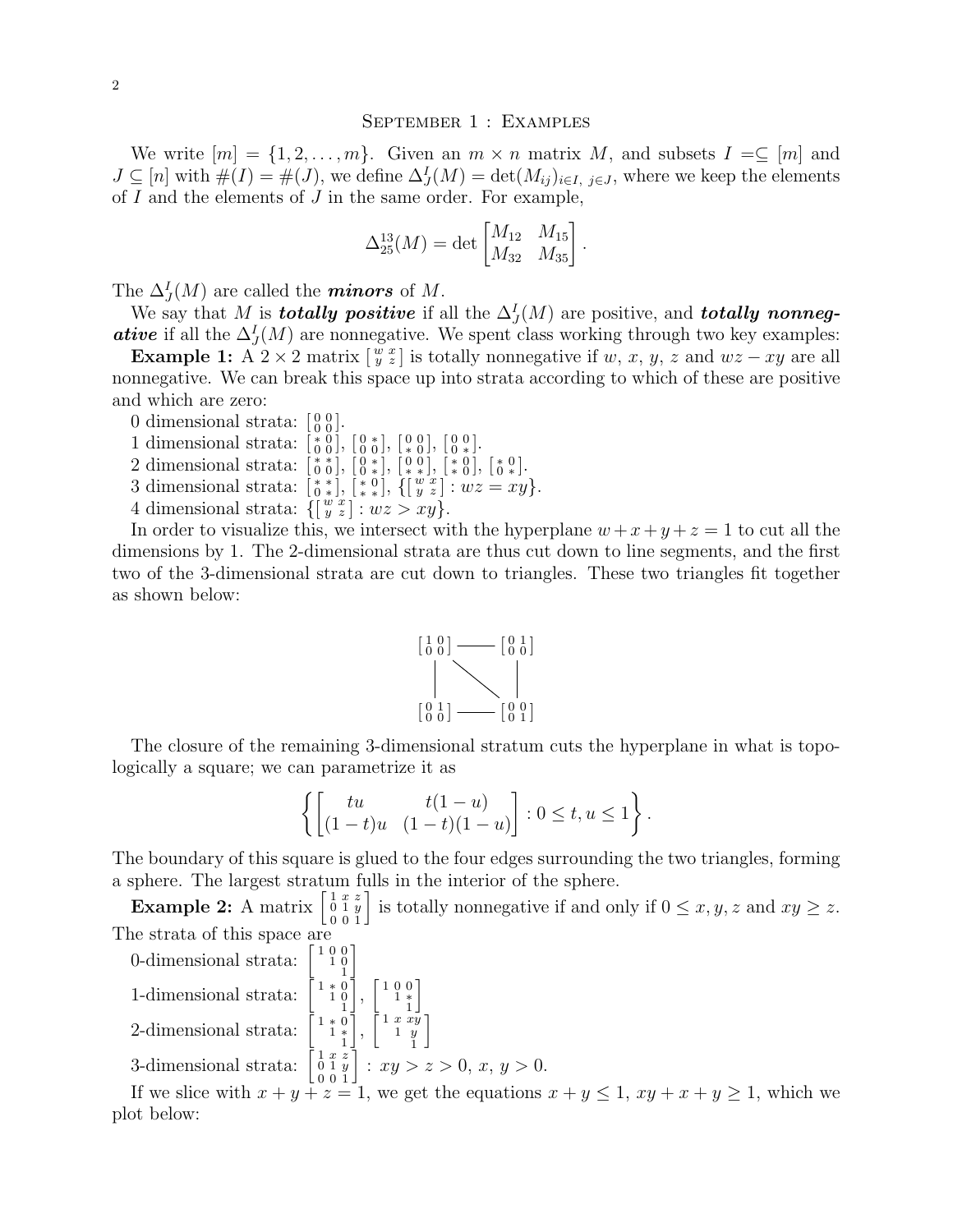## September 1 : Examples

We write $[m] = \{1, 2, \ldots, m\}$. Given an $m \times n$ matrix $M$, and subsets $I =\subseteq [m]$ and $J \subseteq [n]$ with $\#(I) = \#(J)$, we define $\Delta^I_J(M) = \det(M_{ij})_{i \in I,\ j \in J}$, where we keep the elements of $I$ and the elements of $J$ in the same order. For example,

$$\Delta^{13}_{25}(M) = \det \begin{bmatrix} M_{12} & M_{15} \\ M_{32} & M_{35} \end{bmatrix}.$$

The $\Delta^I_J(M)$ are called the ***minors*** of $M$.

We say that $M$ is ***totally positive*** if all the $\Delta^I_J(M)$ are positive, and ***totally nonnegative*** if all the $\Delta^I_J(M)$ are nonnegative. We spent class working through two key examples:

**Example 1:** A $2 \times 2$ matrix $\left[\begin{smallmatrix} w & x \\ y & z \end{smallmatrix}\right]$ is totally nonnegative if $w$, $x$, $y$, $z$ and $wz - xy$ are all nonnegative. We can break this space up into strata according to which of these are positive and which are zero:

0 dimensional strata: $\left[\begin{smallmatrix} 0 & 0 \\ 0 & 0 \end{smallmatrix}\right]$.

1 dimensional strata: $\left[\begin{smallmatrix} * & 0 \\ 0 & 0 \end{smallmatrix}\right]$, $\left[\begin{smallmatrix} 0 & * \\ 0 & 0 \end{smallmatrix}\right]$, $\left[\begin{smallmatrix} 0 & 0 \\ * & 0 \end{smallmatrix}\right]$, $\left[\begin{smallmatrix} 0 & 0 \\ 0 & * \end{smallmatrix}\right]$.

2 dimensional strata: $\left[\begin{smallmatrix} * & * \\ 0 & 0 \end{smallmatrix}\right]$, $\left[\begin{smallmatrix} 0 & * \\ 0 & * \end{smallmatrix}\right]$, $\left[\begin{smallmatrix} 0 & 0 \\ * & * \end{smallmatrix}\right]$, $\left[\begin{smallmatrix} * & 0 \\ * & 0 \end{smallmatrix}\right]$, $\left[\begin{smallmatrix} * & 0 \\ 0 & * \end{smallmatrix}\right]$.

3 dimensional strata: $\left[\begin{smallmatrix} * & * \\ 0 & * \end{smallmatrix}\right]$, $\left[\begin{smallmatrix} * & 0 \\ * & * \end{smallmatrix}\right]$, $\{\left[\begin{smallmatrix} w & x \\ y & z \end{smallmatrix}\right] : wz = xy\}$.

4 dimensional strata: $\{\left[\begin{smallmatrix} w & x \\ y & z \end{smallmatrix}\right] : wz > xy\}$.

In order to visualize this, we intersect with the hyperplane $w + x + y + z = 1$ to cut all the dimensions by 1. The 2-dimensional strata are thus cut down to line segments, and the first two of the 3-dimensional strata are cut down to triangles. These two triangles fit together as shown below:

$$\begin{array}{ccc} \left[\begin{smallmatrix} 1 & 0 \\ 0 & 0 \end{smallmatrix}\right] & \text{———} & \left[\begin{smallmatrix} 0 & 1 \\ 0 & 0 \end{smallmatrix}\right] \\ | & \diagdown & | \\ \left[\begin{smallmatrix} 0 & 1 \\ 0 & 0 \end{smallmatrix}\right] & \text{———} & \left[\begin{smallmatrix} 0 & 0 \\ 0 & 1 \end{smallmatrix}\right] \end{array}$$

The closure of the remaining 3-dimensional stratum cuts the hyperplane in what is topologically a square; we can parametrize it as

$$\left\{ \begin{bmatrix} tu & t(1-u) \\ (1-t)u & (1-t)(1-u) \end{bmatrix} : 0 \leq t, u \leq 1 \right\}.$$

The boundary of this square is glued to the four edges surrounding the two triangles, forming a sphere. The largest stratum fulls in the interior of the sphere.

**Example 2:** A matrix $\left[\begin{smallmatrix} 1 & x & z \\ 0 & 1 & y \\ 0 & 0 & 1 \end{smallmatrix}\right]$ is totally nonnegative if and only if $0 \leq x, y, z$ and $xy \geq z$. The strata of this space are

0-dimensional strata: $\left[\begin{smallmatrix} 1 & 0 & 0 \\ & 1 & 0 \\ & & 1 \end{smallmatrix}\right]$

1-dimensional strata: $\left[\begin{smallmatrix} 1 & * & 0 \\ & 1 & 0 \\ & & 1 \end{smallmatrix}\right]$, $\left[\begin{smallmatrix} 1 & 0 & 0 \\ & 1 & * \\ & & 1 \end{smallmatrix}\right]$

2-dimensional strata: $\left[\begin{smallmatrix} 1 & * & 0 \\ & 1 & * \\ & & 1 \end{smallmatrix}\right]$, $\left[\begin{smallmatrix} 1 & x & xy \\ & 1 & y \\ & & 1 \end{smallmatrix}\right]$

3-dimensional strata: $\left[\begin{smallmatrix} 1 & x & z \\ 0 & 1 & y \\ 0 & 0 & 1 \end{smallmatrix}\right]$ : $xy > z > 0$, $x$, $y > 0$.

If we slice with $x + y + z = 1$, we get the equations $x + y \leq 1$, $xy + x + y \geq 1$, which we plot below: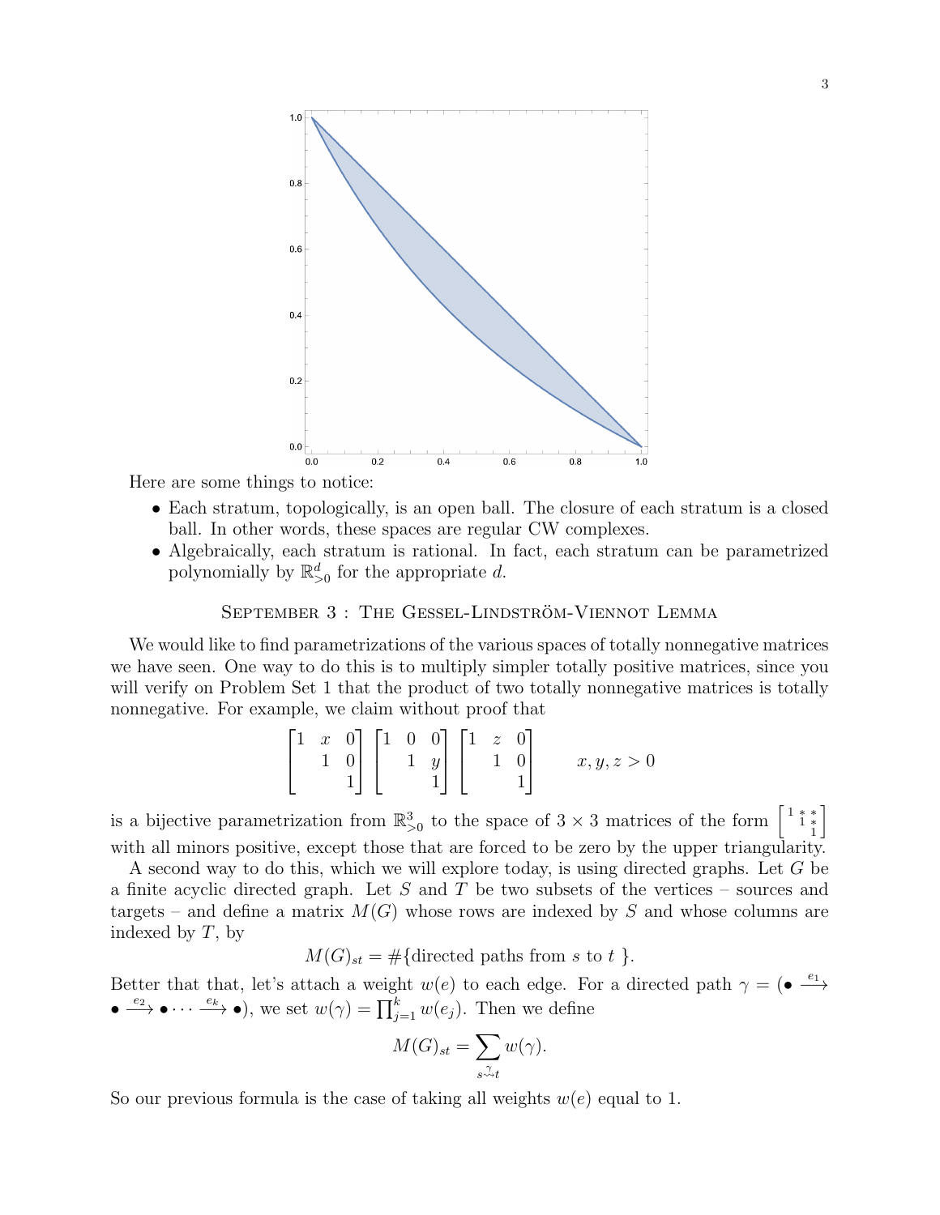Here are some things to notice:

- Each stratum, topologically, is an open ball. The closure of each stratum is a closed ball. In other words, these spaces are regular CW complexes.
- Algebraically, each stratum is rational. In fact, each stratum can be parametrized polynomially by $\mathbb{R}^d_{>0}$ for the appropriate $d$.

## September 3 : The Gessel-Lindström-Viennot Lemma

We would like to find parametrizations of the various spaces of totally nonnegative matrices we have seen. One way to do this is to multiply simpler totally positive matrices, since you will verify on Problem Set 1 that the product of two totally nonnegative matrices is totally nonnegative. For example, we claim without proof that

$$\begin{bmatrix} 1 & x & 0 \\ & 1 & 0 \\ & & 1 \end{bmatrix} \begin{bmatrix} 1 & 0 & 0 \\ & 1 & y \\ & & 1 \end{bmatrix} \begin{bmatrix} 1 & z & 0 \\ & 1 & 0 \\ & & 1 \end{bmatrix} \qquad x, y, z > 0$$

is a bijective parametrization from $\mathbb{R}^3_{>0}$ to the space of $3 \times 3$ matrices of the form $\left[\begin{smallmatrix} 1 & * & * \\ & 1 & * \\ & & 1 \end{smallmatrix}\right]$ with all minors positive, except those that are forced to be zero by the upper triangularity.

A second way to do this, which we will explore today, is using directed graphs. Let $G$ be a finite acyclic directed graph. Let $S$ and $T$ be two subsets of the vertices – sources and targets – and define a matrix $M(G)$ whose rows are indexed by $S$ and whose columns are indexed by $T$, by

$$M(G)_{st} = \#\{\text{directed paths from } s \text{ to } t\ \}.$$

Better that that, let's attach a weight $w(e)$ to each edge. For a directed path $\gamma = (\bullet \xrightarrow{e_1} \bullet \xrightarrow{e_2} \bullet \cdots \xrightarrow{e_k} \bullet)$, we set $w(\gamma) = \prod_{j=1}^{k} w(e_j)$. Then we define

$$M(G)_{st} = \sum_{s \overset{\gamma}{\rightsquigarrow} t} w(\gamma).$$

So our previous formula is the case of taking all weights $w(e)$ equal to 1.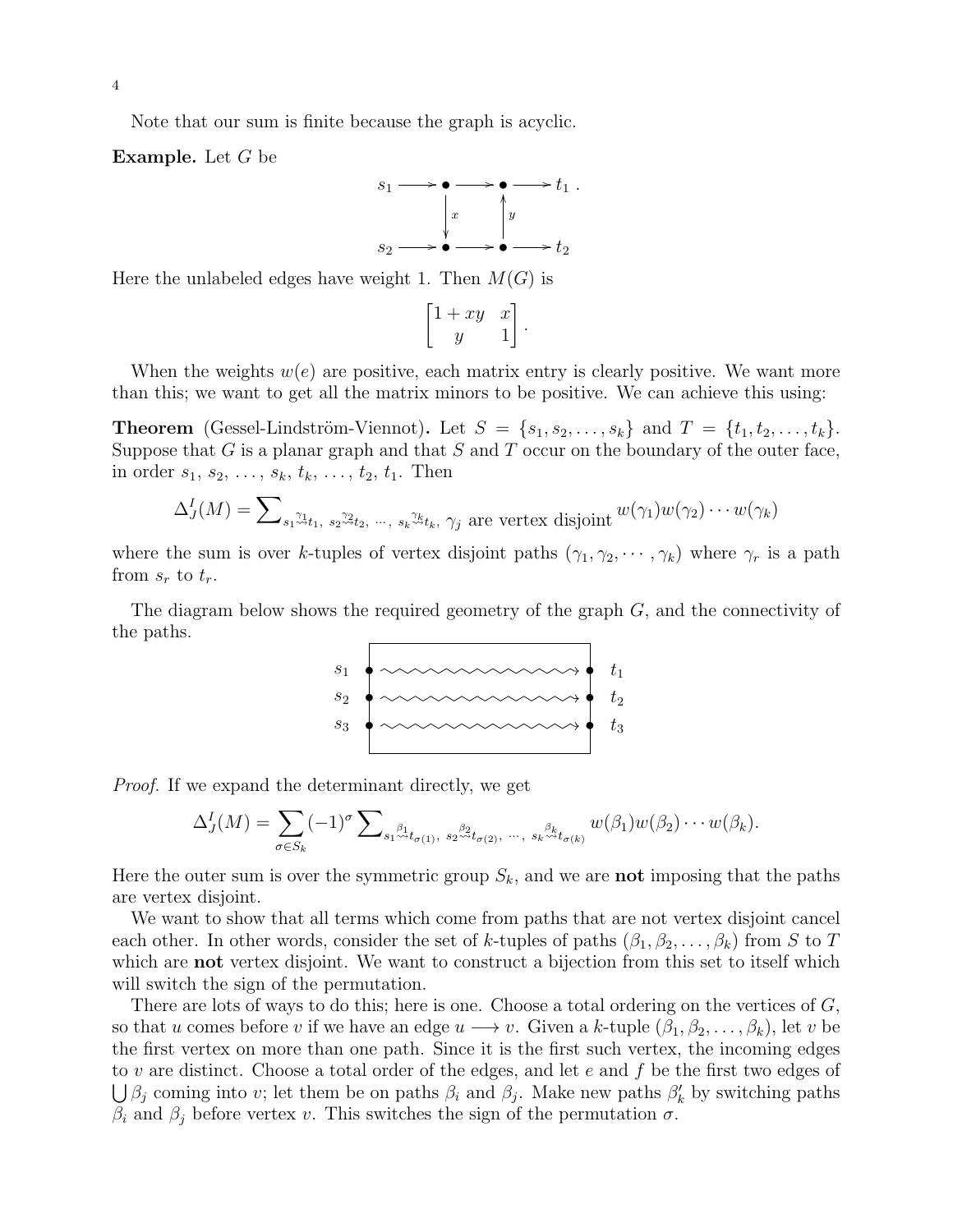Note that our sum is finite because the graph is acyclic.

**Example.** Let $G$ be

$$
\begin{array}{ccccccc}
s_1 & \longrightarrow & \bullet & \longrightarrow & \bullet & \longrightarrow & t_1 . \\
 & & \downarrow x & & \uparrow y & & \\
s_2 & \longrightarrow & \bullet & \longrightarrow & \bullet & \longrightarrow & t_2
\end{array}
$$

Here the unlabeled edges have weight 1. Then $M(G)$ is

$$
\begin{bmatrix} 1+xy & x \\ y & 1 \end{bmatrix}.
$$

When the weights $w(e)$ are positive, each matrix entry is clearly positive. We want more than this; we want to get all the matrix minors to be positive. We can achieve this using:

**Theorem** (Gessel-Lindström-Viennot)**.** Let $S = \{s_1, s_2, \ldots, s_k\}$ and $T = \{t_1, t_2, \ldots, t_k\}$. Suppose that $G$ is a planar graph and that $S$ and $T$ occur on the boundary of the outer face, in order $s_1, s_2, \ldots, s_k, t_k, \ldots, t_2, t_1$. Then

$$
\Delta^I_J(M) = \sum\nolimits_{s_1 \overset{\gamma_1}{\rightsquigarrow} t_1,\ s_2 \overset{\gamma_2}{\rightsquigarrow} t_2,\ \cdots,\ s_k \overset{\gamma_k}{\rightsquigarrow} t_k,\ \gamma_j \text{ are vertex disjoint}} w(\gamma_1) w(\gamma_2) \cdots w(\gamma_k)
$$

where the sum is over $k$-tuples of vertex disjoint paths $(\gamma_1, \gamma_2, \cdots, \gamma_k)$ where $\gamma_r$ is a path from $s_r$ to $t_r$.

The diagram below shows the required geometry of the graph $G$, and the connectivity of the paths.

$$
\begin{array}{ccc}
s_1 & \bullet \rightsquigarrow\rightsquigarrow\rightsquigarrow\rightsquigarrow \bullet & t_1 \\
s_2 & \bullet \rightsquigarrow\rightsquigarrow\rightsquigarrow\rightsquigarrow \bullet & t_2 \\
s_3 & \bullet \rightsquigarrow\rightsquigarrow\rightsquigarrow\rightsquigarrow \bullet & t_3
\end{array}
$$

*Proof.* If we expand the determinant directly, we get

$$
\Delta^I_J(M) = \sum_{\sigma \in S_k} (-1)^\sigma \sum\nolimits_{s_1 \overset{\beta_1}{\rightsquigarrow} t_{\sigma(1)},\ s_2 \overset{\beta_2}{\rightsquigarrow} t_{\sigma(2)},\ \cdots,\ s_k \overset{\beta_k}{\rightsquigarrow} t_{\sigma(k)}} w(\beta_1) w(\beta_2) \cdots w(\beta_k).
$$

Here the outer sum is over the symmetric group $S_k$, and we are **not** imposing that the paths are vertex disjoint.

We want to show that all terms which come from paths that are not vertex disjoint cancel each other. In other words, consider the set of $k$-tuples of paths $(\beta_1, \beta_2, \ldots, \beta_k)$ from $S$ to $T$ which are **not** vertex disjoint. We want to construct a bijection from this set to itself which will switch the sign of the permutation.

There are lots of ways to do this; here is one. Choose a total ordering on the vertices of $G$, so that $u$ comes before $v$ if we have an edge $u \longrightarrow v$. Given a $k$-tuple $(\beta_1, \beta_2, \ldots, \beta_k)$, let $v$ be the first vertex on more than one path. Since it is the first such vertex, the incoming edges to $v$ are distinct. Choose a total order of the edges, and let $e$ and $f$ be the first two edges of $\bigcup \beta_j$ coming into $v$; let them be on paths $\beta_i$ and $\beta_j$. Make new paths $\beta'_k$ by switching paths $\beta_i$ and $\beta_j$ before vertex $v$. This switches the sign of the permutation $\sigma$.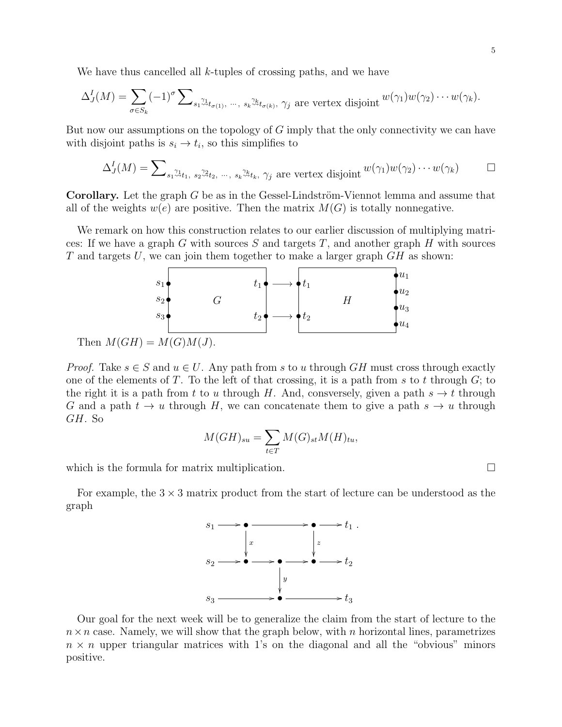We have thus cancelled all $k$-tuples of crossing paths, and we have

$$\Delta^I_J(M) = \sum_{\sigma \in S_k} (-1)^\sigma \sum\nolimits_{s_1 \overset{\gamma_1}{\rightsquigarrow} t_{\sigma(1)},\ \cdots,\ s_k \overset{\gamma_k}{\rightsquigarrow} t_{\sigma(k)},\ \gamma_j \text{ are vertex disjoint}} w(\gamma_1)w(\gamma_2)\cdots w(\gamma_k).$$

But now our assumptions on the topology of $G$ imply that the only connectivity we can have with disjoint paths is $s_i \to t_i$, so this simplifies to

$$\Delta^I_J(M) = \sum\nolimits_{s_1 \overset{\gamma_1}{\rightsquigarrow} t_1,\ s_2 \overset{\gamma_2}{\rightsquigarrow} t_2,\ \cdots,\ s_k \overset{\gamma_k}{\rightsquigarrow} t_k,\ \gamma_j \text{ are vertex disjoint}} w(\gamma_1)w(\gamma_2)\cdots w(\gamma_k) \qquad \square$$

**Corollary.** Let the graph $G$ be as in the Gessel-Lindström-Viennot lemma and assume that all of the weights $w(e)$ are positive. Then the matrix $M(G)$ is totally nonnegative.

We remark on how this construction relates to our earlier discussion of multiplying matrices: If we have a graph $G$ with sources $S$ and targets $T$, and another graph $H$ with sources $T$ and targets $U$, we can join them together to make a larger graph $GH$ as shown:

Then $M(GH) = M(G)M(J)$.

*Proof.* Take $s \in S$ and $u \in U$. Any path from $s$ to $u$ through $GH$ must cross through exactly one of the elements of $T$. To the left of that crossing, it is a path from $s$ to $t$ through $G$; to the right it is a path from $t$ to $u$ through $H$. And, consversely, given a path $s \to t$ through $G$ and a path $t \to u$ through $H$, we can concatenate them to give a path $s \to u$ through $GH$. So

$$M(GH)_{su} = \sum_{t \in T} M(G)_{st} M(H)_{tu},$$

which is the formula for matrix multiplication. $\square$

For example, the $3 \times 3$ matrix product from the start of lecture can be understood as the graph

Our goal for the next week will be to generalize the claim from the start of lecture to the $n \times n$ case. Namely, we will show that the graph below, with $n$ horizontal lines, parametrizes $n \times n$ upper triangular matrices with 1's on the diagonal and all the "obvious" minors positive.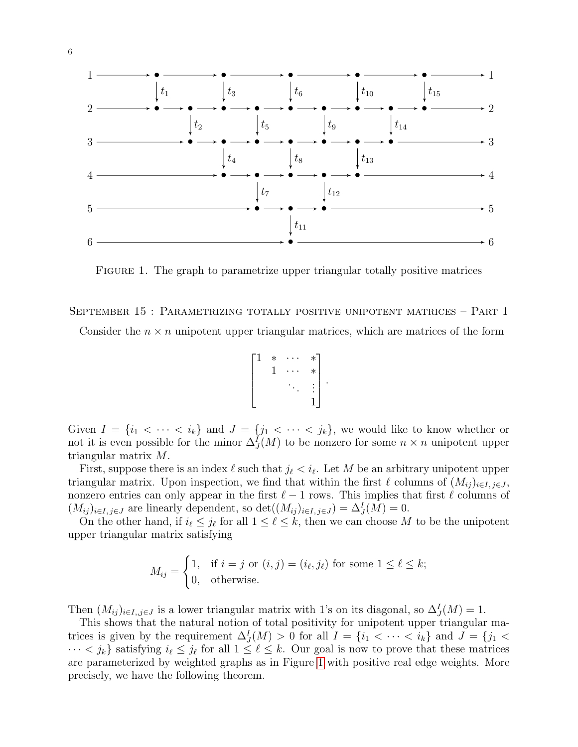FIGURE 1. The graph to parametrize upper triangular totally positive matrices

## SEPTEMBER 15 : PARAMETRIZING TOTALLY POSITIVE UNIPOTENT MATRICES – PART 1

Consider the $n \times n$ unipotent upper triangular matrices, which are matrices of the form

$$\begin{bmatrix} 1 & * & \cdots & * \\ & 1 & \cdots & * \\ & & \ddots & \vdots \\ & & & 1 \end{bmatrix}.$$

Given $I = \{i_1 < \cdots < i_k\}$ and $J = \{j_1 < \cdots < j_k\}$, we would like to know whether or not it is even possible for the minor $\Delta^I_J(M)$ to be nonzero for some $n \times n$ unipotent upper triangular matrix $M$.

First, suppose there is an index $\ell$ such that $j_\ell < i_\ell$. Let $M$ be an arbitrary unipotent upper triangular matrix. Upon inspection, we find that within the first $\ell$ columns of $(M_{ij})_{i \in I, j \in J}$, nonzero entries can only appear in the first $\ell - 1$ rows. This implies that first $\ell$ columns of $(M_{ij})_{i \in I, j \in J}$ are linearly dependent, so $\det((M_{ij})_{i \in I, j \in J}) = \Delta^I_J(M) = 0$.

On the other hand, if $i_\ell \leq j_\ell$ for all $1 \leq \ell \leq k$, then we can choose $M$ to be the unipotent upper triangular matrix satisfying

$$M_{ij} = \begin{cases} 1, & \text{if } i = j \text{ or } (i,j) = (i_\ell, j_\ell) \text{ for some } 1 \leq \ell \leq k; \\ 0, & \text{otherwise.} \end{cases}$$

Then $(M_{ij})_{i \in I,, j \in J}$ is a lower triangular matrix with 1's on its diagonal, so $\Delta^I_J(M) = 1$.

This shows that the natural notion of total positivity for unipotent upper triangular matrices is given by the requirement $\Delta^I_J(M) > 0$ for all $I = \{i_1 < \cdots < i_k\}$ and $J = \{j_1 < \cdots < j_k\}$ satisfying $i_\ell \leq j_\ell$ for all $1 \leq \ell \leq k$. Our goal is now to prove that these matrices are parameterized by weighted graphs as in Figure 1 with positive real edge weights. More precisely, we have the following theorem.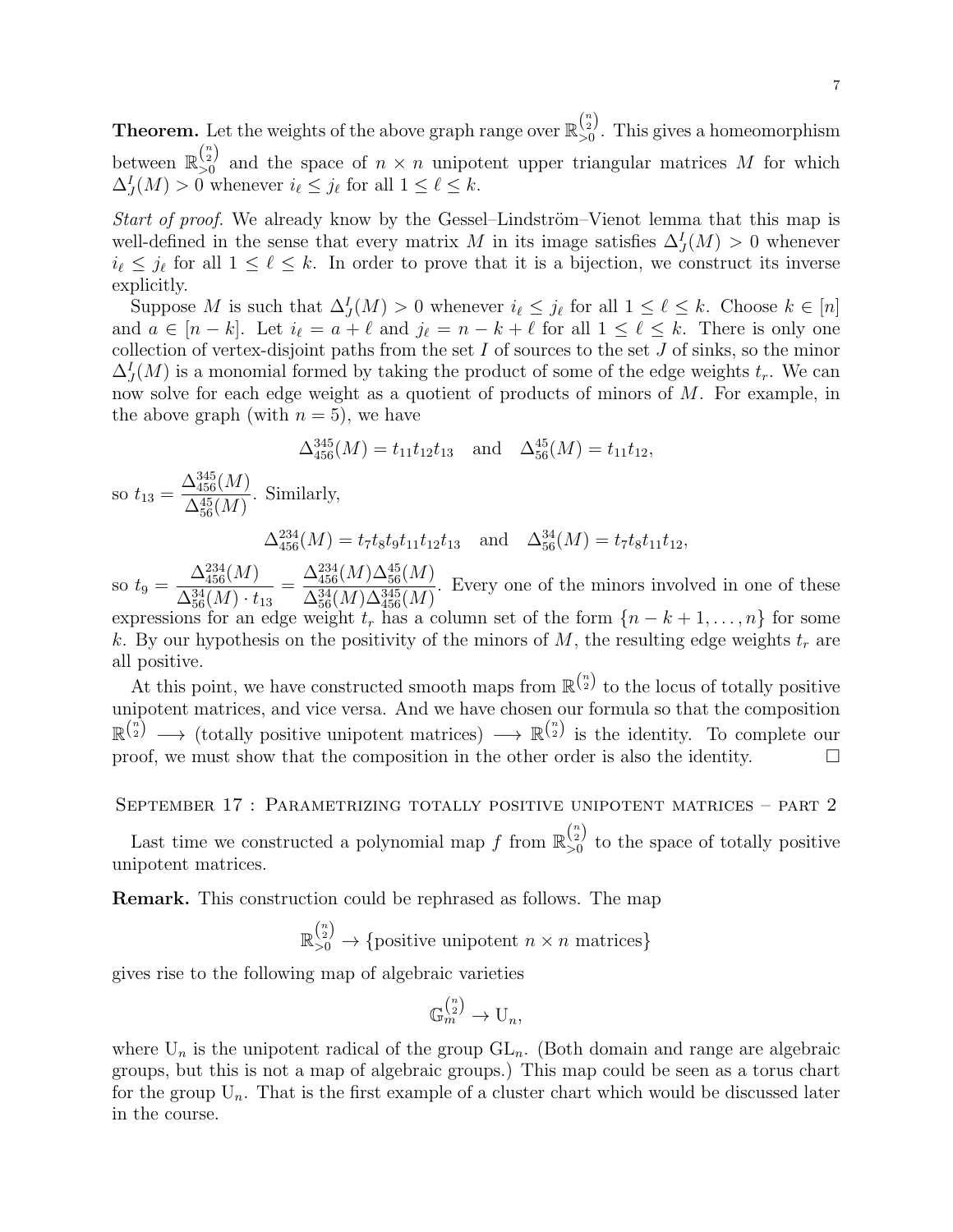**Theorem.** Let the weights of the above graph range over $\mathbb{R}_{>0}^{\binom{n}{2}}$. This gives a homeomorphism between $\mathbb{R}_{>0}^{\binom{n}{2}}$ and the space of $n \times n$ unipotent upper triangular matrices $M$ for which $\Delta_J^I(M) > 0$ whenever $i_\ell \le j_\ell$ for all $1 \le \ell \le k$.

*Start of proof.* We already know by the Gessel–Lindström–Vienot lemma that this map is well-defined in the sense that every matrix $M$ in its image satisfies $\Delta_J^I(M) > 0$ whenever $i_\ell \le j_\ell$ for all $1 \le \ell \le k$. In order to prove that it is a bijection, we construct its inverse explicitly.

Suppose $M$ is such that $\Delta_J^I(M) > 0$ whenever $i_\ell \le j_\ell$ for all $1 \le \ell \le k$. Choose $k \in [n]$ and $a \in [n-k]$. Let $i_\ell = a + \ell$ and $j_\ell = n - k + \ell$ for all $1 \le \ell \le k$. There is only one collection of vertex-disjoint paths from the set $I$ of sources to the set $J$ of sinks, so the minor $\Delta_J^I(M)$ is a monomial formed by taking the product of some of the edge weights $t_r$. We can now solve for each edge weight as a quotient of products of minors of $M$. For example, in the above graph (with $n = 5$), we have

$$\Delta_{456}^{345}(M) = t_{11}t_{12}t_{13} \quad \text{and} \quad \Delta_{56}^{45}(M) = t_{11}t_{12},$$

so $t_{13} = \dfrac{\Delta_{456}^{345}(M)}{\Delta_{56}^{45}(M)}$. Similarly,

$$\Delta_{456}^{234}(M) = t_7t_8t_9t_{11}t_{12}t_{13} \quad \text{and} \quad \Delta_{56}^{34}(M) = t_7t_8t_{11}t_{12},$$

so $t_9 = \dfrac{\Delta_{456}^{234}(M)}{\Delta_{56}^{34}(M) \cdot t_{13}} = \dfrac{\Delta_{456}^{234}(M)\Delta_{56}^{45}(M)}{\Delta_{56}^{34}(M)\Delta_{456}^{345}(M)}$. Every one of the minors involved in one of these expressions for an edge weight $t_r$ has a column set of the form $\{n-k+1, \ldots, n\}$ for some $k$. By our hypothesis on the positivity of the minors of $M$, the resulting edge weights $t_r$ are all positive.

At this point, we have constructed smooth maps from $\mathbb{R}^{\binom{n}{2}}$ to the locus of totally positive unipotent matrices, and vice versa. And we have chosen our formula so that the composition $\mathbb{R}^{\binom{n}{2}} \longrightarrow$ (totally positive unipotent matrices) $\longrightarrow \mathbb{R}^{\binom{n}{2}}$ is the identity. To complete our proof, we must show that the composition in the other order is also the identity. $\square$

## September 17 : Parametrizing totally positive unipotent matrices – part 2

Last time we constructed a polynomial map $f$ from $\mathbb{R}_{>0}^{\binom{n}{2}}$ to the space of totally positive unipotent matrices.

**Remark.** This construction could be rephrased as follows. The map

$$\mathbb{R}_{>0}^{\binom{n}{2}} \to \{\text{positive unipotent } n \times n \text{ matrices}\}$$

gives rise to the following map of algebraic varieties

$$\mathbb{G}_m^{\binom{n}{2}} \to \mathrm{U}_n,$$

where $\mathrm{U}_n$ is the unipotent radical of the group $\mathrm{GL}_n$. (Both domain and range are algebraic groups, but this is not a map of algebraic groups.) This map could be seen as a torus chart for the group $\mathrm{U}_n$. That is the first example of a cluster chart which would be discussed later in the course.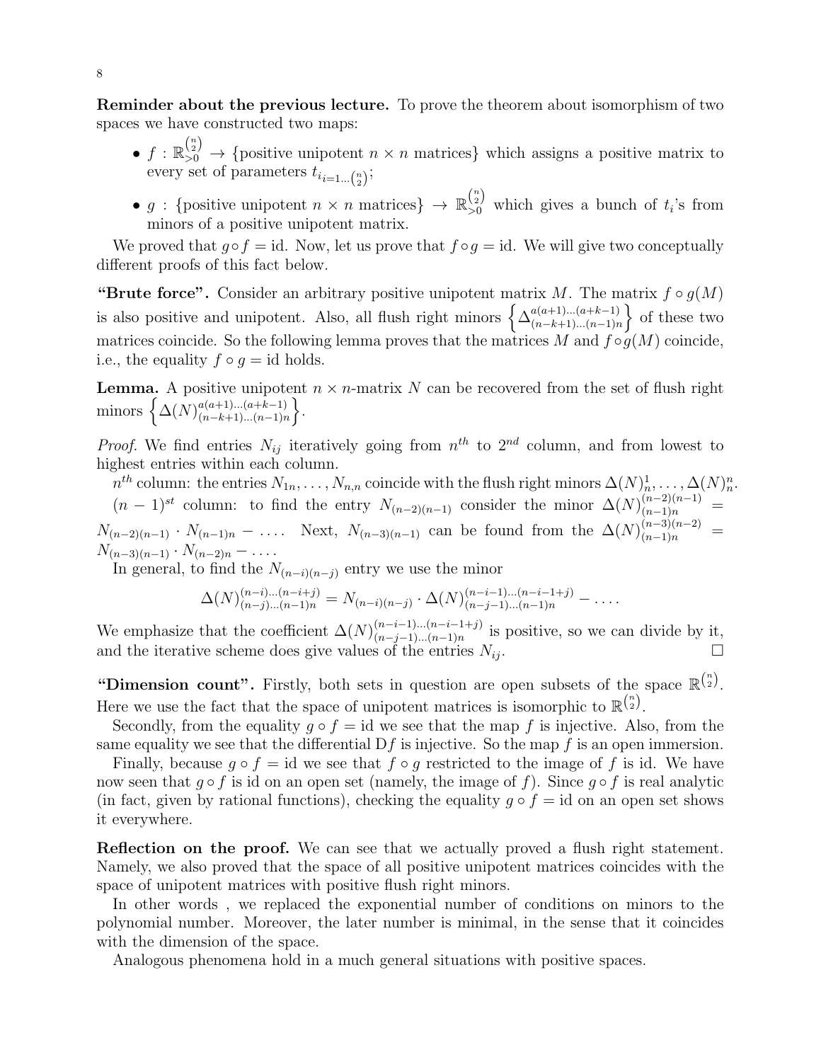**Reminder about the previous lecture.** To prove the theorem about isomorphism of two spaces we have constructed two maps:

- $f : \mathbb{R}_{>0}^{\binom{n}{2}} \to \{\text{positive unipotent } n \times n \text{ matrices}\}$ which assigns a positive matrix to every set of parameters $t_{i_{i=1\dots\binom{n}{2}}}$;
- $g : \{\text{positive unipotent } n \times n \text{ matrices}\} \to \mathbb{R}_{>0}^{\binom{n}{2}}$ which gives a bunch of $t_i$'s from minors of a positive unipotent matrix.

We proved that $g \circ f = \text{id}$. Now, let us prove that $f \circ g = \text{id}$. We will give two conceptually different proofs of this fact below.

**"Brute force".** Consider an arbitrary positive unipotent matrix $M$. The matrix $f \circ g(M)$ is also positive and unipotent. Also, all flush right minors $\left\{\Delta^{a(a+1)\dots(a+k-1)}_{(n-k+1)\dots(n-1)n}\right\}$ of these two matrices coincide. So the following lemma proves that the matrices $M$ and $f \circ g(M)$ coincide, i.e., the equality $f \circ g = \text{id}$ holds.

**Lemma.** A positive unipotent $n \times n$-matrix $N$ can be recovered from the set of flush right minors $\left\{\Delta(N)^{a(a+1)\dots(a+k-1)}_{(n-k+1)\dots(n-1)n}\right\}$.

*Proof.* We find entries $N_{ij}$ iteratively going from $n^{th}$ to $2^{nd}$ column, and from lowest to highest entries within each column.

$n^{th}$ column: the entries $N_{1n}, \dots, N_{n,n}$ coincide with the flush right minors $\Delta(N)^1_n, \dots, \Delta(N)^n_n$.

$(n-1)^{st}$ column: to find the entry $N_{(n-2)(n-1)}$ consider the minor $\Delta(N)^{(n-2)(n-1)}_{(n-1)n} = N_{(n-2)(n-1)} \cdot N_{(n-1)n} - \dots$. Next, $N_{(n-3)(n-1)}$ can be found from the $\Delta(N)^{(n-3)(n-2)}_{(n-1)n} = N_{(n-3)(n-1)} \cdot N_{(n-2)n} - \dots$.

In general, to find the $N_{(n-i)(n-j)}$ entry we use the minor

$$\Delta(N)^{(n-i)\dots(n-i+j)}_{(n-j)\dots(n-1)n} = N_{(n-i)(n-j)} \cdot \Delta(N)^{(n-i-1)\dots(n-i-1+j)}_{(n-j-1)\dots(n-1)n} - \dots.$$

We emphasize that the coefficient $\Delta(N)^{(n-i-1)\dots(n-i-1+j)}_{(n-j-1)\dots(n-1)n}$ is positive, so we can divide by it, and the iterative scheme does give values of the entries $N_{ij}$. $\square$

**"Dimension count".** Firstly, both sets in question are open subsets of the space $\mathbb{R}^{\binom{n}{2}}$. Here we use the fact that the space of unipotent matrices is isomorphic to $\mathbb{R}^{\binom{n}{2}}$.

Secondly, from the equality $g \circ f = \text{id}$ we see that the map $f$ is injective. Also, from the same equality we see that the differential $\mathrm{D}f$ is injective. So the map $f$ is an open immersion.

Finally, because $g \circ f = \text{id}$ we see that $f \circ g$ restricted to the image of $f$ is id. We have now seen that $g \circ f$ is id on an open set (namely, the image of $f$). Since $g \circ f$ is real analytic (in fact, given by rational functions), checking the equality $g \circ f = \text{id}$ on an open set shows it everywhere.

**Reflection on the proof.** We can see that we actually proved a flush right statement. Namely, we also proved that the space of all positive unipotent matrices coincides with the space of unipotent matrices with positive flush right minors.

In other words , we replaced the exponential number of conditions on minors to the polynomial number. Moreover, the later number is minimal, in the sense that it coincides with the dimension of the space.

Analogous phenomena hold in a much general situations with positive spaces.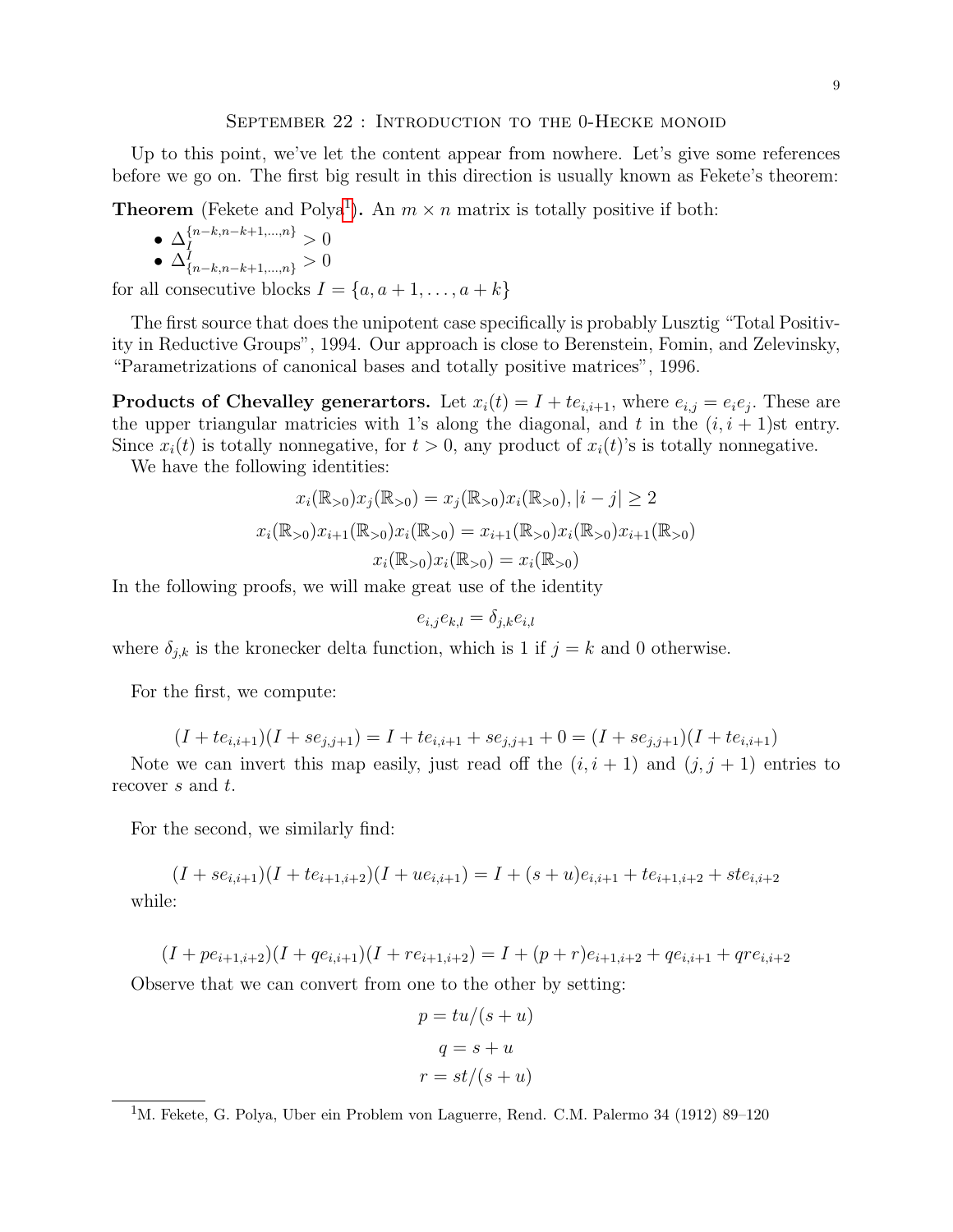## September 22 : Introduction to the 0-Hecke monoid

Up to this point, we've let the content appear from nowhere. Let's give some references before we go on. The first big result in this direction is usually known as Fekete's theorem:

**Theorem** (Fekete and Polya[1])**.** An $m \times n$ matrix is totally positive if both:

- $\Delta_I^{\{n-k,n-k+1,\ldots,n\}} > 0$
- $\Delta_{\{n-k,n-k+1,\ldots,n\}}^I > 0$

for all consecutive blocks $I = \{a, a+1, \ldots, a+k\}$

The first source that does the unipotent case specifically is probably Lusztig "Total Positivity in Reductive Groups", 1994. Our approach is close to Berenstein, Fomin, and Zelevinsky, "Parametrizations of canonical bases and totally positive matrices", 1996.

**Products of Chevalley generartors.** Let $x_i(t) = I + te_{i,i+1}$, where $e_{i,j} = e_i e_j$. These are the upper triangular matricies with 1's along the diagonal, and $t$ in the $(i, i+1)$st entry. Since $x_i(t)$ is totally nonnegative, for $t > 0$, any product of $x_i(t)$'s is totally nonnegative.

We have the following identities:

$$x_i(\mathbb{R}_{>0})x_j(\mathbb{R}_{>0}) = x_j(\mathbb{R}_{>0})x_i(\mathbb{R}_{>0}), |i-j| \geq 2$$

$$x_i(\mathbb{R}_{>0})x_{i+1}(\mathbb{R}_{>0})x_i(\mathbb{R}_{>0}) = x_{i+1}(\mathbb{R}_{>0})x_i(\mathbb{R}_{>0})x_{i+1}(\mathbb{R}_{>0})$$

$$x_i(\mathbb{R}_{>0})x_i(\mathbb{R}_{>0}) = x_i(\mathbb{R}_{>0})$$

In the following proofs, we will make great use of the identity

$$e_{i,j}e_{k,l} = \delta_{j,k}e_{i,l}$$

where $\delta_{j,k}$ is the kronecker delta function, which is 1 if $j = k$ and 0 otherwise.

For the first, we compute:

$$(I + te_{i,i+1})(I + se_{j,j+1}) = I + te_{i,i+1} + se_{j,j+1} + 0 = (I + se_{j,j+1})(I + te_{i,i+1})$$

Note we can invert this map easily, just read off the $(i, i+1)$ and $(j, j+1)$ entries to recover $s$ and $t$.

For the second, we similarly find:

$$(I + se_{i,i+1})(I + te_{i+1,i+2})(I + ue_{i,i+1}) = I + (s+u)e_{i,i+1} + te_{i+1,i+2} + ste_{i,i+2}$$

while:

$$(I + pe_{i+1,i+2})(I + qe_{i,i+1})(I + re_{i+1,i+2}) = I + (p+r)e_{i+1,i+2} + qe_{i,i+1} + qre_{i,i+2}$$

Observe that we can convert from one to the other by setting:

$$p = tu/(s+u)$$

$$q = s + u$$

$$r = st/(s+u)$$

[1] M. Fekete, G. Polya, Uber ein Problem von Laguerre, Rend. C.M. Palermo 34 (1912) 89–120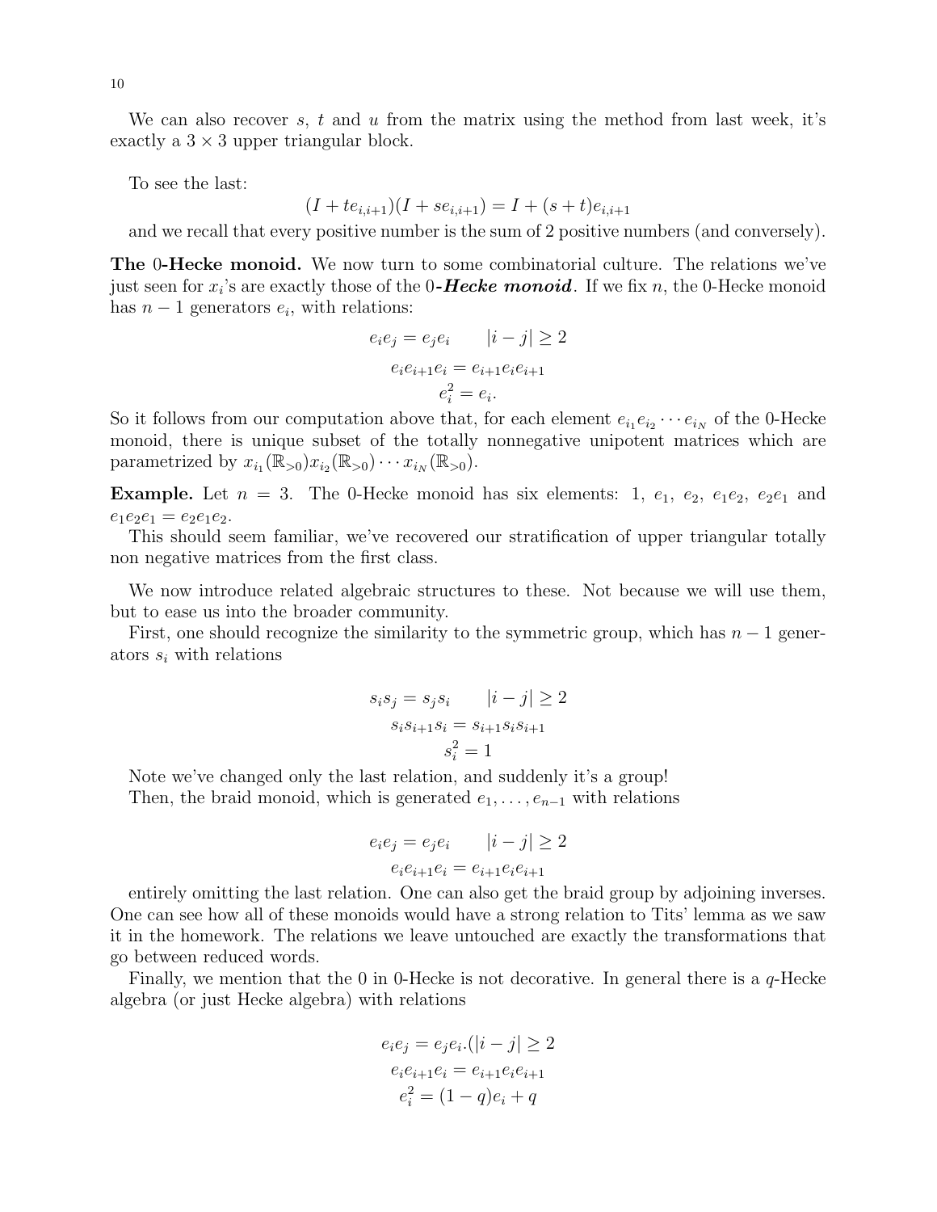We can also recover $s$, $t$ and $u$ from the matrix using the method from last week, it's exactly a $3 \times 3$ upper triangular block.

To see the last:

$$(I + te_{i,i+1})(I + se_{i,i+1}) = I + (s+t)e_{i,i+1}$$

and we recall that every positive number is the sum of 2 positive numbers (and conversely).

**The 0-Hecke monoid.** We now turn to some combinatorial culture. The relations we've just seen for $x_i$'s are exactly those of the 0-***Hecke monoid***. If we fix $n$, the 0-Hecke monoid has $n-1$ generators $e_i$, with relations:

$$e_i e_j = e_j e_i \qquad |i-j| \geq 2$$

$$e_i e_{i+1} e_i = e_{i+1} e_i e_{i+1}$$

$$e_i^2 = e_i.$$

So it follows from our computation above that, for each element $e_{i_1} e_{i_2} \cdots e_{i_N}$ of the 0-Hecke monoid, there is unique subset of the totally nonnegative unipotent matrices which are parametrized by $x_{i_1}(\mathbb{R}_{>0}) x_{i_2}(\mathbb{R}_{>0}) \cdots x_{i_N}(\mathbb{R}_{>0})$.

**Example.** Let $n = 3$. The 0-Hecke monoid has six elements: $1$, $e_1$, $e_2$, $e_1e_2$, $e_2e_1$ and $e_1e_2e_1 = e_2e_1e_2$.

This should seem familiar, we've recovered our stratification of upper triangular totally non negative matrices from the first class.

We now introduce related algebraic structures to these. Not because we will use them, but to ease us into the broader community.

First, one should recognize the similarity to the symmetric group, which has $n-1$ generators $s_i$ with relations

$$s_i s_j = s_j s_i \qquad |i-j| \geq 2$$

$$s_i s_{i+1} s_i = s_{i+1} s_i s_{i+1}$$

$$s_i^2 = 1$$

Note we've changed only the last relation, and suddenly it's a group!

Then, the braid monoid, which is generated $e_1, \ldots, e_{n-1}$ with relations

$$e_i e_j = e_j e_i \qquad |i-j| \geq 2$$

$$e_i e_{i+1} e_i = e_{i+1} e_i e_{i+1}$$

entirely omitting the last relation. One can also get the braid group by adjoining inverses. One can see how all of these monoids would have a strong relation to Tits' lemma as we saw it in the homework. The relations we leave untouched are exactly the transformations that go between reduced words.

Finally, we mention that the 0 in 0-Hecke is not decorative. In general there is a $q$-Hecke algebra (or just Hecke algebra) with relations

$$e_i e_j = e_j e_i . (|i-j| \geq 2$$

$$e_i e_{i+1} e_i = e_{i+1} e_i e_{i+1}$$

$$e_i^2 = (1-q)e_i + q$$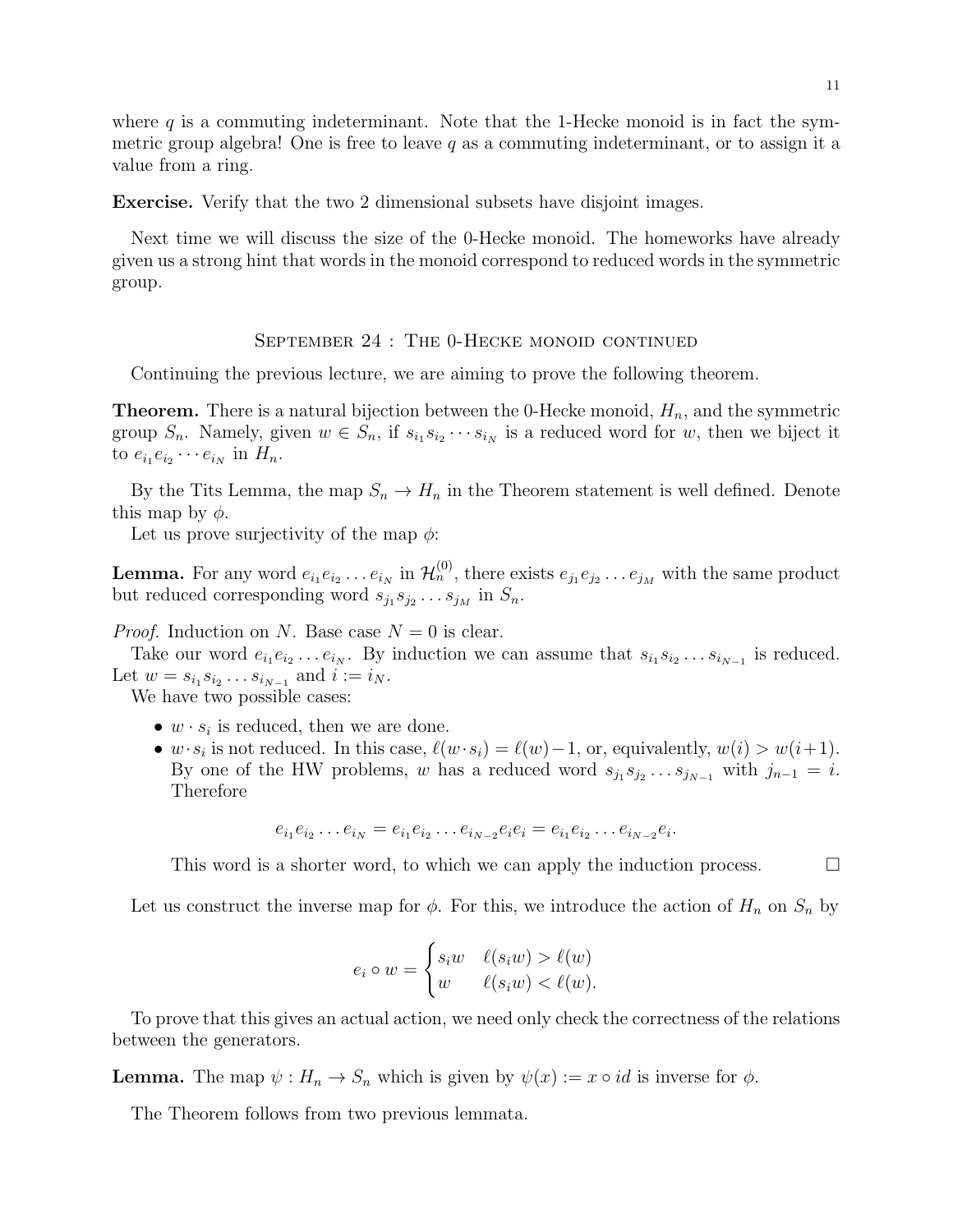where $q$ is a commuting indeterminant. Note that the 1-Hecke monoid is in fact the symmetric group algebra! One is free to leave $q$ as a commuting indeterminant, or to assign it a value from a ring.

**Exercise.** Verify that the two 2 dimensional subsets have disjoint images.

Next time we will discuss the size of the 0-Hecke monoid. The homeworks have already given us a strong hint that words in the monoid correspond to reduced words in the symmetric group.

## September 24 : The 0-Hecke monoid continued

Continuing the previous lecture, we are aiming to prove the following theorem.

**Theorem.** There is a natural bijection between the 0-Hecke monoid, $H_n$, and the symmetric group $S_n$. Namely, given $w \in S_n$, if $s_{i_1}s_{i_2}\cdots s_{i_N}$ is a reduced word for $w$, then we biject it to $e_{i_1}e_{i_2}\cdots e_{i_N}$ in $H_n$.

By the Tits Lemma, the map $S_n \to H_n$ in the Theorem statement is well defined. Denote this map by $\phi$.

Let us prove surjectivity of the map $\phi$:

**Lemma.** For any word $e_{i_1}e_{i_2}\ldots e_{i_N}$ in $\mathcal{H}_n^{(0)}$, there exists $e_{j_1}e_{j_2}\ldots e_{j_M}$ with the same product but reduced corresponding word $s_{j_1}s_{j_2}\ldots s_{j_M}$ in $S_n$.

*Proof.* Induction on $N$. Base case $N = 0$ is clear.

Take our word $e_{i_1}e_{i_2}\ldots e_{i_N}$. By induction we can assume that $s_{i_1}s_{i_2}\ldots s_{i_{N-1}}$ is reduced. Let $w = s_{i_1}s_{i_2}\ldots s_{i_{N-1}}$ and $i := i_N$.

We have two possible cases:

- $w \cdot s_i$ is reduced, then we are done.
- $w \cdot s_i$ is not reduced. In this case, $\ell(w \cdot s_i) = \ell(w) - 1$, or, equivalently, $w(i) > w(i+1)$. By one of the HW problems, $w$ has a reduced word $s_{j_1}s_{j_2}\ldots s_{j_{N-1}}$ with $j_{n-1} = i$. Therefore

$$e_{i_1}e_{i_2}\ldots e_{i_N} = e_{i_1}e_{i_2}\ldots e_{i_{N-2}}e_ie_i = e_{i_1}e_{i_2}\ldots e_{i_{N-2}}e_i.$$

This word is a shorter word, to which we can apply the induction process. $\square$

Let us construct the inverse map for $\phi$. For this, we introduce the action of $H_n$ on $S_n$ by

$$e_i \circ w = \begin{cases} s_i w & \ell(s_i w) > \ell(w) \\ w & \ell(s_i w) < \ell(w). \end{cases}$$

To prove that this gives an actual action, we need only check the correctness of the relations between the generators.

**Lemma.** The map $\psi : H_n \to S_n$ which is given by $\psi(x) := x \circ id$ is inverse for $\phi$.

The Theorem follows from two previous lemmata.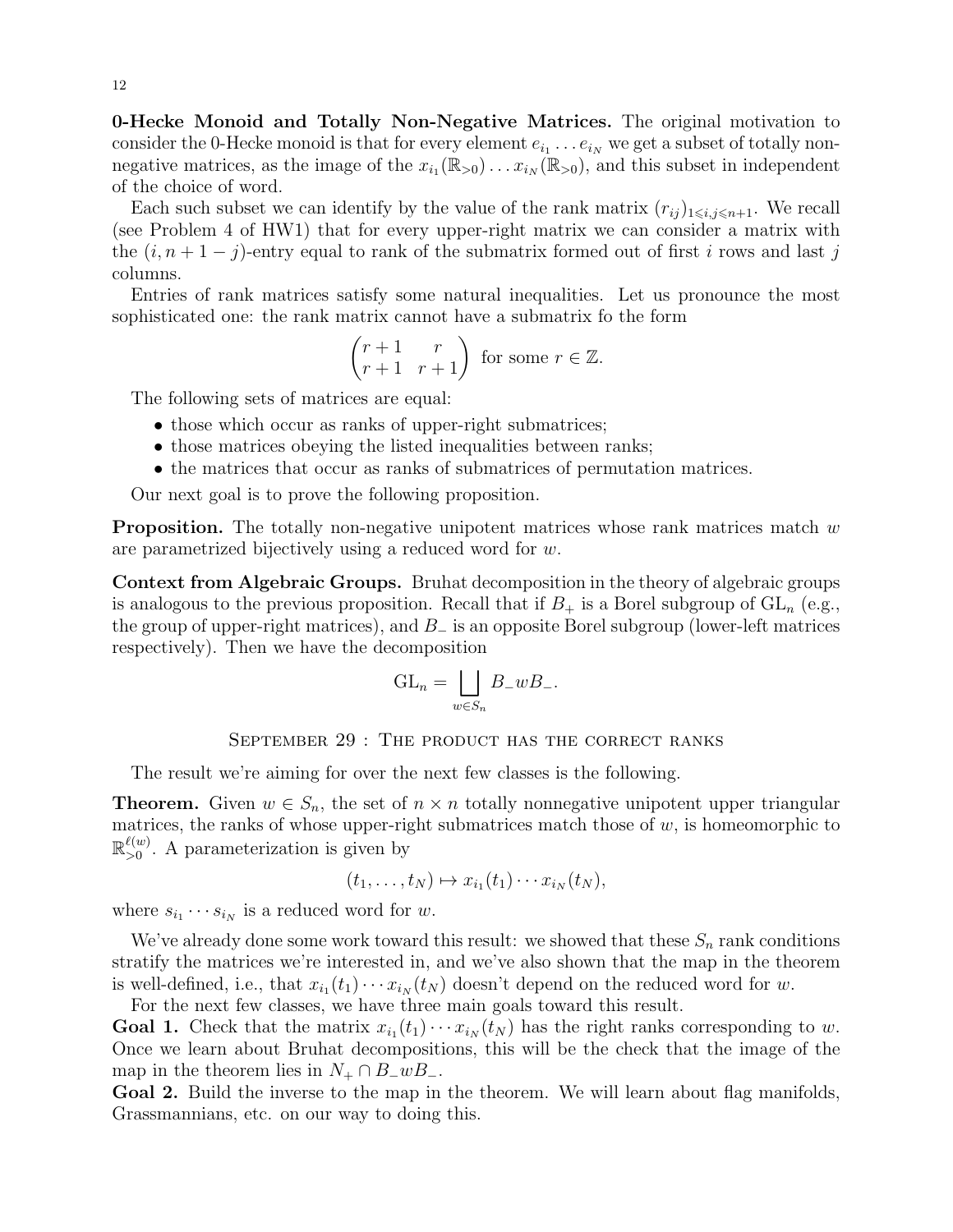**0-Hecke Monoid and Totally Non-Negative Matrices.** The original motivation to consider the 0-Hecke monoid is that for every element $e_{i_1} \dots e_{i_N}$ we get a subset of totally non-negative matrices, as the image of the $x_{i_1}(\mathbb{R}_{>0}) \dots x_{i_N}(\mathbb{R}_{>0})$, and this subset in independent of the choice of word.

Each such subset we can identify by the value of the rank matrix $(r_{ij})_{1 \leqslant i,j \leqslant n+1}$. We recall (see Problem 4 of HW1) that for every upper-right matrix we can consider a matrix with the $(i, n+1-j)$-entry equal to rank of the submatrix formed out of first $i$ rows and last $j$ columns.

Entries of rank matrices satisfy some natural inequalities. Let us pronounce the most sophisticated one: the rank matrix cannot have a submatrix fo the form

$$\begin{pmatrix} r+1 & r \\ r+1 & r+1 \end{pmatrix} \text{ for some } r \in \mathbb{Z}.$$

The following sets of matrices are equal:

- those which occur as ranks of upper-right submatrices;
- those matrices obeying the listed inequalities between ranks;
- the matrices that occur as ranks of submatrices of permutation matrices.

Our next goal is to prove the following proposition.

**Proposition.** The totally non-negative unipotent matrices whose rank matrices match $w$ are parametrized bijectively using a reduced word for $w$.

**Context from Algebraic Groups.** Bruhat decomposition in the theory of algebraic groups is analogous to the previous proposition. Recall that if $B_+$ is a Borel subgroup of $\mathrm{GL}_n$ (e.g., the group of upper-right matrices), and $B_-$ is an opposite Borel subgroup (lower-left matrices respectively). Then we have the decomposition

$$\mathrm{GL}_n = \bigsqcup_{w \in S_n} B_- w B_-.$$

## September 29 : The product has the correct ranks

The result we're aiming for over the next few classes is the following.

**Theorem.** Given $w \in S_n$, the set of $n \times n$ totally nonnegative unipotent upper triangular matrices, the ranks of whose upper-right submatrices match those of $w$, is homeomorphic to $\mathbb{R}_{>0}^{\ell(w)}$. A parameterization is given by

$$(t_1, \dots, t_N) \mapsto x_{i_1}(t_1) \cdots x_{i_N}(t_N),$$

where $s_{i_1} \cdots s_{i_N}$ is a reduced word for $w$.

We've already done some work toward this result: we showed that these $S_n$ rank conditions stratify the matrices we're interested in, and we've also shown that the map in the theorem is well-defined, i.e., that $x_{i_1}(t_1) \cdots x_{i_N}(t_N)$ doesn't depend on the reduced word for $w$.

For the next few classes, we have three main goals toward this result.

**Goal 1.** Check that the matrix $x_{i_1}(t_1) \cdots x_{i_N}(t_N)$ has the right ranks corresponding to $w$. Once we learn about Bruhat decompositions, this will be the check that the image of the map in the theorem lies in $N_+ \cap B_- w B_-$.

**Goal 2.** Build the inverse to the map in the theorem. We will learn about flag manifolds, Grassmannians, etc. on our way to doing this.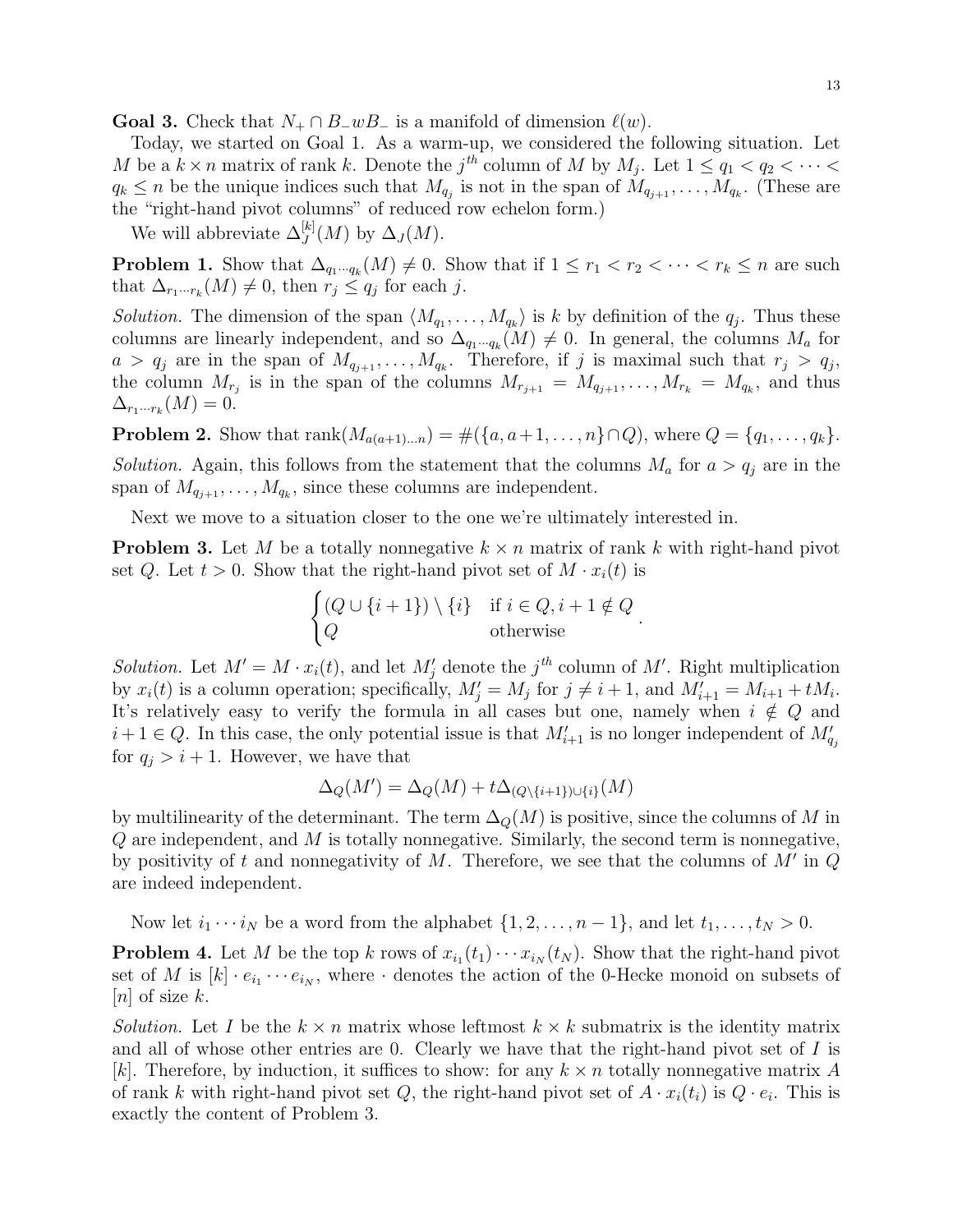**Goal 3.** Check that $N_+ \cap B_-wB_-$ is a manifold of dimension $\ell(w)$.

Today, we started on Goal 1. As a warm-up, we considered the following situation. Let $M$ be a $k \times n$ matrix of rank $k$. Denote the $j^{th}$ column of $M$ by $M_j$. Let $1 \le q_1 < q_2 < \cdots < q_k \le n$ be the unique indices such that $M_{q_j}$ is not in the span of $M_{q_{j+1}}, \ldots, M_{q_k}$. (These are the "right-hand pivot columns" of reduced row echelon form.)

We will abbreviate $\Delta^{[k]}_J(M)$ by $\Delta_J(M)$.

**Problem 1.** Show that $\Delta_{q_1 \cdots q_k}(M) \neq 0$. Show that if $1 \le r_1 < r_2 < \cdots < r_k \le n$ are such that $\Delta_{r_1 \cdots r_k}(M) \neq 0$, then $r_j \le q_j$ for each $j$.

*Solution.* The dimension of the span $\langle M_{q_1}, \ldots, M_{q_k} \rangle$ is $k$ by definition of the $q_j$. Thus these columns are linearly independent, and so $\Delta_{q_1 \cdots q_k}(M) \neq 0$. In general, the columns $M_a$ for $a > q_j$ are in the span of $M_{q_{j+1}}, \ldots, M_{q_k}$. Therefore, if $j$ is maximal such that $r_j > q_j$, the column $M_{r_j}$ is in the span of the columns $M_{r_{j+1}} = M_{q_{j+1}}, \ldots, M_{r_k} = M_{q_k}$, and thus $\Delta_{r_1 \cdots r_k}(M) = 0$.

**Problem 2.** Show that $\operatorname{rank}(M_{a(a+1)\ldots n}) = \#(\{a, a+1, \ldots, n\} \cap Q)$, where $Q = \{q_1, \ldots, q_k\}$.

*Solution.* Again, this follows from the statement that the columns $M_a$ for $a > q_j$ are in the span of $M_{q_{j+1}}, \ldots, M_{q_k}$, since these columns are independent.

Next we move to a situation closer to the one we're ultimately interested in.

**Problem 3.** Let $M$ be a totally nonnegative $k \times n$ matrix of rank $k$ with right-hand pivot set $Q$. Let $t > 0$. Show that the right-hand pivot set of $M \cdot x_i(t)$ is

$$\begin{cases} (Q \cup \{i+1\}) \setminus \{i\} & \text{if } i \in Q, i+1 \notin Q \\ Q & \text{otherwise} \end{cases}.$$

*Solution.* Let $M' = M \cdot x_i(t)$, and let $M'_j$ denote the $j^{th}$ column of $M'$. Right multiplication by $x_i(t)$ is a column operation; specifically, $M'_j = M_j$ for $j \neq i+1$, and $M'_{i+1} = M_{i+1} + tM_i$. It's relatively easy to verify the formula in all cases but one, namely when $i \notin Q$ and $i+1 \in Q$. In this case, the only potential issue is that $M'_{i+1}$ is no longer independent of $M'_{q_j}$ for $q_j > i+1$. However, we have that

$$\Delta_Q(M') = \Delta_Q(M) + t\Delta_{(Q \setminus \{i+1\}) \cup \{i\}}(M)$$

by multilinearity of the determinant. The term $\Delta_Q(M)$ is positive, since the columns of $M$ in $Q$ are independent, and $M$ is totally nonnegative. Similarly, the second term is nonnegative, by positivity of $t$ and nonnegativity of $M$. Therefore, we see that the columns of $M'$ in $Q$ are indeed independent.

Now let $i_1 \cdots i_N$ be a word from the alphabet $\{1, 2, \ldots, n-1\}$, and let $t_1, \ldots, t_N > 0$.

**Problem 4.** Let $M$ be the top $k$ rows of $x_{i_1}(t_1) \cdots x_{i_N}(t_N)$. Show that the right-hand pivot set of $M$ is $[k] \cdot e_{i_1} \cdots e_{i_N}$, where $\cdot$ denotes the action of the 0-Hecke monoid on subsets of $[n]$ of size $k$.

*Solution.* Let $I$ be the $k \times n$ matrix whose leftmost $k \times k$ submatrix is the identity matrix and all of whose other entries are 0. Clearly we have that the right-hand pivot set of $I$ is $[k]$. Therefore, by induction, it suffices to show: for any $k \times n$ totally nonnegative matrix $A$ of rank $k$ with right-hand pivot set $Q$, the right-hand pivot set of $A \cdot x_i(t_i)$ is $Q \cdot e_i$. This is exactly the content of Problem 3.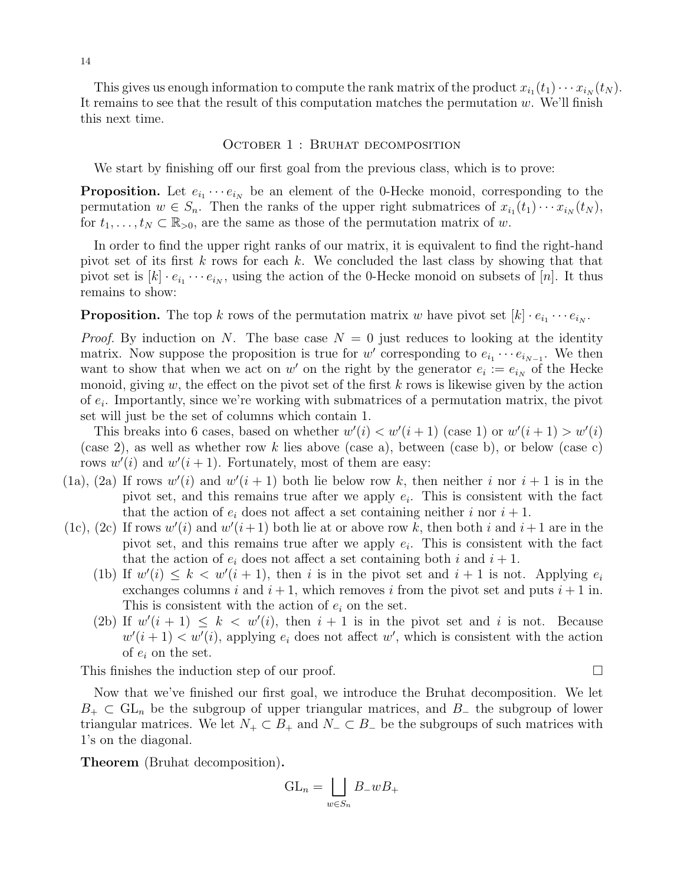This gives us enough information to compute the rank matrix of the product $x_{i_1}(t_1)\cdots x_{i_N}(t_N)$. It remains to see that the result of this computation matches the permutation $w$. We'll finish this next time.

## October 1 : Bruhat decomposition

We start by finishing off our first goal from the previous class, which is to prove:

**Proposition.** Let $e_{i_1}\cdots e_{i_N}$ be an element of the 0-Hecke monoid, corresponding to the permutation $w \in S_n$. Then the ranks of the upper right submatrices of $x_{i_1}(t_1)\cdots x_{i_N}(t_N)$, for $t_1,\ldots,t_N \subset \mathbb{R}_{>0}$, are the same as those of the permutation matrix of $w$.

In order to find the upper right ranks of our matrix, it is equivalent to find the right-hand pivot set of its first $k$ rows for each $k$. We concluded the last class by showing that that pivot set is $[k]\cdot e_{i_1}\cdots e_{i_N}$, using the action of the 0-Hecke monoid on subsets of $[n]$. It thus remains to show:

**Proposition.** The top $k$ rows of the permutation matrix $w$ have pivot set $[k]\cdot e_{i_1}\cdots e_{i_N}$.

*Proof.* By induction on $N$. The base case $N=0$ just reduces to looking at the identity matrix. Now suppose the proposition is true for $w'$ corresponding to $e_{i_1}\cdots e_{i_{N-1}}$. We then want to show that when we act on $w'$ on the right by the generator $e_i := e_{i_N}$ of the Hecke monoid, giving $w$, the effect on the pivot set of the first $k$ rows is likewise given by the action of $e_i$. Importantly, since we're working with submatrices of a permutation matrix, the pivot set will just be the set of columns which contain 1.

This breaks into 6 cases, based on whether $w'(i) < w'(i+1)$ (case 1) or $w'(i+1) > w'(i)$ (case 2), as well as whether row $k$ lies above (case a), between (case b), or below (case c) rows $w'(i)$ and $w'(i+1)$. Fortunately, most of them are easy:

- (1a), (2a) If rows $w'(i)$ and $w'(i+1)$ both lie below row $k$, then neither $i$ nor $i+1$ is in the pivot set, and this remains true after we apply $e_i$. This is consistent with the fact that the action of $e_i$ does not affect a set containing neither $i$ nor $i+1$.
- (1c), (2c) If rows $w'(i)$ and $w'(i+1)$ both lie at or above row $k$, then both $i$ and $i+1$ are in the pivot set, and this remains true after we apply $e_i$. This is consistent with the fact that the action of $e_i$ does not affect a set containing both $i$ and $i+1$.
- (1b) If $w'(i) \le k < w'(i+1)$, then $i$ is in the pivot set and $i+1$ is not. Applying $e_i$ exchanges columns $i$ and $i+1$, which removes $i$ from the pivot set and puts $i+1$ in. This is consistent with the action of $e_i$ on the set.
- (2b) If $w'(i+1) \le k < w'(i)$, then $i+1$ is in the pivot set and $i$ is not. Because $w'(i+1) < w'(i)$, applying $e_i$ does not affect $w'$, which is consistent with the action of $e_i$ on the set.

This finishes the induction step of our proof. $\square$

Now that we've finished our first goal, we introduce the Bruhat decomposition. We let $B_+ \subset \mathrm{GL}_n$ be the subgroup of upper triangular matrices, and $B_-$ the subgroup of lower triangular matrices. We let $N_+ \subset B_+$ and $N_- \subset B_-$ be the subgroups of such matrices with 1's on the diagonal.

**Theorem** (Bruhat decomposition)**.**

$$\mathrm{GL}_n = \bigsqcup_{w\in S_n} B_- w B_+$$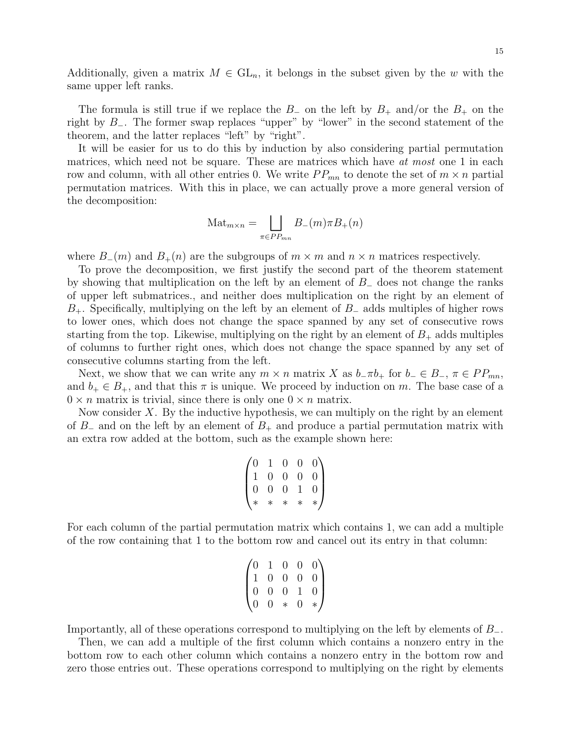Additionally, given a matrix $M \in \mathrm{GL}_n$, it belongs in the subset given by the $w$ with the same upper left ranks.

The formula is still true if we replace the $B_-$ on the left by $B_+$ and/or the $B_+$ on the right by $B_-$. The former swap replaces "upper" by "lower" in the second statement of the theorem, and the latter replaces "left" by "right".

It will be easier for us to do this by induction by also considering partial permutation matrices, which need not be square. These are matrices which have *at most* one 1 in each row and column, with all other entries 0. We write $PP_{mn}$ to denote the set of $m \times n$ partial permutation matrices. With this in place, we can actually prove a more general version of the decomposition:

$$\mathrm{Mat}_{m\times n} = \bigsqcup_{\pi \in PP_{mn}} B_-(m)\pi B_+(n)$$

where $B_-(m)$ and $B_+(n)$ are the subgroups of $m \times m$ and $n \times n$ matrices respectively.

To prove the decomposition, we first justify the second part of the theorem statement by showing that multiplication on the left by an element of $B_-$ does not change the ranks of upper left submatrices., and neither does multiplication on the right by an element of $B_+$. Specifically, multiplying on the left by an element of $B_-$ adds multiples of higher rows to lower ones, which does not change the space spanned by any set of consecutive rows starting from the top. Likewise, multiplying on the right by an element of $B_+$ adds multiples of columns to further right ones, which does not change the space spanned by any set of consecutive columns starting from the left.

Next, we show that we can write any $m \times n$ matrix $X$ as $b_-\pi b_+$ for $b_- \in B_-$, $\pi \in PP_{mn}$, and $b_+ \in B_+$, and that this $\pi$ is unique. We proceed by induction on $m$. The base case of a $0 \times n$ matrix is trivial, since there is only one $0 \times n$ matrix.

Now consider $X$. By the inductive hypothesis, we can multiply on the right by an element of $B_-$ and on the left by an element of $B_+$ and produce a partial permutation matrix with an extra row added at the bottom, such as the example shown here:

$$\begin{pmatrix} 0 & 1 & 0 & 0 & 0 \\ 1 & 0 & 0 & 0 & 0 \\ 0 & 0 & 0 & 1 & 0 \\ * & * & * & * & * \end{pmatrix}$$

For each column of the partial permutation matrix which contains 1, we can add a multiple of the row containing that 1 to the bottom row and cancel out its entry in that column:

$$\begin{pmatrix} 0 & 1 & 0 & 0 & 0 \\ 1 & 0 & 0 & 0 & 0 \\ 0 & 0 & 0 & 1 & 0 \\ 0 & 0 & * & 0 & * \end{pmatrix}$$

Importantly, all of these operations correspond to multiplying on the left by elements of $B_-$.

Then, we can add a multiple of the first column which contains a nonzero entry in the bottom row to each other column which contains a nonzero entry in the bottom row and zero those entries out. These operations correspond to multiplying on the right by elements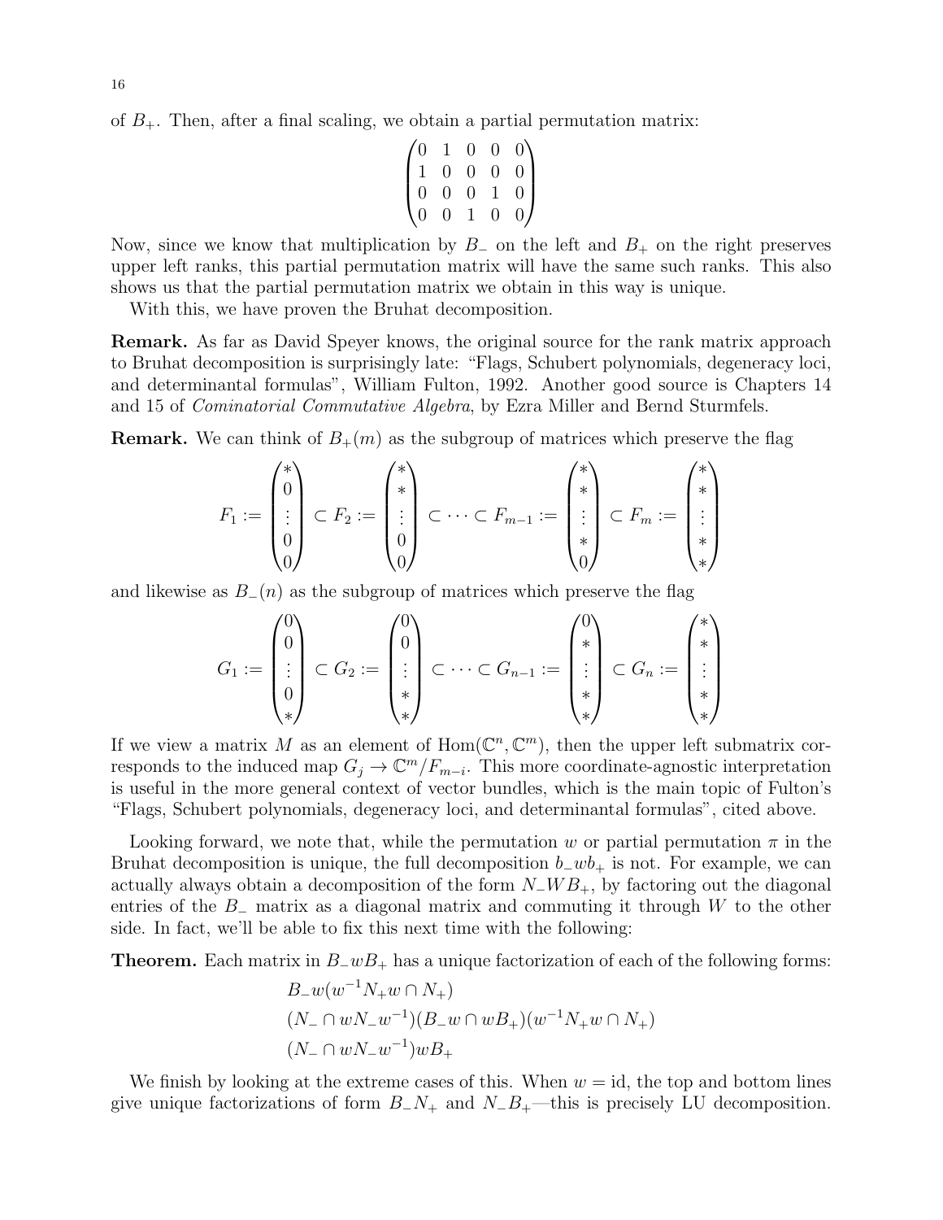of $B_+$. Then, after a final scaling, we obtain a partial permutation matrix:

$$\begin{pmatrix} 0 & 1 & 0 & 0 & 0 \\ 1 & 0 & 0 & 0 & 0 \\ 0 & 0 & 0 & 1 & 0 \\ 0 & 0 & 1 & 0 & 0 \end{pmatrix}$$

Now, since we know that multiplication by $B_-$ on the left and $B_+$ on the right preserves upper left ranks, this partial permutation matrix will have the same such ranks. This also shows us that the partial permutation matrix we obtain in this way is unique.

With this, we have proven the Bruhat decomposition.

**Remark.** As far as David Speyer knows, the original source for the rank matrix approach to Bruhat decomposition is surprisingly late: "Flags, Schubert polynomials, degeneracy loci, and determinantal formulas", William Fulton, 1992. Another good source is Chapters 14 and 15 of *Cominatorial Commutative Algebra*, by Ezra Miller and Bernd Sturmfels.

**Remark.** We can think of $B_+(m)$ as the subgroup of matrices which preserve the flag

$$F_1 := \begin{pmatrix} * \\ 0 \\ \vdots \\ 0 \\ 0 \end{pmatrix} \subset F_2 := \begin{pmatrix} * \\ * \\ \vdots \\ 0 \\ 0 \end{pmatrix} \subset \cdots \subset F_{m-1} := \begin{pmatrix} * \\ * \\ \vdots \\ * \\ 0 \end{pmatrix} \subset F_m := \begin{pmatrix} * \\ * \\ \vdots \\ * \\ * \end{pmatrix}$$

and likewise as $B_-(n)$ as the subgroup of matrices which preserve the flag

$$G_1 := \begin{pmatrix} 0 \\ 0 \\ \vdots \\ 0 \\ * \end{pmatrix} \subset G_2 := \begin{pmatrix} 0 \\ 0 \\ \vdots \\ * \\ * \end{pmatrix} \subset \cdots \subset G_{n-1} := \begin{pmatrix} 0 \\ * \\ \vdots \\ * \\ * \end{pmatrix} \subset G_n := \begin{pmatrix} * \\ * \\ \vdots \\ * \\ * \end{pmatrix}$$

If we view a matrix $M$ as an element of $\mathrm{Hom}(\mathbb{C}^n, \mathbb{C}^m)$, then the upper left submatrix corresponds to the induced map $G_j \to \mathbb{C}^m / F_{m-i}$. This more coordinate-agnostic interpretation is useful in the more general context of vector bundles, which is the main topic of Fulton's "Flags, Schubert polynomials, degeneracy loci, and determinantal formulas", cited above.

Looking forward, we note that, while the permutation $w$ or partial permutation $\pi$ in the Bruhat decomposition is unique, the full decomposition $b_- w b_+$ is not. For example, we can actually always obtain a decomposition of the form $N_- W B_+$, by factoring out the diagonal entries of the $B_-$ matrix as a diagonal matrix and commuting it through $W$ to the other side. In fact, we'll be able to fix this next time with the following:

**Theorem.** Each matrix in $B_- w B_+$ has a unique factorization of each of the following forms:

$$\begin{aligned} &B_- w (w^{-1} N_+ w \cap N_+) \\ &(N_- \cap w N_- w^{-1})(B_- w \cap w B_+)(w^{-1} N_+ w \cap N_+) \\ &(N_- \cap w N_- w^{-1}) w B_+ \end{aligned}$$

We finish by looking at the extreme cases of this. When $w = \mathrm{id}$, the top and bottom lines give unique factorizations of form $B_- N_+$ and $N_- B_+$—this is precisely LU decomposition.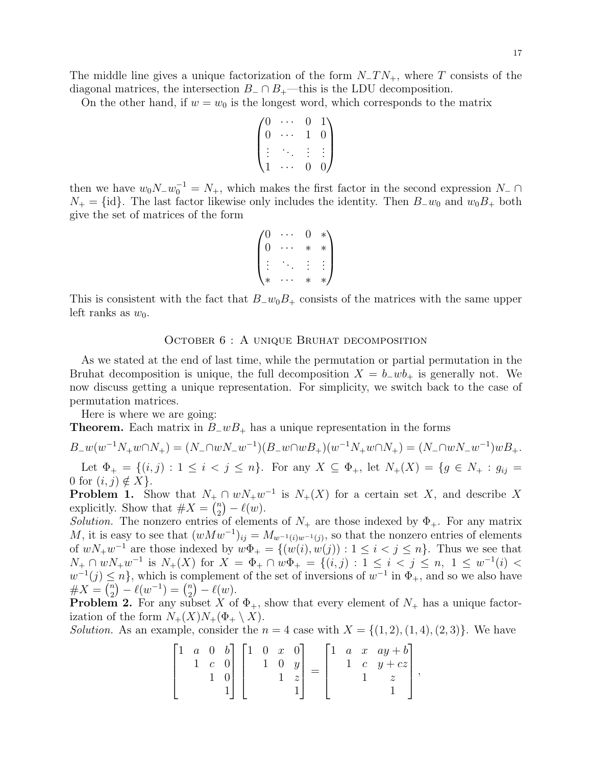The middle line gives a unique factorization of the form $N_- T N_+$, where $T$ consists of the diagonal matrices, the intersection $B_- \cap B_+$—this is the LDU decomposition.

On the other hand, if $w = w_0$ is the longest word, which corresponds to the matrix

$$\begin{pmatrix} 0 & \cdots & 0 & 1 \\ 0 & \cdots & 1 & 0 \\ \vdots & \ddots & \vdots & \vdots \\ 1 & \cdots & 0 & 0 \end{pmatrix}$$

then we have $w_0 N_- w_0^{-1} = N_+$, which makes the first factor in the second expression $N_- \cap N_+ = \{\text{id}\}$. The last factor likewise only includes the identity. Then $B_- w_0$ and $w_0 B_+$ both give the set of matrices of the form

$$\begin{pmatrix} 0 & \cdots & 0 & * \\ 0 & \cdots & * & * \\ \vdots & \ddots & \vdots & \vdots \\ * & \cdots & * & * \end{pmatrix}$$

This is consistent with the fact that $B_- w_0 B_+$ consists of the matrices with the same upper left ranks as $w_0$.

## October 6 : A unique Bruhat decomposition

As we stated at the end of last time, while the permutation or partial permutation in the Bruhat decomposition is unique, the full decomposition $X = b_- w b_+$ is generally not. We now discuss getting a unique representation. For simplicity, we switch back to the case of permutation matrices.

Here is where we are going:

**Theorem.** Each matrix in $B_- w B_+$ has a unique representation in the forms

$$B_- w(w^{-1}N_+ w \cap N_+) = (N_- \cap wN_- w^{-1})(B_- w \cap wB_+)(w^{-1}N_+ w \cap N_+) = (N_- \cap wN_- w^{-1})wB_+.$$

Let $\Phi_+ = \{(i,j) : 1 \leq i < j \leq n\}$. For any $X \subseteq \Phi_+$, let $N_+(X) = \{g \in N_+ : g_{ij} = 0 \text{ for } (i,j) \notin X\}$.

**Problem 1.** Show that $N_+ \cap wN_+ w^{-1}$ is $N_+(X)$ for a certain set $X$, and describe $X$ explicitly. Show that $\#X = \binom{n}{2} - \ell(w)$.

*Solution.* The nonzero entries of elements of $N_+$ are those indexed by $\Phi_+$. For any matrix $M$, it is easy to see that $(wMw^{-1})_{ij} = M_{w^{-1}(i)w^{-1}(j)}$, so that the nonzero entries of elements of $wN_+ w^{-1}$ are those indexed by $w\Phi_+ = \{(w(i), w(j)) : 1 \leq i < j \leq n\}$. Thus we see that $N_+ \cap wN_+ w^{-1}$ is $N_+(X)$ for $X = \Phi_+ \cap w\Phi_+ = \{(i,j) : 1 \leq i < j \leq n,\ 1 \leq w^{-1}(i) < w^{-1}(j) \leq n\}$, which is complement of the set of inversions of $w^{-1}$ in $\Phi_+$, and so we also have $\#X = \binom{n}{2} - \ell(w^{-1}) = \binom{n}{2} - \ell(w)$.

**Problem 2.** For any subset $X$ of $\Phi_+$, show that every element of $N_+$ has a unique factorization of the form $N_+(X)N_+(\Phi_+ \setminus X)$.

*Solution.* As an example, consider the $n = 4$ case with $X = \{(1,2),(1,4),(2,3)\}$. We have

$$\begin{bmatrix} 1 & a & 0 & b \\ & 1 & c & 0 \\ & & 1 & 0 \\ & & & 1 \end{bmatrix} \begin{bmatrix} 1 & 0 & x & 0 \\ & 1 & 0 & y \\ & & 1 & z \\ & & & 1 \end{bmatrix} = \begin{bmatrix} 1 & a & x & ay + b \\ & 1 & c & y + cz \\ & & 1 & z \\ & & & 1 \end{bmatrix},$$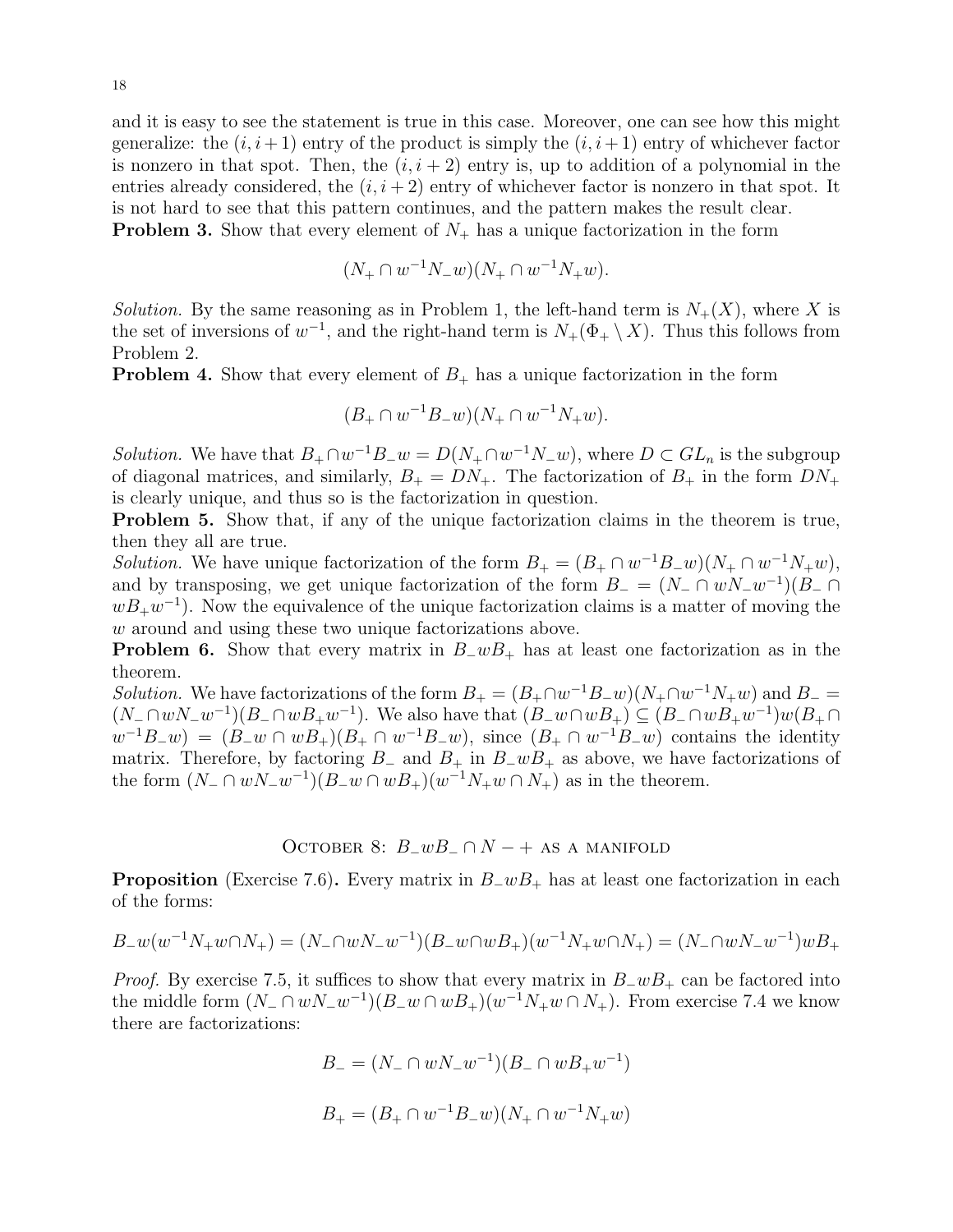and it is easy to see the statement is true in this case. Moreover, one can see how this might generalize: the $(i, i+1)$ entry of the product is simply the $(i, i+1)$ entry of whichever factor is nonzero in that spot. Then, the $(i, i+2)$ entry is, up to addition of a polynomial in the entries already considered, the $(i, i+2)$ entry of whichever factor is nonzero in that spot. It is not hard to see that this pattern continues, and the pattern makes the result clear.

**Problem 3.** Show that every element of $N_+$ has a unique factorization in the form

$$(N_+ \cap w^{-1}N_-w)(N_+ \cap w^{-1}N_+w).$$

*Solution.* By the same reasoning as in Problem 1, the left-hand term is $N_+(X)$, where $X$ is the set of inversions of $w^{-1}$, and the right-hand term is $N_+(\Phi_+ \setminus X)$. Thus this follows from Problem 2.

**Problem 4.** Show that every element of $B_+$ has a unique factorization in the form

$$(B_+ \cap w^{-1}B_-w)(N_+ \cap w^{-1}N_+w).$$

*Solution.* We have that $B_+ \cap w^{-1}B_-w = D(N_+ \cap w^{-1}N_-w)$, where $D \subset GL_n$ is the subgroup of diagonal matrices, and similarly, $B_+ = DN_+$. The factorization of $B_+$ in the form $DN_+$ is clearly unique, and thus so is the factorization in question.

**Problem 5.** Show that, if any of the unique factorization claims in the theorem is true, then they all are true.

*Solution.* We have unique factorization of the form $B_+ = (B_+ \cap w^{-1}B_-w)(N_+ \cap w^{-1}N_+w)$, and by transposing, we get unique factorization of the form $B_- = (N_- \cap wN_-w^{-1})(B_- \cap wB_+w^{-1})$. Now the equivalence of the unique factorization claims is a matter of moving the $w$ around and using these two unique factorizations above.

**Problem 6.** Show that every matrix in $B_-wB_+$ has at least one factorization as in the theorem.

*Solution.* We have factorizations of the form $B_+ = (B_+ \cap w^{-1}B_-w)(N_+ \cap w^{-1}N_+w)$ and $B_- = (N_- \cap wN_-w^{-1})(B_- \cap wB_+w^{-1})$. We also have that $(B_-w \cap wB_+) \subseteq (B_- \cap wB_+w^{-1})w(B_+ \cap w^{-1}B_-w) = (B_-w \cap wB_+)(B_+ \cap w^{-1}B_-w)$, since $(B_+ \cap w^{-1}B_-w)$ contains the identity matrix. Therefore, by factoring $B_-$ and $B_+$ in $B_-wB_+$ as above, we have factorizations of the form $(N_- \cap wN_-w^{-1})(B_-w \cap wB_+)(w^{-1}N_+w \cap N_+)$ as in the theorem.

## October 8: $B_-wB_- \cap N - +$ as a manifold

**Proposition** (Exercise 7.6)**.** Every matrix in $B_-wB_+$ has at least one factorization in each of the forms:

$$B_-w(w^{-1}N_+w \cap N_+) = (N_- \cap wN_-w^{-1})(B_-w \cap wB_+)(w^{-1}N_+w \cap N_+) = (N_- \cap wN_-w^{-1})wB_+$$

*Proof.* By exercise 7.5, it suffices to show that every matrix in $B_-wB_+$ can be factored into the middle form $(N_- \cap wN_-w^{-1})(B_-w \cap wB_+)(w^{-1}N_+w \cap N_+)$. From exercise 7.4 we know there are factorizations:

$$B_- = (N_- \cap wN_-w^{-1})(B_- \cap wB_+w^{-1})$$

$$B_+ = (B_+ \cap w^{-1}B_-w)(N_+ \cap w^{-1}N_+w)$$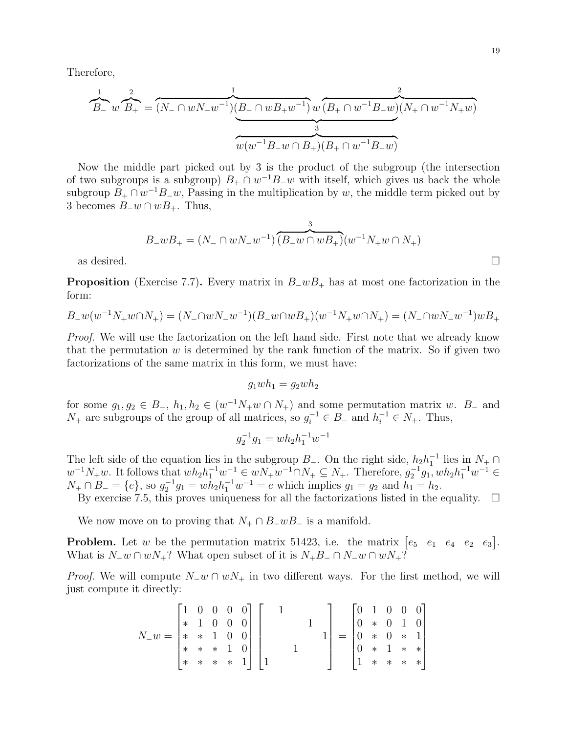Therefore,

$$\overbrace{B_-}^{1} w \overbrace{B_+}^{2} = \overbrace{(N_- \cap wN_-w^{-1})(B_- \cap wB_+w^{-1})}^{1} w \overbrace{(B_+ \cap w^{-1}B_-w)(N_+ \cap w^{-1}N_+w)}^{2}$$

$$\underbrace{(B_- \cap wB_+w^{-1})\, w\, (B_+ \cap w^{-1}B_-w)}_{3} = \overbrace{w(w^{-1}B_-w \cap B_+)(B_+ \cap w^{-1}B_-w)}^{3}$$

Now the middle part picked out by 3 is the product of the subgroup (the intersection of two subgroups is a subgroup) $B_+ \cap w^{-1}B_-w$ with itself, which gives us back the whole subgroup $B_+ \cap w^{-1}B_-w$, Passing in the multiplication by $w$, the middle term picked out by 3 becomes $B_-w \cap wB_+$. Thus,

$$B_-wB_+ = (N_- \cap wN_-w^{-1})\overbrace{(B_-w \cap wB_+)}^{3}(w^{-1}N_+w \cap N_+)$$

as desired. $\square$

**Proposition** (Exercise 7.7)**.** Every matrix in $B_-wB_+$ has at most one factorization in the form:

$$B_-w(w^{-1}N_+w \cap N_+) = (N_- \cap wN_-w^{-1})(B_-w \cap wB_+)(w^{-1}N_+w \cap N_+) = (N_- \cap wN_-w^{-1})wB_+$$

*Proof.* We will use the factorization on the left hand side. First note that we already know that the permutation $w$ is determined by the rank function of the matrix. So if given two factorizations of the same matrix in this form, we must have:

$$g_1wh_1 = g_2wh_2$$

for some $g_1, g_2 \in B_-$, $h_1, h_2 \in (w^{-1}N_+w \cap N_+)$ and some permutation matrix $w$. $B_-$ and $N_+$ are subgroups of the group of all matrices, so $g_i^{-1} \in B_-$ and $h_i^{-1} \in N_+$. Thus,

$$g_2^{-1}g_1 = wh_2h_1^{-1}w^{-1}$$

The left side of the equation lies in the subgroup $B_-$. On the right side, $h_2h_1^{-1}$ lies in $N_+ \cap w^{-1}N_+w$. It follows that $wh_2h_1^{-1}w^{-1} \in wN_+w^{-1} \cap N_+ \subseteq N_+$. Therefore, $g_2^{-1}g_1, wh_2h_1^{-1}w^{-1} \in N_+ \cap B_- = \{e\}$, so $g_2^{-1}g_1 = wh_2h_1^{-1}w^{-1} = e$ which implies $g_1 = g_2$ and $h_1 = h_2$.

By exercise 7.5, this proves uniqueness for all the factorizations listed in the equality. $\square$

We now move on to proving that $N_+ \cap B_-wB_-$ is a manifold.

**Problem.** Let $w$ be the permutation matrix 51423, i.e. the matrix $\begin{bmatrix} e_5 & e_1 & e_4 & e_2 & e_3 \end{bmatrix}$. What is $N_-w \cap wN_+$? What open subset of it is $N_+B_- \cap N_-w \cap wN_+$?

*Proof.* We will compute $N_-w \cap wN_+$ in two different ways. For the first method, we will just compute it directly:

$$N_-w = \begin{bmatrix} 1 & 0 & 0 & 0 & 0 \\ * & 1 & 0 & 0 & 0 \\ * & * & 1 & 0 & 0 \\ * & * & * & 1 & 0 \\ * & * & * & * & 1 \end{bmatrix} \begin{bmatrix} & 1 & & & \\ & & & 1 & \\ & & & & 1 \\ & & 1 & & \\ 1 & & & & \end{bmatrix} = \begin{bmatrix} 0 & 1 & 0 & 0 & 0 \\ 0 & * & 0 & 1 & 0 \\ 0 & * & 0 & * & 1 \\ 0 & * & 1 & * & * \\ 1 & * & * & * & * \end{bmatrix}$$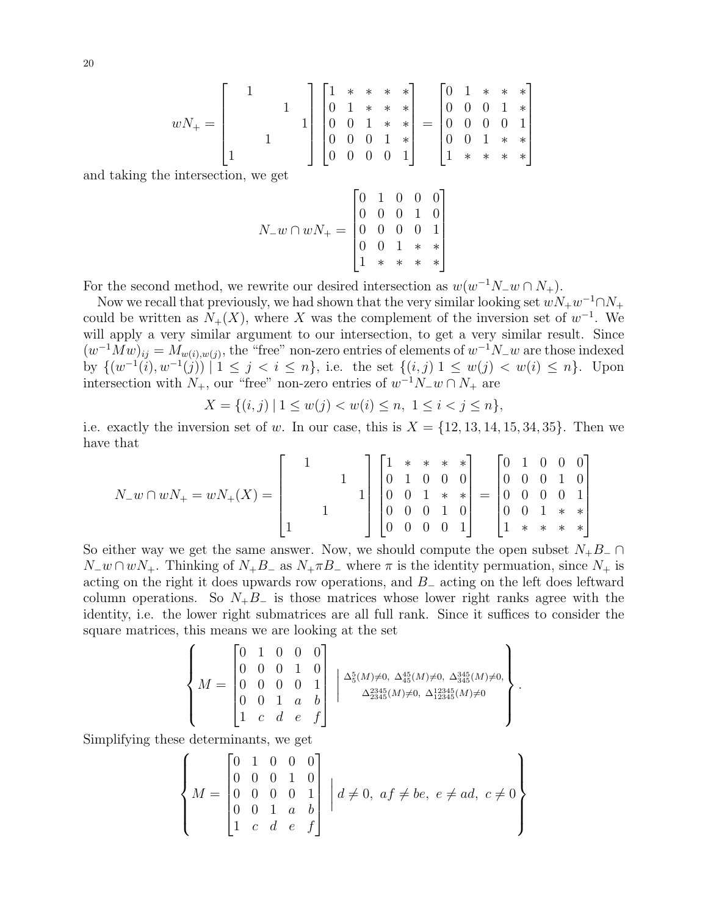$$
wN_+ = \begin{bmatrix} & 1 & & & \\ & & & 1 & \\ & & & & 1 \\ & & 1 & & \\ 1 & & & & \end{bmatrix} \begin{bmatrix} 1 & * & * & * & * \\ 0 & 1 & * & * & * \\ 0 & 0 & 1 & * & * \\ 0 & 0 & 0 & 1 & * \\ 0 & 0 & 0 & 0 & 1 \end{bmatrix} = \begin{bmatrix} 0 & 1 & * & * & * \\ 0 & 0 & 0 & 1 & * \\ 0 & 0 & 0 & 0 & 1 \\ 0 & 0 & 1 & * & * \\ 1 & * & * & * & * \end{bmatrix}
$$

and taking the intersection, we get

$$
N_- w \cap wN_+ = \begin{bmatrix} 0 & 1 & 0 & 0 & 0 \\ 0 & 0 & 0 & 1 & 0 \\ 0 & 0 & 0 & 0 & 1 \\ 0 & 0 & 1 & * & * \\ 1 & * & * & * & * \end{bmatrix}
$$

For the second method, we rewrite our desired intersection as $w(w^{-1}N_-w \cap N_+)$.

Now we recall that previously, we had shown that the very similar looking set $wN_+w^{-1} \cap N_+$ could be written as $N_+(X)$, where $X$ was the complement of the inversion set of $w^{-1}$. We will apply a very similar argument to our intersection, to get a very similar result. Since $(w^{-1}Mw)_{ij} = M_{w(i),w(j)}$, the "free" non-zero entries of elements of $w^{-1}N_-w$ are those indexed by $\{(w^{-1}(i), w^{-1}(j)) \mid 1 \leq j < i \leq n\}$, i.e. the set $\{(i,j) \; 1 \leq w(j) < w(i) \leq n\}$. Upon intersection with $N_+$, our "free" non-zero entries of $w^{-1}N_-w \cap N_+$ are

$$
X = \{(i,j) \mid 1 \leq w(j) < w(i) \leq n, \; 1 \leq i < j \leq n\},
$$

i.e. exactly the inversion set of $w$. In our case, this is $X = \{12, 13, 14, 15, 34, 35\}$. Then we have that

$$
N_-w \cap wN_+ = wN_+(X) = \begin{bmatrix} & 1 & & & \\ & & & 1 & \\ & & & & 1 \\ & & 1 & & \\ 1 & & & & \end{bmatrix} \begin{bmatrix} 1 & * & * & * & * \\ 0 & 1 & 0 & 0 & 0 \\ 0 & 0 & 1 & * & * \\ 0 & 0 & 0 & 1 & 0 \\ 0 & 0 & 0 & 0 & 1 \end{bmatrix} = \begin{bmatrix} 0 & 1 & 0 & 0 & 0 \\ 0 & 0 & 0 & 1 & 0 \\ 0 & 0 & 0 & 0 & 1 \\ 0 & 0 & 1 & * & * \\ 1 & * & * & * & * \end{bmatrix}
$$

So either way we get the same answer. Now, we should compute the open subset $N_+B_- \cap N_-w \cap wN_+$. Thinking of $N_+B_-$ as $N_+\pi B_-$ where $\pi$ is the identity permuation, since $N_+$ is acting on the right it does upwards row operations, and $B_-$ acting on the left does leftward column operations. So $N_+B_-$ is those matrices whose lower right ranks agree with the identity, i.e. the lower right submatrices are all full rank. Since it suffices to consider the square matrices, this means we are looking at the set

$$
\left\{ M = \begin{bmatrix} 0 & 1 & 0 & 0 & 0 \\ 0 & 0 & 0 & 1 & 0 \\ 0 & 0 & 0 & 0 & 1 \\ 0 & 0 & 1 & a & b \\ 1 & c & d & e & f \end{bmatrix} \;\middle|\; \begin{array}{c} \Delta_5^5(M) \neq 0, \; \Delta_{45}^{45}(M) \neq 0, \; \Delta_{345}^{345}(M) \neq 0, \\ \Delta_{2345}^{2345}(M) \neq 0, \; \Delta_{12345}^{12345}(M) \neq 0 \end{array} \right\}.
$$

Simplifying these determinants, we get

$$
\left\{ M = \begin{bmatrix} 0 & 1 & 0 & 0 & 0 \\ 0 & 0 & 0 & 1 & 0 \\ 0 & 0 & 0 & 0 & 1 \\ 0 & 0 & 1 & a & b \\ 1 & c & d & e & f \end{bmatrix} \;\middle|\; d \neq 0, \; af \neq be, \; e \neq ad, \; c \neq 0 \right\}
$$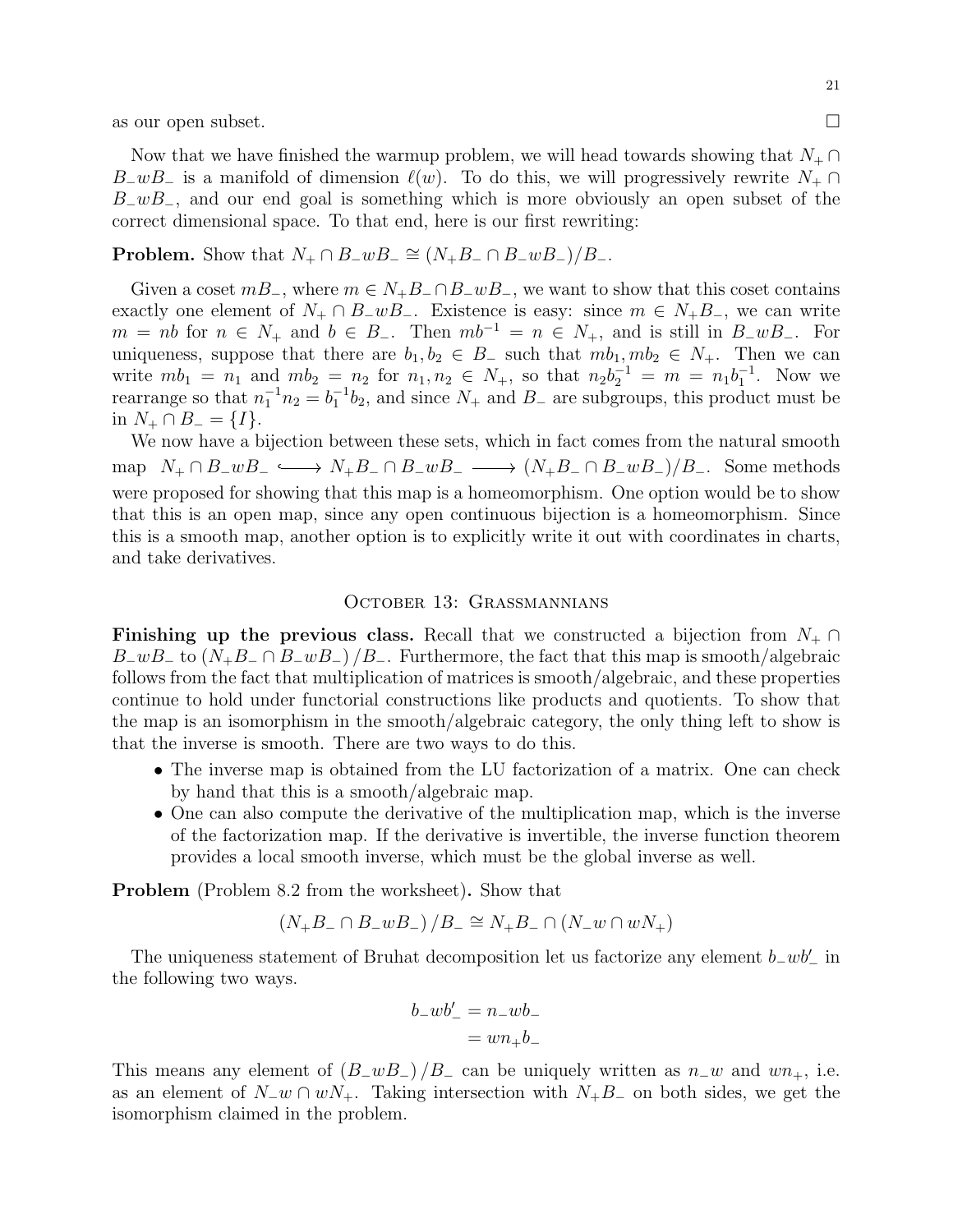as our open subset. $\square$

Now that we have finished the warmup problem, we will head towards showing that $N_+ \cap B_- w B_-$ is a manifold of dimension $\ell(w)$. To do this, we will progressively rewrite $N_+ \cap B_- w B_-$, and our end goal is something which is more obviously an open subset of the correct dimensional space. To that end, here is our first rewriting:

**Problem.** Show that $N_+ \cap B_- w B_- \cong (N_+ B_- \cap B_- w B_-)/B_-$.

Given a coset $mB_-$, where $m \in N_+ B_- \cap B_- w B_-$, we want to show that this coset contains exactly one element of $N_+ \cap B_- w B_-$. Existence is easy: since $m \in N_+ B_-$, we can write $m = nb$ for $n \in N_+$ and $b \in B_-$. Then $mb^{-1} = n \in N_+$, and is still in $B_- w B_-$. For uniqueness, suppose that there are $b_1, b_2 \in B_-$ such that $mb_1, mb_2 \in N_+$. Then we can write $mb_1 = n_1$ and $mb_2 = n_2$ for $n_1, n_2 \in N_+$, so that $n_2 b_2^{-1} = m = n_1 b_1^{-1}$. Now we rearrange so that $n_1^{-1} n_2 = b_1^{-1} b_2$, and since $N_+$ and $B_-$ are subgroups, this product must be in $N_+ \cap B_- = \{I\}$.

We now have a bijection between these sets, which in fact comes from the natural smooth map $N_+ \cap B_- w B_- \hookrightarrow N_+ B_- \cap B_- w B_- \longrightarrow (N_+ B_- \cap B_- w B_-)/B_-$. Some methods were proposed for showing that this map is a homeomorphism. One option would be to show that this is an open map, since any open continuous bijection is a homeomorphism. Since this is a smooth map, another option is to explicitly write it out with coordinates in charts, and take derivatives.

## October 13: Grassmannians

**Finishing up the previous class.** Recall that we constructed a bijection from $N_+ \cap B_- w B_-$ to $(N_+ B_- \cap B_- w B_-)/B_-$. Furthermore, the fact that this map is smooth/algebraic follows from the fact that multiplication of matrices is smooth/algebraic, and these properties continue to hold under functorial constructions like products and quotients. To show that the map is an isomorphism in the smooth/algebraic category, the only thing left to show is that the inverse is smooth. There are two ways to do this.

- The inverse map is obtained from the LU factorization of a matrix. One can check by hand that this is a smooth/algebraic map.
- One can also compute the derivative of the multiplication map, which is the inverse of the factorization map. If the derivative is invertible, the inverse function theorem provides a local smooth inverse, which must be the global inverse as well.

**Problem** (Problem 8.2 from the worksheet)**.** Show that

$$(N_+ B_- \cap B_- w B_-)/B_- \cong N_+ B_- \cap (N_- w \cap w N_+)$$

The uniqueness statement of Bruhat decomposition let us factorize any element $b_- w b'_-$ in the following two ways.

$$\begin{aligned} b_- w b'_- &= n_- w b_- \\ &= w n_+ b_- \end{aligned}$$

This means any element of $(B_- w B_-)/B_-$ can be uniquely written as $n_- w$ and $w n_+$, i.e. as an element of $N_- w \cap w N_+$. Taking intersection with $N_+ B_-$ on both sides, we get the isomorphism claimed in the problem.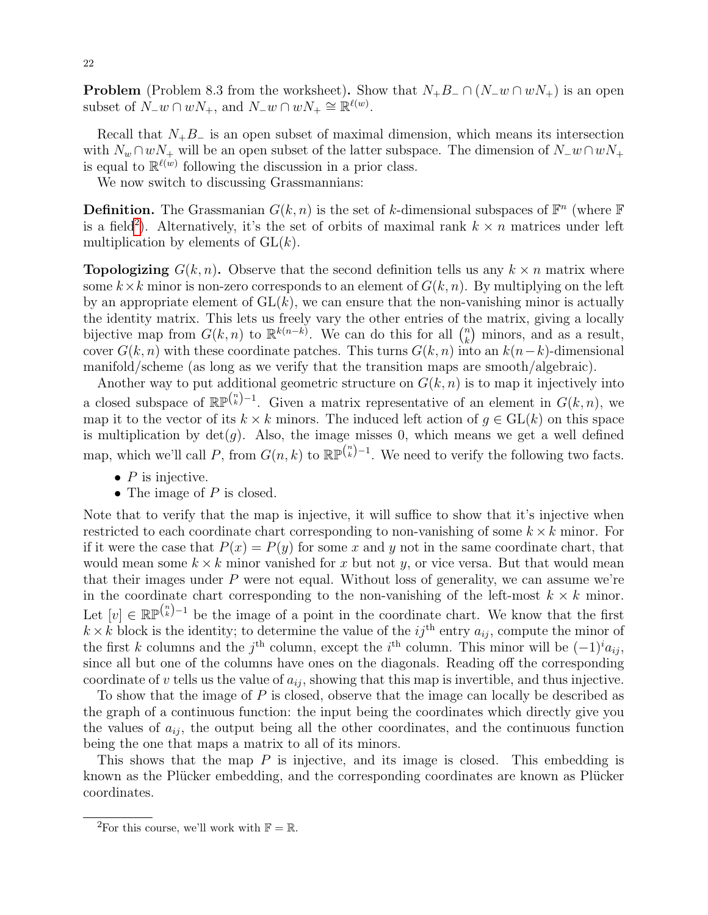**Problem** (Problem 8.3 from the worksheet)**.** Show that $N_+B_- \cap (N_-w \cap wN_+)$ is an open subset of $N_-w \cap wN_+$, and $N_-w \cap wN_+ \cong \mathbb{R}^{\ell(w)}$.

Recall that $N_+B_-$ is an open subset of maximal dimension, which means its intersection with $N_w \cap wN_+$ will be an open subset of the latter subspace. The dimension of $N_-w \cap wN_+$ is equal to $\mathbb{R}^{\ell(w)}$ following the discussion in a prior class.

We now switch to discussing Grassmannians:

**Definition.** The Grassmanian $G(k, n)$ is the set of $k$-dimensional subspaces of $\mathbb{F}^n$ (where $\mathbb{F}$ is a field[2]). Alternatively, it's the set of orbits of maximal rank $k \times n$ matrices under left multiplication by elements of $\mathrm{GL}(k)$.

**Topologizing $G(k, n)$.** Observe that the second definition tells us any $k \times n$ matrix where some $k \times k$ minor is non-zero corresponds to an element of $G(k, n)$. By multiplying on the left by an appropriate element of $\mathrm{GL}(k)$, we can ensure that the non-vanishing minor is actually the identity matrix. This lets us freely vary the other entries of the matrix, giving a locally bijective map from $G(k, n)$ to $\mathbb{R}^{k(n-k)}$. We can do this for all $\binom{n}{k}$ minors, and as a result, cover $G(k, n)$ with these coordinate patches. This turns $G(k, n)$ into an $k(n-k)$-dimensional manifold/scheme (as long as we verify that the transition maps are smooth/algebraic).

Another way to put additional geometric structure on $G(k, n)$ is to map it injectively into a closed subspace of $\mathbb{RP}^{\binom{n}{k}-1}$. Given a matrix representative of an element in $G(k, n)$, we map it to the vector of its $k \times k$ minors. The induced left action of $g \in \mathrm{GL}(k)$ on this space is multiplication by $\det(g)$. Also, the image misses 0, which means we get a well defined map, which we'll call $P$, from $G(n, k)$ to $\mathbb{RP}^{\binom{n}{k}-1}$. We need to verify the following two facts.

- $P$ is injective.
- The image of $P$ is closed.

Note that to verify that the map is injective, it will suffice to show that it's injective when restricted to each coordinate chart corresponding to non-vanishing of some $k \times k$ minor. For if it were the case that $P(x) = P(y)$ for some $x$ and $y$ not in the same coordinate chart, that would mean some $k \times k$ minor vanished for $x$ but not $y$, or vice versa. But that would mean that their images under $P$ were not equal. Without loss of generality, we can assume we're in the coordinate chart corresponding to the non-vanishing of the left-most $k \times k$ minor. Let $[v] \in \mathbb{RP}^{\binom{n}{k}-1}$ be the image of a point in the coordinate chart. We know that the first $k \times k$ block is the identity; to determine the value of the $ij^{\text{th}}$ entry $a_{ij}$, compute the minor of the first $k$ columns and the $j^{\text{th}}$ column, except the $i^{\text{th}}$ column. This minor will be $(-1)^i a_{ij}$, since all but one of the columns have ones on the diagonals. Reading off the corresponding coordinate of $v$ tells us the value of $a_{ij}$, showing that this map is invertible, and thus injective.

To show that the image of $P$ is closed, observe that the image can locally be described as the graph of a continuous function: the input being the coordinates which directly give you the values of $a_{ij}$, the output being all the other coordinates, and the continuous function being the one that maps a matrix to all of its minors.

This shows that the map $P$ is injective, and its image is closed. This embedding is known as the Plücker embedding, and the corresponding coordinates are known as Plücker coordinates.

[2]For this course, we'll work with $\mathbb{F} = \mathbb{R}$.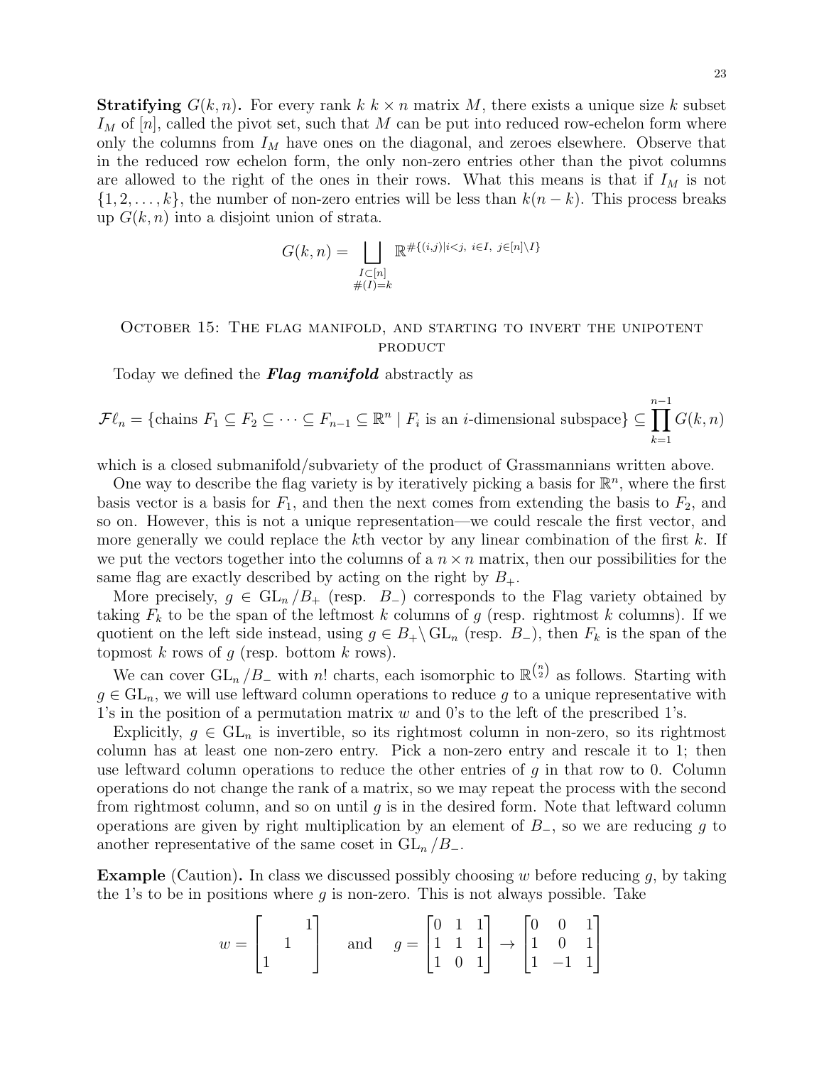**Stratifying** $G(k,n)$**.** For every rank $k$ $k \times n$ matrix $M$, there exists a unique size $k$ subset $I_M$ of $[n]$, called the pivot set, such that $M$ can be put into reduced row-echelon form where only the columns from $I_M$ have ones on the diagonal, and zeroes elsewhere. Observe that in the reduced row echelon form, the only non-zero entries other than the pivot columns are allowed to the right of the ones in their rows. What this means is that if $I_M$ is not $\{1, 2, \ldots, k\}$, the number of non-zero entries will be less than $k(n-k)$. This process breaks up $G(k,n)$ into a disjoint union of strata.

$$G(k,n) = \bigsqcup_{\substack{I \subset [n] \\ \#(I)=k}} \mathbb{R}^{\#\{(i,j) | i<j,\ i \in I,\ j \in [n] \setminus I\}}$$

## October 15: The flag manifold, and starting to invert the unipotent product

Today we defined the ***Flag manifold*** abstractly as

$$\mathcal{F}\ell_n = \{\text{chains } F_1 \subseteq F_2 \subseteq \cdots \subseteq F_{n-1} \subseteq \mathbb{R}^n \mid F_i \text{ is an } i\text{-dimensional subspace}\} \subseteq \prod_{k=1}^{n-1} G(k,n)$$

which is a closed submanifold/subvariety of the product of Grassmannians written above.

One way to describe the flag variety is by iteratively picking a basis for $\mathbb{R}^n$, where the first basis vector is a basis for $F_1$, and then the next comes from extending the basis to $F_2$, and so on. However, this is not a unique representation—we could rescale the first vector, and more generally we could replace the $k$th vector by any linear combination of the first $k$. If we put the vectors together into the columns of a $n \times n$ matrix, then our possibilities for the same flag are exactly described by acting on the right by $B_+$.

More precisely, $g \in \mathrm{GL}_n / B_+$ (resp. $B_-$) corresponds to the Flag variety obtained by taking $F_k$ to be the span of the leftmost $k$ columns of $g$ (resp. rightmost $k$ columns). If we quotient on the left side instead, using $g \in B_+ \backslash \mathrm{GL}_n$ (resp. $B_-$), then $F_k$ is the span of the topmost $k$ rows of $g$ (resp. bottom $k$ rows).

We can cover $\mathrm{GL}_n / B_-$ with $n!$ charts, each isomorphic to $\mathbb{R}^{\binom{n}{2}}$ as follows. Starting with $g \in \mathrm{GL}_n$, we will use leftward column operations to reduce $g$ to a unique representative with 1's in the position of a permutation matrix $w$ and 0's to the left of the prescribed 1's.

Explicitly, $g \in \mathrm{GL}_n$ is invertible, so its rightmost column in non-zero, so its rightmost column has at least one non-zero entry. Pick a non-zero entry and rescale it to 1; then use leftward column operations to reduce the other entries of $g$ in that row to 0. Column operations do not change the rank of a matrix, so we may repeat the process with the second from rightmost column, and so on until $g$ is in the desired form. Note that leftward column operations are given by right multiplication by an element of $B_-$, so we are reducing $g$ to another representative of the same coset in $\mathrm{GL}_n / B_-$.

**Example** (Caution)**.** In class we discussed possibly choosing $w$ before reducing $g$, by taking the 1's to be in positions where $g$ is non-zero. This is not always possible. Take

$$w = \begin{bmatrix} & & 1 \\ & 1 & \\ 1 & & \end{bmatrix} \quad \text{and} \quad g = \begin{bmatrix} 0 & 1 & 1 \\ 1 & 1 & 1 \\ 1 & 0 & 1 \end{bmatrix} \to \begin{bmatrix} 0 & 0 & 1 \\ 1 & 0 & 1 \\ 1 & -1 & 1 \end{bmatrix}$$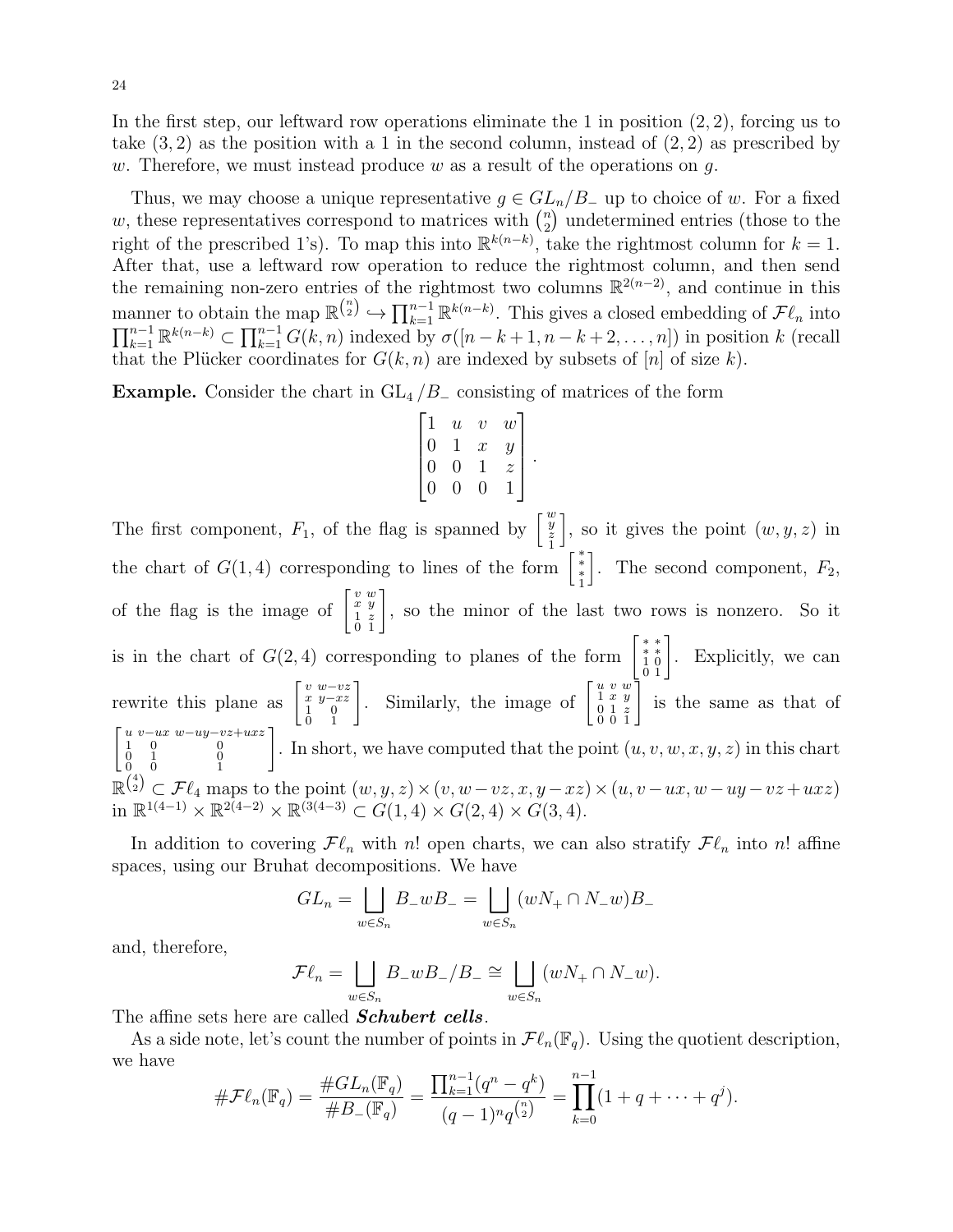In the first step, our leftward row operations eliminate the 1 in position $(2, 2)$, forcing us to take $(3, 2)$ as the position with a 1 in the second column, instead of $(2, 2)$ as prescribed by $w$. Therefore, we must instead produce $w$ as a result of the operations on $g$.

Thus, we may choose a unique representative $g \in GL_n/B_-$ up to choice of $w$. For a fixed $w$, these representatives correspond to matrices with $\binom{n}{2}$ undetermined entries (those to the right of the prescribed 1's). To map this into $\mathbb{R}^{k(n-k)}$, take the rightmost column for $k = 1$. After that, use a leftward row operation to reduce the rightmost column, and then send the remaining non-zero entries of the rightmost two columns $\mathbb{R}^{2(n-2)}$, and continue in this manner to obtain the map $\mathbb{R}^{\binom{n}{2}} \hookrightarrow \prod_{k=1}^{n-1} \mathbb{R}^{k(n-k)}$. This gives a closed embedding of $\mathcal{F}\ell_n$ into $\prod_{k=1}^{n-1} \mathbb{R}^{k(n-k)} \subset \prod_{k=1}^{n-1} G(k, n)$ indexed by $\sigma([n-k+1, n-k+2, \ldots, n])$ in position $k$ (recall that the Plücker coordinates for $G(k, n)$ are indexed by subsets of $[n]$ of size $k$).

**Example.** Consider the chart in $\mathrm{GL}_4 / B_-$ consisting of matrices of the form

$$\begin{bmatrix} 1 & u & v & w \\ 0 & 1 & x & y \\ 0 & 0 & 1 & z \\ 0 & 0 & 0 & 1 \end{bmatrix}.$$

The first component, $F_1$, of the flag is spanned by $\left[\begin{smallmatrix} w \\ y \\ z \\ 1 \end{smallmatrix}\right]$, so it gives the point $(w, y, z)$ in the chart of $G(1, 4)$ corresponding to lines of the form $\left[\begin{smallmatrix} * \\ * \\ * \\ 1 \end{smallmatrix}\right]$. The second component, $F_2$, of the flag is the image of $\left[\begin{smallmatrix} v & w \\ x & y \\ 1 & z \\ 0 & 1 \end{smallmatrix}\right]$, so the minor of the last two rows is nonzero. So it is in the chart of $G(2, 4)$ corresponding to planes of the form $\left[\begin{smallmatrix} * & * \\ * & * \\ 1 & 0 \\ 0 & 1 \end{smallmatrix}\right]$. Explicitly, we can rewrite this plane as $\left[\begin{smallmatrix} v & w-vz \\ x & y-xz \\ 1 & 0 \\ 0 & 1 \end{smallmatrix}\right]$. Similarly, the image of $\left[\begin{smallmatrix} u & v & w \\ 1 & x & y \\ 0 & 1 & z \\ 0 & 0 & 1 \end{smallmatrix}\right]$ is the same as that of $\left[\begin{smallmatrix} u & v-ux & w-uy-vz+uxz \\ 1 & 0 & 0 \\ 0 & 1 & 0 \\ 0 & 0 & 1 \end{smallmatrix}\right]$. In short, we have computed that the point $(u, v, w, x, y, z)$ in this chart $\mathbb{R}^{\binom{4}{2}} \subset \mathcal{F}\ell_4$ maps to the point $(w, y, z) \times (v, w-vz, x, y-xz) \times (u, v-ux, w-uy-vz+uxz)$ in $\mathbb{R}^{1(4-1)} \times \mathbb{R}^{2(4-2)} \times \mathbb{R}^{3(4-3)} \subset G(1, 4) \times G(2, 4) \times G(3, 4)$.

In addition to covering $\mathcal{F}\ell_n$ with $n!$ open charts, we can also stratify $\mathcal{F}\ell_n$ into $n!$ affine spaces, using our Bruhat decompositions. We have

$$GL_n = \bigsqcup_{w \in S_n} B_- w B_- = \bigsqcup_{w \in S_n} (wN_+ \cap N_- w) B_-$$

and, therefore,

$$\mathcal{F}\ell_n = \bigsqcup_{w \in S_n} B_- w B_- / B_- \cong \bigsqcup_{w \in S_n} (wN_+ \cap N_- w).$$

The affine sets here are called ***Schubert cells***.

As a side note, let's count the number of points in $\mathcal{F}\ell_n(\mathbb{F}_q)$. Using the quotient description, we have

$$\#\mathcal{F}\ell_n(\mathbb{F}_q) = \frac{\#GL_n(\mathbb{F}_q)}{\#B_-(\mathbb{F}_q)} = \frac{\prod_{k=1}^{n-1}(q^n - q^k)}{(q-1)^n q^{\binom{n}{2}}} = \prod_{k=0}^{n-1}(1 + q + \cdots + q^j).$$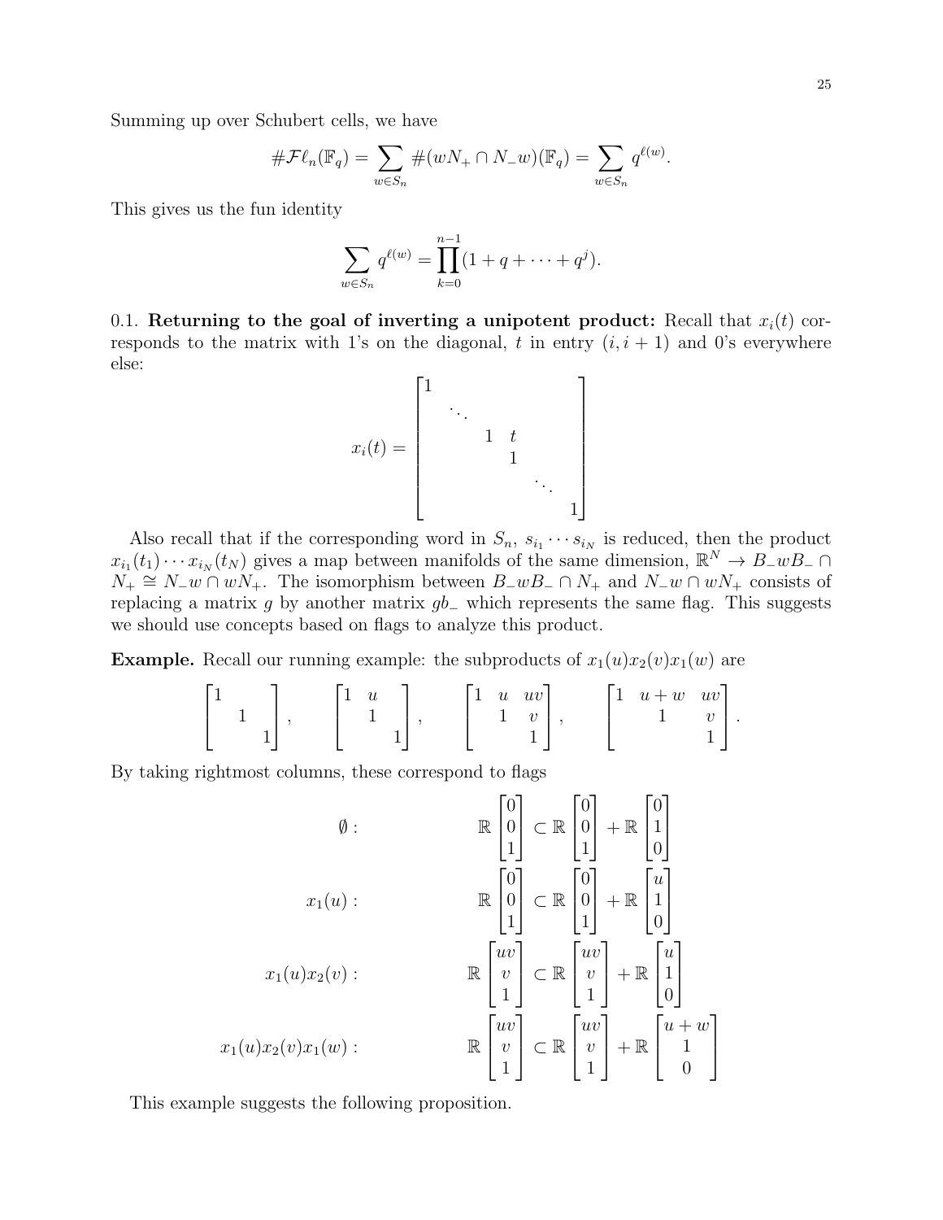Summing up over Schubert cells, we have

$$\#\mathcal{F}\ell_n(\mathbb{F}_q) = \sum_{w \in S_n} \#(wN_+ \cap N_- w)(\mathbb{F}_q) = \sum_{w \in S_n} q^{\ell(w)}.$$

This gives us the fun identity

$$\sum_{w \in S_n} q^{\ell(w)} = \prod_{k=0}^{n-1} (1 + q + \cdots + q^j).$$

0.1. **Returning to the goal of inverting a unipotent product:** Recall that $x_i(t)$ corresponds to the matrix with 1's on the diagonal, $t$ in entry $(i, i+1)$ and 0's everywhere else:

$$x_i(t) = \begin{bmatrix} 1 & & & & & \\ & \ddots & & & & \\ & & 1 & t & & \\ & & & 1 & & \\ & & & & \ddots & \\ & & & & & 1 \end{bmatrix}$$

Also recall that if the corresponding word in $S_n$, $s_{i_1} \cdots s_{i_N}$ is reduced, then the product $x_{i_1}(t_1) \cdots x_{i_N}(t_N)$ gives a map between manifolds of the same dimension, $\mathbb{R}^N \to B_- w B_- \cap N_+ \cong N_- w \cap w N_+$. The isomorphism between $B_- w B_- \cap N_+$ and $N_- w \cap w N_+$ consists of replacing a matrix $g$ by another matrix $g b_-$ which represents the same flag. This suggests we should use concepts based on flags to analyze this product.

**Example.** Recall our running example: the subproducts of $x_1(u)x_2(v)x_1(w)$ are

$$\begin{bmatrix} 1 & & \\ & 1 & \\ & & 1 \end{bmatrix}, \quad \begin{bmatrix} 1 & u & \\ & 1 & \\ & & 1 \end{bmatrix}, \quad \begin{bmatrix} 1 & u & uv \\ & 1 & v \\ & & 1 \end{bmatrix}, \quad \begin{bmatrix} 1 & u+w & uv \\ & 1 & v \\ & & 1 \end{bmatrix}.$$

By taking rightmost columns, these correspond to flags

$$\emptyset : \qquad \mathbb{R}\begin{bmatrix} 0 \\ 0 \\ 1 \end{bmatrix} \subset \mathbb{R}\begin{bmatrix} 0 \\ 0 \\ 1 \end{bmatrix} + \mathbb{R}\begin{bmatrix} 0 \\ 1 \\ 0 \end{bmatrix}$$

$$x_1(u) : \qquad \mathbb{R}\begin{bmatrix} 0 \\ 0 \\ 1 \end{bmatrix} \subset \mathbb{R}\begin{bmatrix} 0 \\ 0 \\ 1 \end{bmatrix} + \mathbb{R}\begin{bmatrix} u \\ 1 \\ 0 \end{bmatrix}$$

$$x_1(u)x_2(v) : \qquad \mathbb{R}\begin{bmatrix} uv \\ v \\ 1 \end{bmatrix} \subset \mathbb{R}\begin{bmatrix} uv \\ v \\ 1 \end{bmatrix} + \mathbb{R}\begin{bmatrix} u \\ 1 \\ 0 \end{bmatrix}$$

$$x_1(u)x_2(v)x_1(w) : \qquad \mathbb{R}\begin{bmatrix} uv \\ v \\ 1 \end{bmatrix} \subset \mathbb{R}\begin{bmatrix} uv \\ v \\ 1 \end{bmatrix} + \mathbb{R}\begin{bmatrix} u+w \\ 1 \\ 0 \end{bmatrix}$$

This example suggests the following proposition.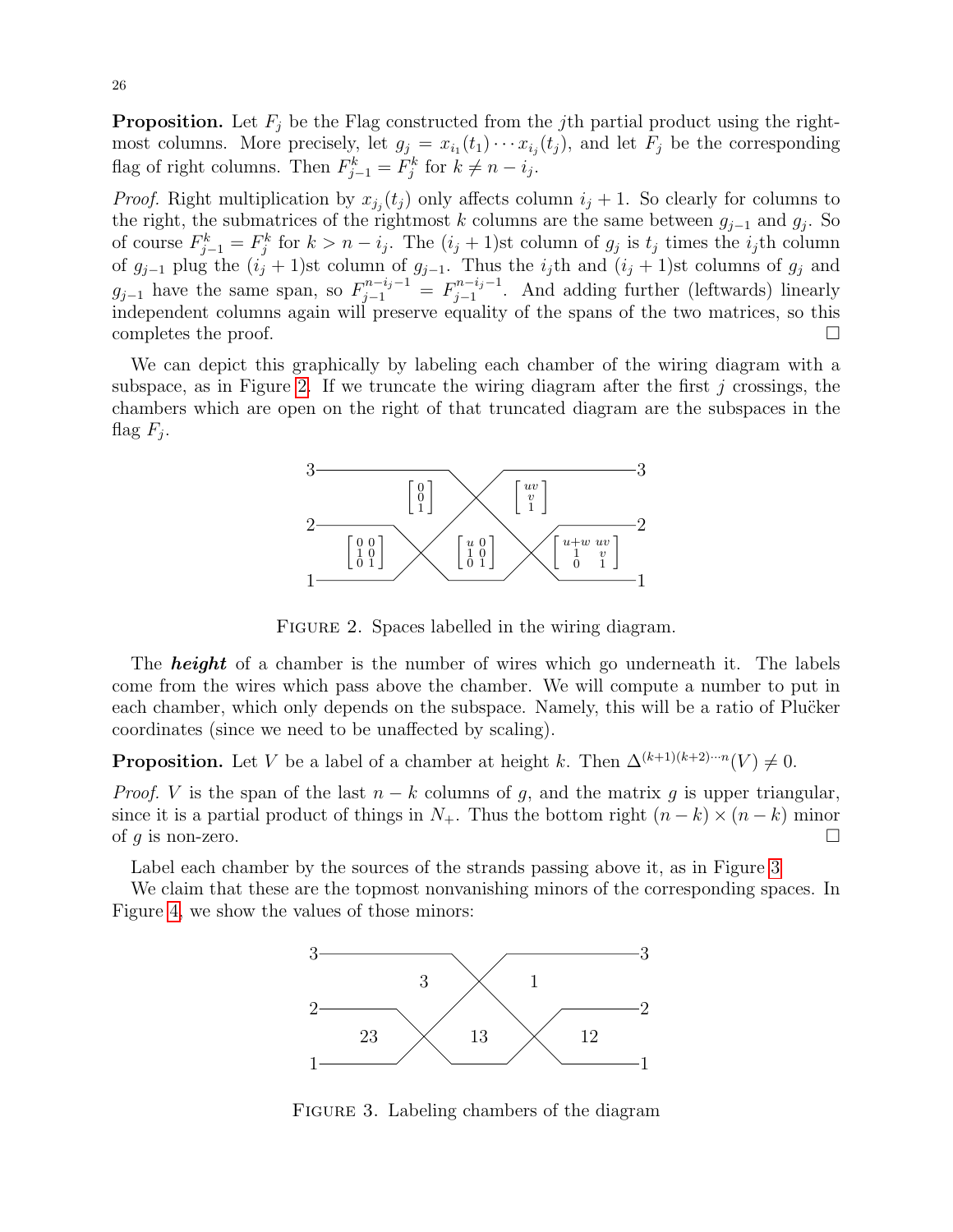**Proposition.** Let $F_j$ be the Flag constructed from the $j$th partial product using the rightmost columns. More precisely, let $g_j = x_{i_1}(t_1)\cdots x_{i_j}(t_j)$, and let $F_j$ be the corresponding flag of right columns. Then $F^k_{j-1} = F^k_j$ for $k \neq n - i_j$.

*Proof.* Right multiplication by $x_{i_j}(t_j)$ only affects column $i_j + 1$. So clearly for columns to the right, the submatrices of the rightmost $k$ columns are the same between $g_{j-1}$ and $g_j$. So of course $F^k_{j-1} = F^k_j$ for $k > n - i_j$. The $(i_j + 1)$st column of $g_j$ is $t_j$ times the $i_j$th column of $g_{j-1}$ plug the $(i_j + 1)$st column of $g_{j-1}$. Thus the $i_j$th and $(i_j + 1)$st columns of $g_j$ and $g_{j-1}$ have the same span, so $F^{n-i_j-1}_{j-1} = F^{n-i_j-1}_{j-1}$. And adding further (leftwards) linearly independent columns again will preserve equality of the spans of the two matrices, so this completes the proof. $\square$

We can depict this graphically by labeling each chamber of the wiring diagram with a subspace, as in Figure 2. If we truncate the wiring diagram after the first $j$ crossings, the chambers which are open on the right of that truncated diagram are the subspaces in the flag $F_j$.

FIGURE 2. Spaces labelled in the wiring diagram.

The ***height*** of a chamber is the number of wires which go underneath it. The labels come from the wires which pass above the chamber. We will compute a number to put in each chamber, which only depends on the subspace. Namely, this will be a ratio of Plücker coordinates (since we need to be unaffected by scaling).

**Proposition.** Let $V$ be a label of a chamber at height $k$. Then $\Delta^{(k+1)(k+2)\cdots n}(V) \neq 0$.

*Proof.* $V$ is the span of the last $n - k$ columns of $g$, and the matrix $g$ is upper triangular, since it is a partial product of things in $N_+$. Thus the bottom right $(n - k) \times (n - k)$ minor of $g$ is non-zero. $\square$

Label each chamber by the sources of the strands passing above it, as in Figure 3.

We claim that these are the topmost nonvanishing minors of the corresponding spaces. In Figure 4, we show the values of those minors:

FIGURE 3. Labeling chambers of the diagram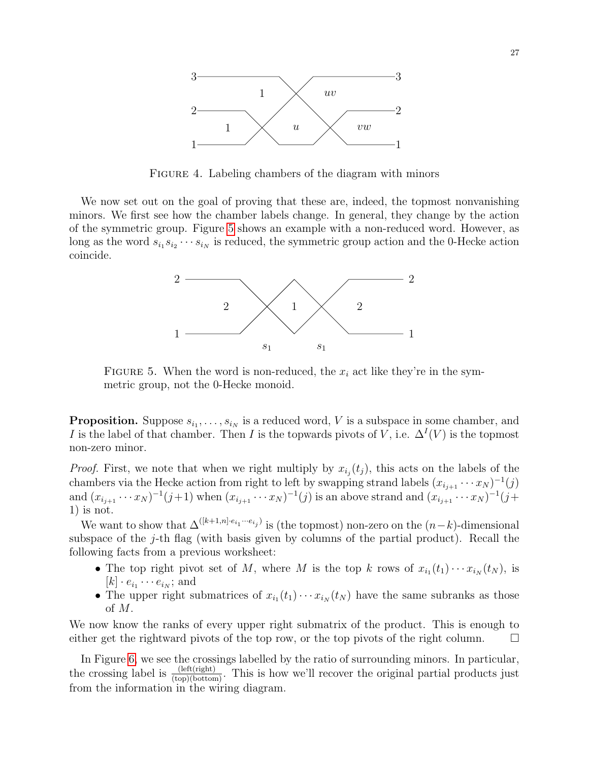FIGURE 4. Labeling chambers of the diagram with minors

We now set out on the goal of proving that these are, indeed, the topmost nonvanishing minors. We first see how the chamber labels change. In general, they change by the action of the symmetric group. Figure 5 shows an example with a non-reduced word. However, as long as the word $s_{i_1}s_{i_2}\cdots s_{i_N}$ is reduced, the symmetric group action and the 0-Hecke action coincide.

FIGURE 5. When the word is non-reduced, the $x_i$ act like they're in the symmetric group, not the 0-Hecke monoid.

**Proposition.** Suppose $s_{i_1}, \ldots, s_{i_N}$ is a reduced word, $V$ is a subspace in some chamber, and $I$ is the label of that chamber. Then $I$ is the topwards pivots of $V$, i.e. $\Delta^I(V)$ is the topmost non-zero minor.

*Proof.* First, we note that when we right multiply by $x_{i_j}(t_j)$, this acts on the labels of the chambers via the Hecke action from right to left by swapping strand labels $(x_{i_{j+1}}\cdots x_N)^{-1}(j)$ and $(x_{i_{j+1}}\cdots x_N)^{-1}(j+1)$ when $(x_{i_{j+1}}\cdots x_N)^{-1}(j)$ is an above strand and $(x_{i_{j+1}}\cdots x_N)^{-1}(j+1)$ is not.

We want to show that $\Delta^{([k+1,n]\cdot e_{i_1}\cdots e_{i_j})}$ is (the topmost) non-zero on the $(n-k)$-dimensional subspace of the $j$-th flag (with basis given by columns of the partial product). Recall the following facts from a previous worksheet:

- The top right pivot set of $M$, where $M$ is the top $k$ rows of $x_{i_1}(t_1)\cdots x_{i_N}(t_N)$, is $[k]\cdot e_{i_1}\cdots e_{i_N}$; and
- The upper right submatrices of $x_{i_1}(t_1)\cdots x_{i_N}(t_N)$ have the same subranks as those of $M$.

We now know the ranks of every upper right submatrix of the product. This is enough to either get the rightward pivots of the top row, or the top pivots of the right column. $\square$

In Figure 6, we see the crossings labelled by the ratio of surrounding minors. In particular, the crossing label is $\frac{\text{(left)(right)}}{\text{(top)(bottom)}}$. This is how we'll recover the original partial products just from the information in the wiring diagram.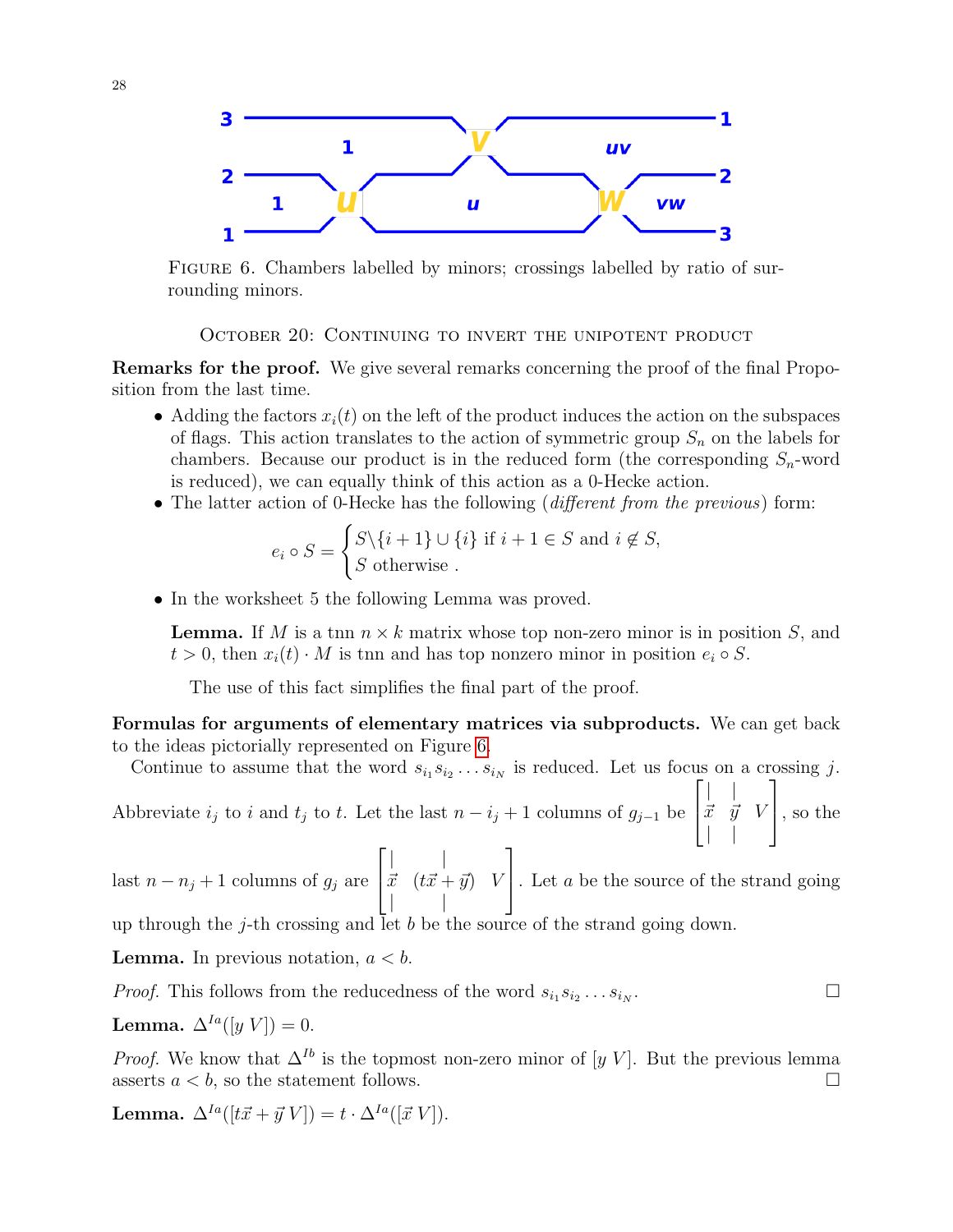Figure 6. Chambers labelled by minors; crossings labelled by ratio of surrounding minors.

## October 20: Continuing to invert the unipotent product

**Remarks for the proof.** We give several remarks concerning the proof of the final Proposition from the last time.

- Adding the factors $x_i(t)$ on the left of the product induces the action on the subspaces of flags. This action translates to the action of symmetric group $S_n$ on the labels for chambers. Because our product is in the reduced form (the corresponding $S_n$-word is reduced), we can equally think of this action as a 0-Hecke action.
- The latter action of 0-Hecke has the following (*different from the previous*) form:

$$e_i \circ S = \begin{cases} S \backslash \{i+1\} \cup \{i\} & \text{if } i+1 \in S \text{ and } i \notin S, \\ S \text{ otherwise} . \end{cases}$$

- In the worksheet 5 the following Lemma was proved.

  **Lemma.** If $M$ is a tnn $n \times k$ matrix whose top non-zero minor is in position $S$, and $t > 0$, then $x_i(t) \cdot M$ is tnn and has top nonzero minor in position $e_i \circ S$.

  The use of this fact simplifies the final part of the proof.

**Formulas for arguments of elementary matrices via subproducts.** We can get back to the ideas pictorially represented on Figure 6.

Continue to assume that the word $s_{i_1} s_{i_2} \dots s_{i_N}$ is reduced. Let us focus on a crossing $j$. Abbreviate $i_j$ to $i$ and $t_j$ to $t$. Let the last $n - i_j + 1$ columns of $g_{j-1}$ be $\begin{bmatrix} | & | & \\ \vec{x} & \vec{y} & V \\ | & | & \end{bmatrix}$, so the last $n - n_j + 1$ columns of $g_j$ are $\begin{bmatrix} | & | & \\ \vec{x} & (t\vec{x} + \vec{y}) & V \\ | & | & \end{bmatrix}$. Let $a$ be the source of the strand going up through the $j$-th crossing and let $b$ be the source of the strand going down.

**Lemma.** In previous notation, $a < b$.

*Proof.* This follows from the reducedness of the word $s_{i_1} s_{i_2} \dots s_{i_N}$. ☐

**Lemma.** $\Delta^{Ia}([y \ V]) = 0$.

*Proof.* We know that $\Delta^{Ib}$ is the topmost non-zero minor of $[y \ V]$. But the previous lemma asserts $a < b$, so the statement follows. ☐

**Lemma.** $\Delta^{Ia}([t\vec{x} + \vec{y} \ V]) = t \cdot \Delta^{Ia}([\vec{x} \ V])$.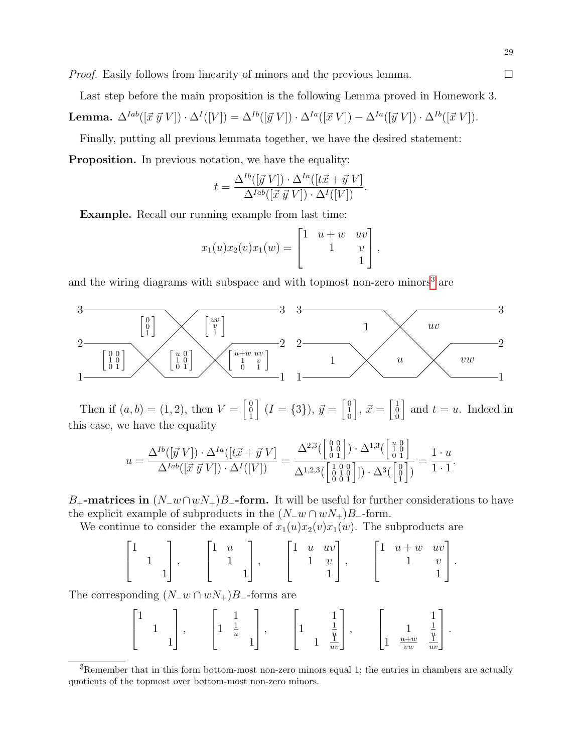*Proof.* Easily follows from linearity of minors and the previous lemma. □

Last step before the main proposition is the following Lemma proved in Homework 3.

**Lemma.** $\Delta^{Iab}([\vec{x}\,\vec{y}\,V]) \cdot \Delta^{I}([V]) = \Delta^{Ib}([\vec{y}\,V]) \cdot \Delta^{Ia}([\vec{x}\,V]) - \Delta^{Ia}([\vec{y}\,V]) \cdot \Delta^{Ib}([\vec{x}\,V])$.

Finally, putting all previous lemmata together, we have the desired statement:

**Proposition.** In previous notation, we have the equality:

$$t = \frac{\Delta^{Ib}([\vec{y}\,V]) \cdot \Delta^{Ia}([t\vec{x} + \vec{y}\,V])}{\Delta^{Iab}([\vec{x}\,\vec{y}\,V]) \cdot \Delta^{I}([V])}.$$

**Example.** Recall our running example from last time:

$$x_1(u)x_2(v)x_1(w) = \begin{bmatrix} 1 & u+w & uv \\ & 1 & v \\ & & 1 \end{bmatrix},$$

and the wiring diagrams with subspace and with topmost non-zero minors[3] are

$$\text{Left diagram chambers: } \begin{bmatrix} 0 \\ 0 \\ 1 \end{bmatrix},\ \begin{bmatrix} uv \\ v \\ 1 \end{bmatrix},\ \begin{bmatrix} 0 & 0 \\ 1 & 0 \\ 0 & 1 \end{bmatrix},\ \begin{bmatrix} u & 0 \\ 1 & 0 \\ 0 & 1 \end{bmatrix},\ \begin{bmatrix} u+w & uv \\ 1 & v \\ 0 & 1 \end{bmatrix}; \qquad \text{Right diagram chambers: } 1,\ uv,\ 1,\ u,\ vw$$

Then if $(a,b) = (1,2)$, then $V = \begin{bmatrix} 0 \\ 0 \\ 1 \end{bmatrix}$ ($I = \{3\}$), $\vec{y} = \begin{bmatrix} 0 \\ 1 \\ 0 \end{bmatrix}$, $\vec{x} = \begin{bmatrix} 1 \\ 0 \\ 0 \end{bmatrix}$ and $t = u$. Indeed in this case, we have the equality

$$u = \frac{\Delta^{Ib}([\vec{y}\,V]) \cdot \Delta^{Ia}([t\vec{x} + \vec{y}\,V])}{\Delta^{Iab}([\vec{x}\,\vec{y}\,V]) \cdot \Delta^{I}([V])} = \frac{\Delta^{2,3}\left(\begin{bmatrix} 0 & 0 \\ 1 & 0 \\ 0 & 1 \end{bmatrix}\right) \cdot \Delta^{1,3}\left(\begin{bmatrix} u & 0 \\ 1 & 0 \\ 0 & 1 \end{bmatrix}\right)}{\Delta^{1,2,3}\left(\begin{bmatrix} 1 & 0 & 0 \\ 0 & 1 & 0 \\ 0 & 0 & 1 \end{bmatrix}\right) \cdot \Delta^{3}\left(\begin{bmatrix} 0 \\ 0 \\ 1 \end{bmatrix}\right)} = \frac{1 \cdot u}{1 \cdot 1}.$$

**$B_+$-matrices in $(N_- w \cap wN_+)B_-$-form.** It will be useful for further considerations to have the explicit example of subproducts in the $(N_- w \cap wN_+)B_-$-form.

We continue to consider the example of $x_1(u)x_2(v)x_1(w)$. The subproducts are

$$\begin{bmatrix} 1 & & \\ & 1 & \\ & & 1 \end{bmatrix}, \quad \begin{bmatrix} 1 & u & \\ & 1 & \\ & & 1 \end{bmatrix}, \quad \begin{bmatrix} 1 & u & uv \\ & 1 & v \\ & & 1 \end{bmatrix}, \quad \begin{bmatrix} 1 & u+w & uv \\ & 1 & v \\ & & 1 \end{bmatrix}.$$

The corresponding $(N_- w \cap wN_+)B_-$-forms are

$$\begin{bmatrix} 1 & & \\ & 1 & \\ & & 1 \end{bmatrix}, \quad \begin{bmatrix} & 1 & \\ 1 & \frac{1}{u} & \\ & & 1 \end{bmatrix}, \quad \begin{bmatrix} & & 1 \\ 1 & & \frac{1}{v} \\ & 1 & \frac{1}{uv} \end{bmatrix}, \quad \begin{bmatrix} & & 1 \\ & 1 & \frac{1}{u} \\ 1 & \frac{u+w}{vw} & \frac{1}{uv} \end{bmatrix}.$$

---

[3] Remember that in this form bottom-most non-zero minors equal 1; the entries in chambers are actually quotients of the topmost over bottom-most non-zero minors.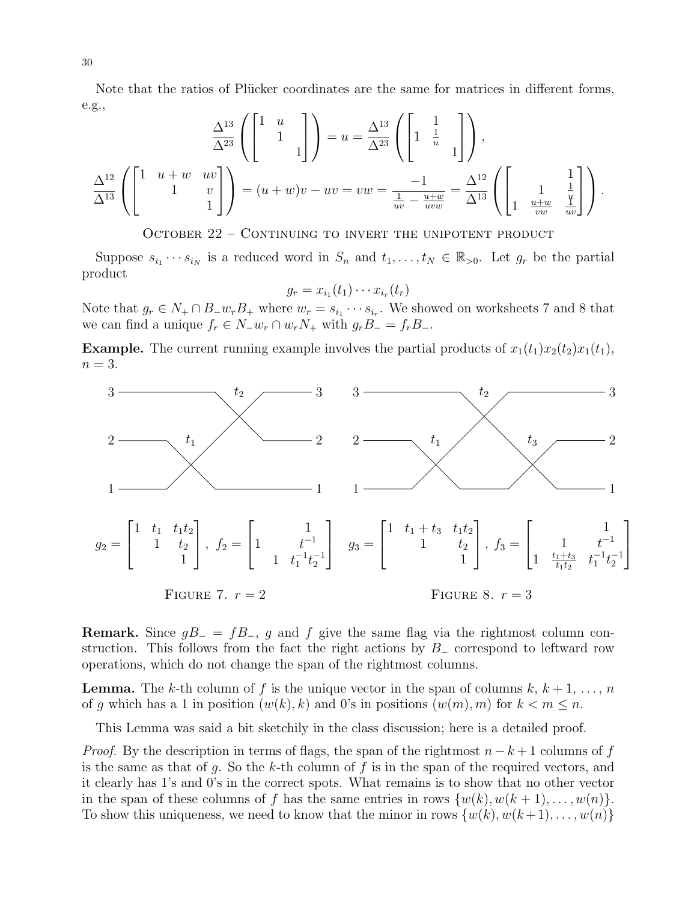Note that the ratios of Plücker coordinates are the same for matrices in different forms, e.g.,

$$\frac{\Delta^{13}}{\Delta^{23}}\left(\begin{bmatrix}1 & u & \\ & 1 & \\ & & 1\end{bmatrix}\right) = u = \frac{\Delta^{13}}{\Delta^{23}}\left(\begin{bmatrix} & 1 & \\ 1 & \frac{1}{u} & \\ & & 1\end{bmatrix}\right),$$

$$\frac{\Delta^{12}}{\Delta^{13}}\left(\begin{bmatrix}1 & u+w & uv \\ & 1 & v \\ & & 1\end{bmatrix}\right) = (u+w)v - uv = vw = \frac{-1}{\frac{1}{uv} - \frac{u+w}{uvw}} = \frac{\Delta^{12}}{\Delta^{13}}\left(\begin{bmatrix} & & 1 \\ & 1 & \frac{1}{u} \\ 1 & \frac{u+w}{vw} & \frac{1}{uv}\end{bmatrix}\right).$$

## October 22 – Continuing to invert the unipotent product

Suppose $s_{i_1} \cdots s_{i_N}$ is a reduced word in $S_n$ and $t_1, \ldots, t_N \in \mathbb{R}_{>0}$. Let $g_r$ be the partial product

$$g_r = x_{i_1}(t_1) \cdots x_{i_r}(t_r)$$

Note that $g_r \in N_+ \cap B_- w_r B_+$ where $w_r = s_{i_1} \cdots s_{i_r}$. We showed on worksheets 7 and 8 that we can find a unique $f_r \in N_- w_r \cap w_r N_+$ with $g_r B_- = f_r B_-$.

**Example.** The current running example involves the partial products of $x_1(t_1)x_2(t_2)x_1(t_1)$, $n = 3$.

$$g_2 = \begin{bmatrix}1 & t_1 & t_1t_2 \\ & 1 & t_2 \\ & & 1\end{bmatrix},\quad f_2 = \begin{bmatrix} & & 1 \\ 1 & & t^{-1} \\ & 1 & t_1^{-1}t_2^{-1}\end{bmatrix}$$

Figure 7. $r = 2$

$$g_3 = \begin{bmatrix}1 & t_1+t_3 & t_1t_2 \\ & 1 & t_2 \\ & & 1\end{bmatrix},\quad f_3 = \begin{bmatrix} & & 1 \\ & 1 & t^{-1} \\ 1 & \frac{t_1+t_3}{t_1t_2} & t_1^{-1}t_2^{-1}\end{bmatrix}$$

Figure 8. $r = 3$

**Remark.** Since $gB_- = fB_-$, $g$ and $f$ give the same flag via the rightmost column construction. This follows from the fact the right actions by $B_-$ correspond to leftward row operations, which do not change the span of the rightmost columns.

**Lemma.** The $k$-th column of $f$ is the unique vector in the span of columns $k$, $k+1$, …, $n$ of $g$ which has a 1 in position $(w(k), k)$ and 0's in positions $(w(m), m)$ for $k < m \leq n$.

This Lemma was said a bit sketchily in the class discussion; here is a detailed proof.

*Proof.* By the description in terms of flags, the span of the rightmost $n-k+1$ columns of $f$ is the same as that of $g$. So the $k$-th column of $f$ is in the span of the required vectors, and it clearly has 1's and 0's in the correct spots. What remains is to show that no other vector in the span of these columns of $f$ has the same entries in rows $\{w(k), w(k+1), \ldots, w(n)\}$. To show this uniqueness, we need to know that the minor in rows $\{w(k), w(k+1), \ldots, w(n)\}$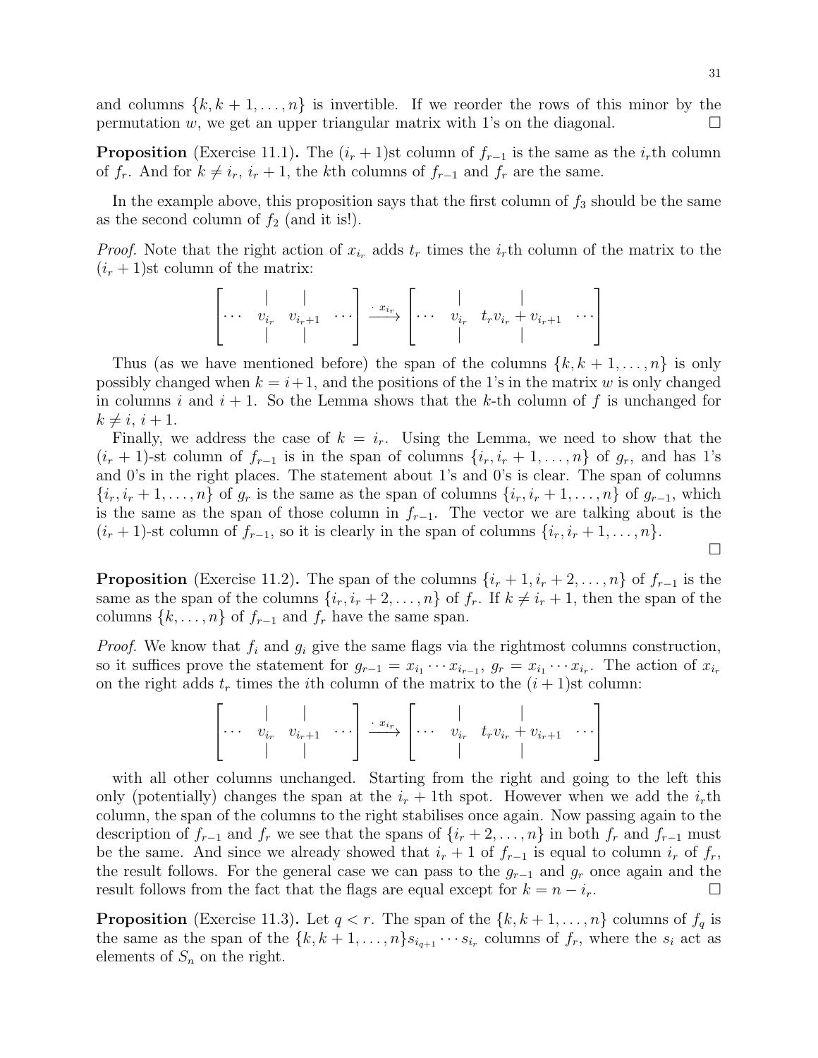and columns $\{k, k+1, \ldots, n\}$ is invertible. If we reorder the rows of this minor by the permutation $w$, we get an upper triangular matrix with 1's on the diagonal. $\square$

**Proposition** (Exercise 11.1)**.** The $(i_r+1)$st column of $f_{r-1}$ is the same as the $i_r$th column of $f_r$. And for $k \neq i_r$, $i_r+1$, the $k$th columns of $f_{r-1}$ and $f_r$ are the same.

In the example above, this proposition says that the first column of $f_3$ should be the same as the second column of $f_2$ (and it is!).

*Proof.* Note that the right action of $x_{i_r}$ adds $t_r$ times the $i_r$th column of the matrix to the $(i_r+1)$st column of the matrix:

$$\begin{bmatrix} & | & | & \\ \cdots & v_{i_r} & v_{i_r+1} & \cdots \\ & | & | & \end{bmatrix} \xrightarrow{\cdot\, x_{i_r}} \begin{bmatrix} & | & | & \\ \cdots & v_{i_r} & t_r v_{i_r} + v_{i_r+1} & \cdots \\ & | & | & \end{bmatrix}$$

Thus (as we have mentioned before) the span of the columns $\{k, k+1, \ldots, n\}$ is only possibly changed when $k = i+1$, and the positions of the 1's in the matrix $w$ is only changed in columns $i$ and $i+1$. So the Lemma shows that the $k$-th column of $f$ is unchanged for $k \neq i$, $i+1$.

Finally, we address the case of $k = i_r$. Using the Lemma, we need to show that the $(i_r+1)$-st column of $f_{r-1}$ is in the span of columns $\{i_r, i_r+1, \ldots, n\}$ of $g_r$, and has 1's and 0's in the right places. The statement about 1's and 0's is clear. The span of columns $\{i_r, i_r+1, \ldots, n\}$ of $g_r$ is the same as the span of columns $\{i_r, i_r+1, \ldots, n\}$ of $g_{r-1}$, which is the same as the span of those column in $f_{r-1}$. The vector we are talking about is the $(i_r+1)$-st column of $f_{r-1}$, so it is clearly in the span of columns $\{i_r, i_r+1, \ldots, n\}$.

$\square$

**Proposition** (Exercise 11.2)**.** The span of the columns $\{i_r+1, i_r+2, \ldots, n\}$ of $f_{r-1}$ is the same as the span of the columns $\{i_r, i_r+2, \ldots, n\}$ of $f_r$. If $k \neq i_r+1$, then the span of the columns $\{k, \ldots, n\}$ of $f_{r-1}$ and $f_r$ have the same span.

*Proof.* We know that $f_i$ and $g_i$ give the same flags via the rightmost columns construction, so it suffices prove the statement for $g_{r-1} = x_{i_1} \cdots x_{i_{r-1}}$, $g_r = x_{i_1} \cdots x_{i_r}$. The action of $x_{i_r}$ on the right adds $t_r$ times the $i$th column of the matrix to the $(i+1)$st column:

$$\begin{bmatrix} & | & | & \\ \cdots & v_{i_r} & v_{i_r+1} & \cdots \\ & | & | & \end{bmatrix} \xrightarrow{\cdot\, x_{i_r}} \begin{bmatrix} & | & | & \\ \cdots & v_{i_r} & t_r v_{i_r} + v_{i_r+1} & \cdots \\ & | & | & \end{bmatrix}$$

with all other columns unchanged. Starting from the right and going to the left this only (potentially) changes the span at the $i_r+1$th spot. However when we add the $i_r$th column, the span of the columns to the right stabilises once again. Now passing again to the description of $f_{r-1}$ and $f_r$ we see that the spans of $\{i_r+2, \ldots, n\}$ in both $f_r$ and $f_{r-1}$ must be the same. And since we already showed that $i_r+1$ of $f_{r-1}$ is equal to column $i_r$ of $f_r$, the result follows. For the general case we can pass to the $g_{r-1}$ and $g_r$ once again and the result follows from the fact that the flags are equal except for $k = n - i_r$. $\square$

**Proposition** (Exercise 11.3)**.** Let $q < r$. The span of the $\{k, k+1, \ldots, n\}$ columns of $f_q$ is the same as the span of the $\{k, k+1, \ldots, n\}s_{i_{q+1}} \cdots s_{i_r}$ columns of $f_r$, where the $s_i$ act as elements of $S_n$ on the right.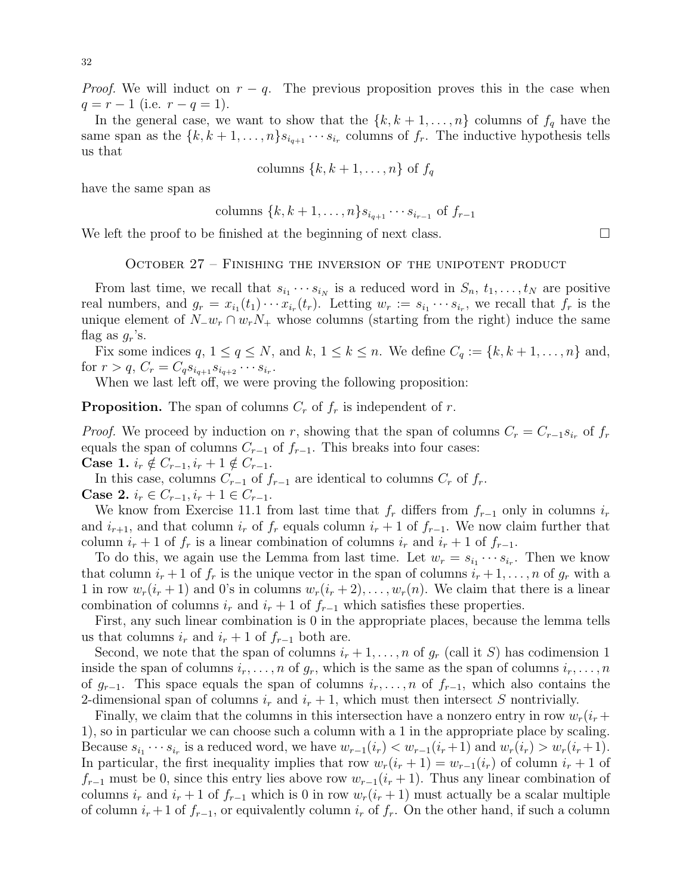*Proof.* We will induct on $r - q$. The previous proposition proves this in the case when $q = r - 1$ (i.e. $r - q = 1$).

In the general case, we want to show that the $\{k, k+1, \ldots, n\}$ columns of $f_q$ have the same span as the $\{k, k+1, \ldots, n\}s_{i_{q+1}} \cdots s_{i_r}$ columns of $f_r$. The inductive hypothesis tells us that

$$\text{columns } \{k, k+1, \ldots, n\} \text{ of } f_q$$

have the same span as

$$\text{columns } \{k, k+1, \ldots, n\}s_{i_{q+1}} \cdots s_{i_{r-1}} \text{ of } f_{r-1}$$

We left the proof to be finished at the beginning of next class. □

## October 27 – Finishing the inversion of the unipotent product

From last time, we recall that $s_{i_1} \cdots s_{i_N}$ is a reduced word in $S_n$, $t_1, \ldots, t_N$ are positive real numbers, and $g_r = x_{i_1}(t_1) \cdots x_{i_r}(t_r)$. Letting $w_r := s_{i_1} \cdots s_{i_r}$, we recall that $f_r$ is the unique element of $N_- w_r \cap w_r N_+$ whose columns (starting from the right) induce the same flag as $g_r$'s.

Fix some indices $q$, $1 \le q \le N$, and $k$, $1 \le k \le n$. We define $C_q := \{k, k+1, \ldots, n\}$ and, for $r > q$, $C_r = C_q s_{i_{q+1}} s_{i_{q+2}} \cdots s_{i_r}$.

When we last left off, we were proving the following proposition:

**Proposition.** The span of columns $C_r$ of $f_r$ is independent of $r$.

*Proof.* We proceed by induction on $r$, showing that the span of columns $C_r = C_{r-1} s_{i_r}$ of $f_r$ equals the span of columns $C_{r-1}$ of $f_{r-1}$. This breaks into four cases:

**Case 1.** $i_r \notin C_{r-1}, i_r + 1 \notin C_{r-1}$.

In this case, columns $C_{r-1}$ of $f_{r-1}$ are identical to columns $C_r$ of $f_r$.

**Case 2.** $i_r \in C_{r-1}, i_r + 1 \in C_{r-1}$.

We know from Exercise 11.1 from last time that $f_r$ differs from $f_{r-1}$ only in columns $i_r$ and $i_{r+1}$, and that column $i_r$ of $f_r$ equals column $i_r + 1$ of $f_{r-1}$. We now claim further that column $i_r + 1$ of $f_r$ is a linear combination of columns $i_r$ and $i_r + 1$ of $f_{r-1}$.

To do this, we again use the Lemma from last time. Let $w_r = s_{i_1} \cdots s_{i_r}$. Then we know that column $i_r + 1$ of $f_r$ is the unique vector in the span of columns $i_r + 1, \ldots, n$ of $g_r$ with a 1 in row $w_r(i_r + 1)$ and 0's in columns $w_r(i_r + 2), \ldots, w_r(n)$. We claim that there is a linear combination of columns $i_r$ and $i_r + 1$ of $f_{r-1}$ which satisfies these properties.

First, any such linear combination is 0 in the appropriate places, because the lemma tells us that columns $i_r$ and $i_r + 1$ of $f_{r-1}$ both are.

Second, we note that the span of columns $i_r + 1, \ldots, n$ of $g_r$ (call it $S$) has codimension 1 inside the span of columns $i_r, \ldots, n$ of $g_r$, which is the same as the span of columns $i_r, \ldots, n$ of $g_{r-1}$. This space equals the span of columns $i_r, \ldots, n$ of $f_{r-1}$, which also contains the 2-dimensional span of columns $i_r$ and $i_r + 1$, which must then intersect $S$ nontrivially.

Finally, we claim that the columns in this intersection have a nonzero entry in row $w_r(i_r + 1)$, so in particular we can choose such a column with a 1 in the appropriate place by scaling. Because $s_{i_1} \cdots s_{i_r}$ is a reduced word, we have $w_{r-1}(i_r) < w_{r-1}(i_r + 1)$ and $w_r(i_r) > w_r(i_r + 1)$. In particular, the first inequality implies that row $w_r(i_r + 1) = w_{r-1}(i_r)$ of column $i_r + 1$ of $f_{r-1}$ must be 0, since this entry lies above row $w_{r-1}(i_r + 1)$. Thus any linear combination of columns $i_r$ and $i_r + 1$ of $f_{r-1}$ which is 0 in row $w_r(i_r + 1)$ must actually be a scalar multiple of column $i_r + 1$ of $f_{r-1}$, or equivalently column $i_r$ of $f_r$. On the other hand, if such a column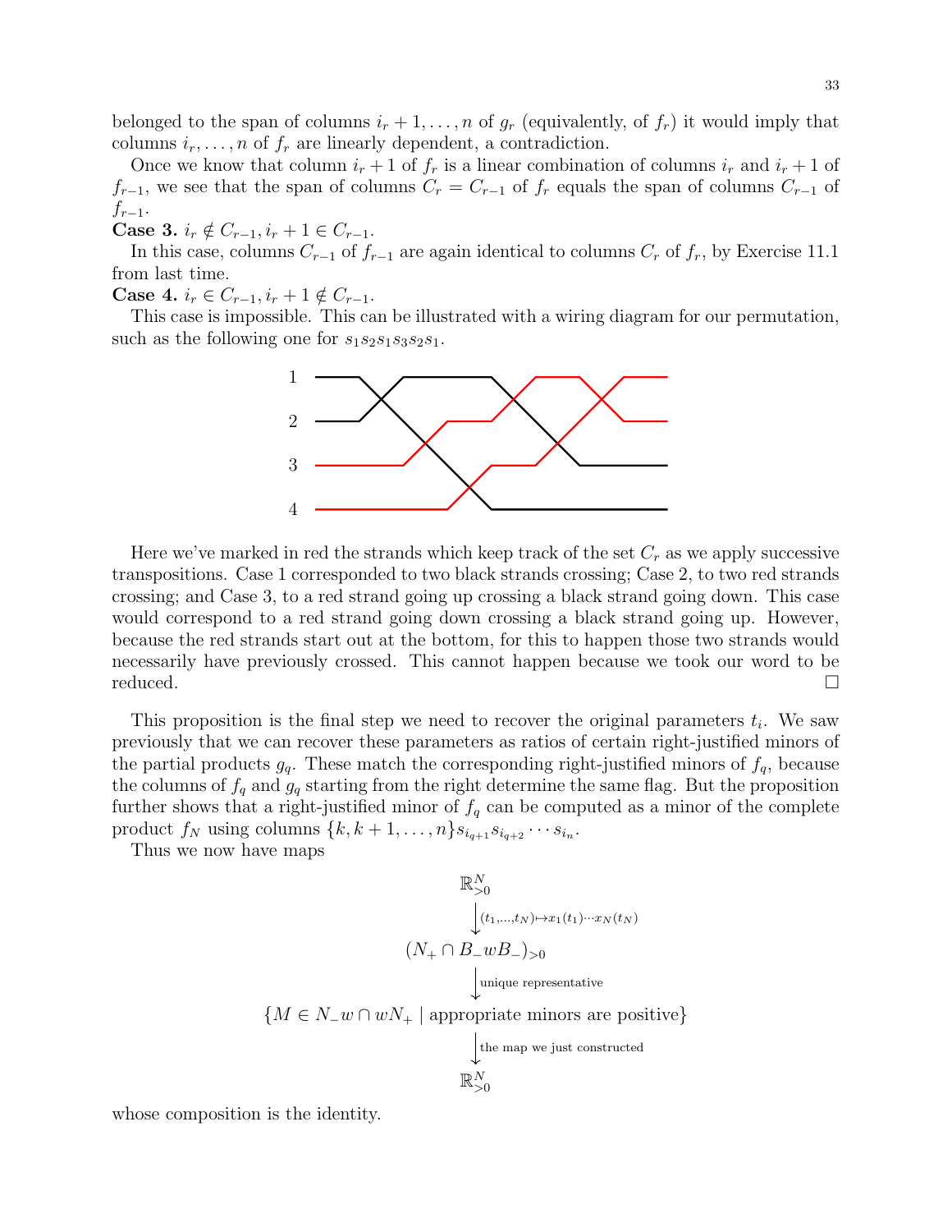belonged to the span of columns $i_r+1,\ldots,n$ of $g_r$ (equivalently, of $f_r$) it would imply that columns $i_r,\ldots,n$ of $f_r$ are linearly dependent, a contradiction.

Once we know that column $i_r+1$ of $f_r$ is a linear combination of columns $i_r$ and $i_r+1$ of $f_{r-1}$, we see that the span of columns $C_r = C_{r-1}$ of $f_r$ equals the span of columns $C_{r-1}$ of $f_{r-1}$.

**Case 3.** $i_r \notin C_{r-1}, i_r+1 \in C_{r-1}$.

In this case, columns $C_{r-1}$ of $f_{r-1}$ are again identical to columns $C_r$ of $f_r$, by Exercise 11.1 from last time.

**Case 4.** $i_r \in C_{r-1}, i_r+1 \notin C_{r-1}$.

This case is impossible. This can be illustrated with a wiring diagram for our permutation, such as the following one for $s_1s_2s_1s_3s_2s_1$.

Here we've marked in red the strands which keep track of the set $C_r$ as we apply successive transpositions. Case 1 corresponded to two black strands crossing; Case 2, to two red strands crossing; and Case 3, to a red strand going up crossing a black strand going down. This case would correspond to a red strand going down crossing a black strand going up. However, because the red strands start out at the bottom, for this to happen those two strands would necessarily have previously crossed. This cannot happen because we took our word to be reduced. □

This proposition is the final step we need to recover the original parameters $t_i$. We saw previously that we can recover these parameters as ratios of certain right-justified minors of the partial products $g_q$. These match the corresponding right-justified minors of $f_q$, because the columns of $f_q$ and $g_q$ starting from the right determine the same flag. But the proposition further shows that a right-justified minor of $f_q$ can be computed as a minor of the complete product $f_N$ using columns $\{k,k+1,\ldots,n\}s_{i_{q+1}}s_{i_{q+2}}\cdots s_{i_n}$.

Thus we now have maps

$$
\begin{array}{c}
\mathbb{R}^N_{>0} \\
\big\downarrow {\scriptstyle (t_1,\ldots,t_N)\mapsto x_1(t_1)\cdots x_N(t_N)} \\
(N_+ \cap B_- w B_-)_{>0} \\
\big\downarrow {\scriptstyle \text{unique representative}} \\
\{M \in N_- w \cap w N_+ \mid \text{appropriate minors are positive}\} \\
\big\downarrow {\scriptstyle \text{the map we just constructed}} \\
\mathbb{R}^N_{>0}
\end{array}
$$

whose composition is the identity.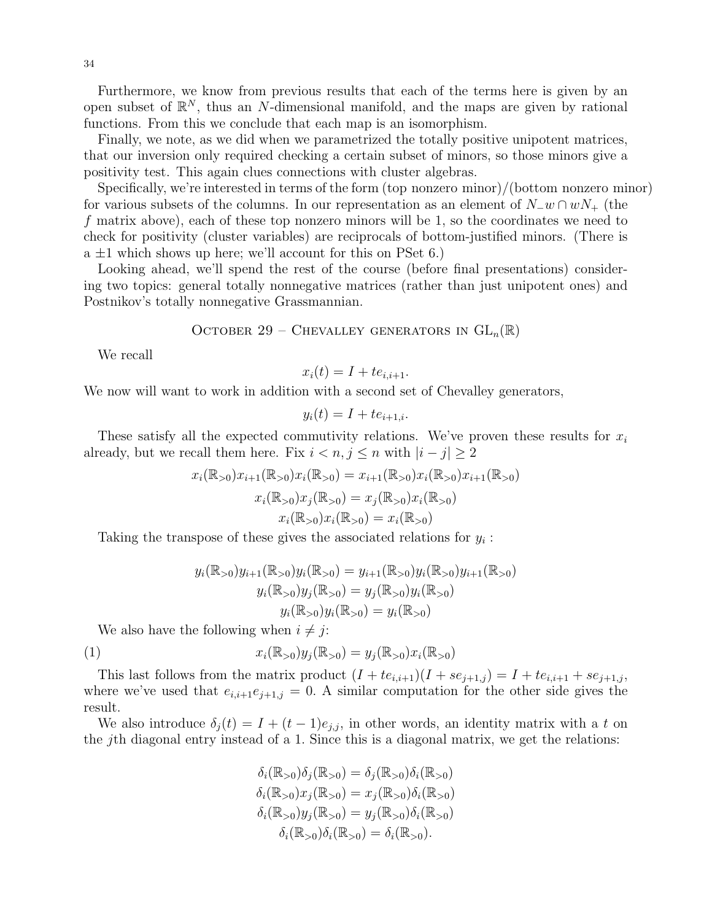Furthermore, we know from previous results that each of the terms here is given by an open subset of $\mathbb{R}^N$, thus an $N$-dimensional manifold, and the maps are given by rational functions. From this we conclude that each map is an isomorphism.

Finally, we note, as we did when we parametrized the totally positive unipotent matrices, that our inversion only required checking a certain subset of minors, so those minors give a positivity test. This again clues connections with cluster algebras.

Specifically, we're interested in terms of the form (top nonzero minor)/(bottom nonzero minor) for various subsets of the columns. In our representation as an element of $N_- w \cap wN_+$ (the $f$ matrix above), each of these top nonzero minors will be 1, so the coordinates we need to check for positivity (cluster variables) are reciprocals of bottom-justified minors. (There is a $\pm 1$ which shows up here; we'll account for this on PSet 6.)

Looking ahead, we'll spend the rest of the course (before final presentations) considering two topics: general totally nonnegative matrices (rather than just unipotent ones) and Postnikov's totally nonnegative Grassmannian.

## October 29 – Chevalley generators in $\mathrm{GL}_n(\mathbb{R})$

We recall

$$x_i(t) = I + te_{i,i+1}.$$

We now will want to work in addition with a second set of Chevalley generators,

$$y_i(t) = I + te_{i+1,i}.$$

These satisfy all the expected commutivity relations. We've proven these results for $x_i$ already, but we recall them here. Fix $i < n, j \leq n$ with $|i - j| \geq 2$

$$x_i(\mathbb{R}_{>0})x_{i+1}(\mathbb{R}_{>0})x_i(\mathbb{R}_{>0}) = x_{i+1}(\mathbb{R}_{>0})x_i(\mathbb{R}_{>0})x_{i+1}(\mathbb{R}_{>0})$$
$$x_i(\mathbb{R}_{>0})x_j(\mathbb{R}_{>0}) = x_j(\mathbb{R}_{>0})x_i(\mathbb{R}_{>0})$$
$$x_i(\mathbb{R}_{>0})x_i(\mathbb{R}_{>0}) = x_i(\mathbb{R}_{>0})$$

Taking the transpose of these gives the associated relations for $y_i$ :

$$y_i(\mathbb{R}_{>0})y_{i+1}(\mathbb{R}_{>0})y_i(\mathbb{R}_{>0}) = y_{i+1}(\mathbb{R}_{>0})y_i(\mathbb{R}_{>0})y_{i+1}(\mathbb{R}_{>0})$$
$$y_i(\mathbb{R}_{>0})y_j(\mathbb{R}_{>0}) = y_j(\mathbb{R}_{>0})y_i(\mathbb{R}_{>0})$$
$$y_i(\mathbb{R}_{>0})y_i(\mathbb{R}_{>0}) = y_i(\mathbb{R}_{>0})$$

We also have the following when $i \neq j$:

$$x_i(\mathbb{R}_{>0})y_j(\mathbb{R}_{>0}) = y_j(\mathbb{R}_{>0})x_i(\mathbb{R}_{>0}) \tag{1}$$

This last follows from the matrix product $(I + te_{i,i+1})(I + se_{j+1,j}) = I + te_{i,i+1} + se_{j+1,j}$, where we've used that $e_{i,i+1}e_{j+1,j} = 0$. A similar computation for the other side gives the result.

We also introduce $\delta_j(t) = I + (t-1)e_{j,j}$, in other words, an identity matrix with a $t$ on the $j$th diagonal entry instead of a 1. Since this is a diagonal matrix, we get the relations:

$$\delta_i(\mathbb{R}_{>0})\delta_j(\mathbb{R}_{>0}) = \delta_j(\mathbb{R}_{>0})\delta_i(\mathbb{R}_{>0})$$
$$\delta_i(\mathbb{R}_{>0})x_j(\mathbb{R}_{>0}) = x_j(\mathbb{R}_{>0})\delta_i(\mathbb{R}_{>0})$$
$$\delta_i(\mathbb{R}_{>0})y_j(\mathbb{R}_{>0}) = y_j(\mathbb{R}_{>0})\delta_i(\mathbb{R}_{>0})$$
$$\delta_i(\mathbb{R}_{>0})\delta_i(\mathbb{R}_{>0}) = \delta_i(\mathbb{R}_{>0}).$$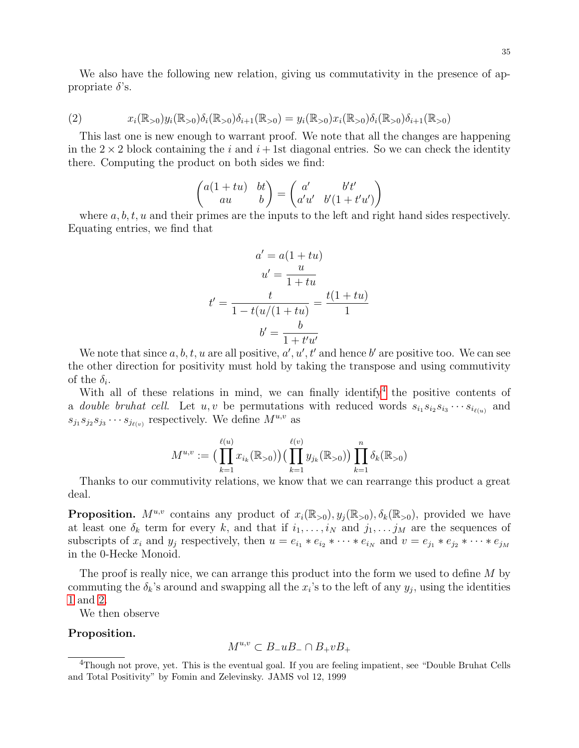We also have the following new relation, giving us commutativity in the presence of appropriate $\delta$'s.

$$x_i(\mathbb{R}_{>0})y_i(\mathbb{R}_{>0})\delta_i(\mathbb{R}_{>0})\delta_{i+1}(\mathbb{R}_{>0}) = y_i(\mathbb{R}_{>0})x_i(\mathbb{R}_{>0})\delta_i(\mathbb{R}_{>0})\delta_{i+1}(\mathbb{R}_{>0}) \tag{2}$$

This last one is new enough to warrant proof. We note that all the changes are happening in the $2\times 2$ block containing the $i$ and $i+1$st diagonal entries. So we can check the identity there. Computing the product on both sides we find:

$$\begin{pmatrix} a(1+tu) & bt \\ au & b \end{pmatrix} = \begin{pmatrix} a' & b't' \\ a'u' & b'(1+t'u') \end{pmatrix}$$

where $a, b, t, u$ and their primes are the inputs to the left and right hand sides respectively. Equating entries, we find that

$$a' = a(1+tu)$$
$$u' = \frac{u}{1+tu}$$
$$t' = \frac{t}{1 - t(u/(1+tu))} = \frac{t(1+tu)}{1}$$
$$b' = \frac{b}{1+t'u'}$$

We note that since $a, b, t, u$ are all positive, $a', u', t'$ and hence $b'$ are positive too. We can see the other direction for positivity must hold by taking the transpose and using commutivity of the $\delta_i$.

With all of these relations in mind, we can finally identify[4] the positive contents of a *double bruhat cell*. Let $u, v$ be permutations with reduced words $s_{i_1}s_{i_2}s_{i_3}\cdots s_{i_{\ell(u)}}$ and $s_{j_1}s_{j_2}s_{j_3}\cdots s_{j_{\ell(v)}}$ respectively. We define $M^{u,v}$ as

$$M^{u,v} := \Big(\prod_{k=1}^{\ell(u)} x_{i_k}(\mathbb{R}_{>0})\Big)\Big(\prod_{k=1}^{\ell(v)} y_{j_k}(\mathbb{R}_{>0})\Big)\prod_{k=1}^{n}\delta_k(\mathbb{R}_{>0})$$

Thanks to our commutivity relations, we know that we can rearrange this product a great deal.

**Proposition.** $M^{u,v}$ contains any product of $x_i(\mathbb{R}_{>0}), y_j(\mathbb{R}_{>0}), \delta_k(\mathbb{R}_{>0})$, provided we have at least one $\delta_k$ term for every $k$, and that if $i_1, \ldots, i_N$ and $j_1, \ldots j_M$ are the sequences of subscripts of $x_i$ and $y_j$ respectively, then $u = e_{i_1} * e_{i_2} * \cdots * e_{i_N}$ and $v = e_{j_1} * e_{j_2} * \cdots * e_{j_M}$ in the 0-Hecke Monoid.

The proof is really nice, we can arrange this product into the form we used to define $M$ by commuting the $\delta_k$'s around and swapping all the $x_i$'s to the left of any $y_j$, using the identities 1 and 2.

We then observe

**Proposition.**

$$M^{u,v} \subset B_-uB_- \cap B_+vB_+$$

[4] Though not prove, yet. This is the eventual goal. If you are feeling impatient, see "Double Bruhat Cells and Total Positivity" by Fomin and Zelevinsky. JAMS vol 12, 1999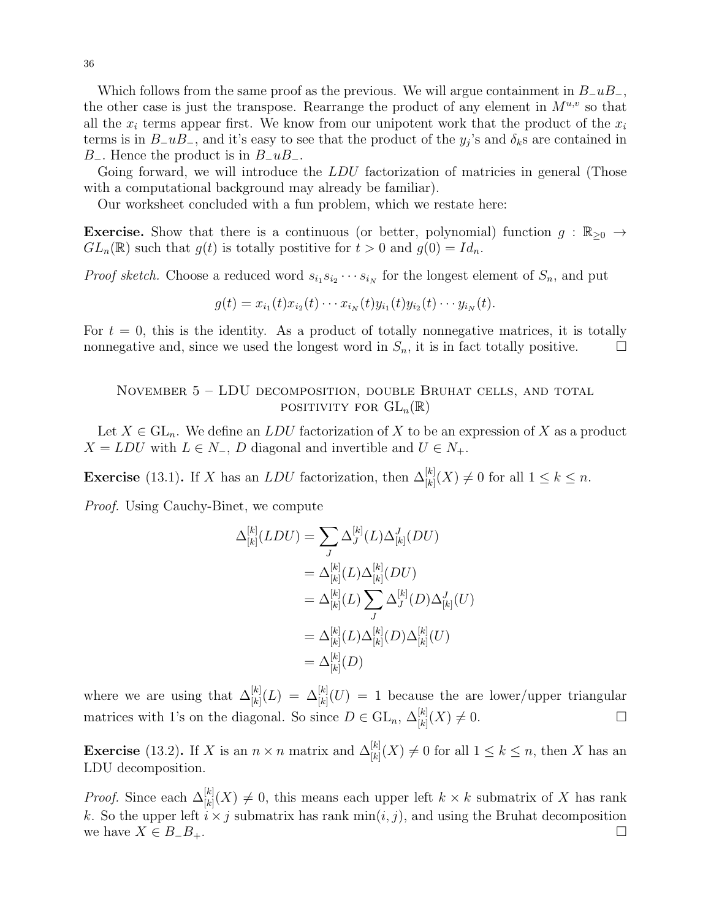Which follows from the same proof as the previous. We will argue containment in $B_-uB_-$, the other case is just the transpose. Rearrange the product of any element in $M^{u,v}$ so that all the $x_i$ terms appear first. We know from our unipotent work that the product of the $x_i$ terms is in $B_-uB_-$, and it's easy to see that the product of the $y_j$'s and $\delta_k$s are contained in $B_-$. Hence the product is in $B_-uB_-$.

Going forward, we will introduce the *LDU* factorization of matricies in general (Those with a computational background may already be familiar).

Our worksheet concluded with a fun problem, which we restate here:

**Exercise.** Show that there is a continuous (or better, polynomial) function $g : \mathbb{R}_{\geq 0} \to GL_n(\mathbb{R})$ such that $g(t)$ is totally postitive for $t > 0$ and $g(0) = Id_n$.

*Proof sketch.* Choose a reduced word $s_{i_1}s_{i_2}\cdots s_{i_N}$ for the longest element of $S_n$, and put

$$g(t) = x_{i_1}(t)x_{i_2}(t)\cdots x_{i_N}(t)y_{i_1}(t)y_{i_2}(t)\cdots y_{i_N}(t).$$

For $t = 0$, this is the identity. As a product of totally nonnegative matrices, it is totally nonnegative and, since we used the longest word in $S_n$, it is in fact totally positive. □

## November 5 – LDU decomposition, double Bruhat cells, and total positivity for $\mathrm{GL}_n(\mathbb{R})$

Let $X \in \mathrm{GL}_n$. We define an *LDU* factorization of $X$ to be an expression of $X$ as a product $X = LDU$ with $L \in N_-$, $D$ diagonal and invertible and $U \in N_+$.

**Exercise** (13.1)**.** If $X$ has an *LDU* factorization, then $\Delta^{[k]}_{[k]}(X) \neq 0$ for all $1 \leq k \leq n$.

*Proof.* Using Cauchy-Binet, we compute

$$\begin{aligned}
\Delta^{[k]}_{[k]}(LDU) &= \sum_J \Delta^{[k]}_J(L)\Delta^J_{[k]}(DU) \\
&= \Delta^{[k]}_{[k]}(L)\Delta^{[k]}_{[k]}(DU) \\
&= \Delta^{[k]}_{[k]}(L)\sum_J \Delta^{[k]}_J(D)\Delta^J_{[k]}(U) \\
&= \Delta^{[k]}_{[k]}(L)\Delta^{[k]}_{[k]}(D)\Delta^{[k]}_{[k]}(U) \\
&= \Delta^{[k]}_{[k]}(D)
\end{aligned}$$

where we are using that $\Delta^{[k]}_{[k]}(L) = \Delta^{[k]}_{[k]}(U) = 1$ because the are lower/upper triangular matrices with 1's on the diagonal. So since $D \in \mathrm{GL}_n$, $\Delta^{[k]}_{[k]}(X) \neq 0$. □

**Exercise** (13.2)**.** If $X$ is an $n \times n$ matrix and $\Delta^{[k]}_{[k]}(X) \neq 0$ for all $1 \leq k \leq n$, then $X$ has an LDU decomposition.

*Proof.* Since each $\Delta^{[k]}_{[k]}(X) \neq 0$, this means each upper left $k \times k$ submatrix of $X$ has rank $k$. So the upper left $i \times j$ submatrix has rank $\min(i, j)$, and using the Bruhat decomposition we have $X \in B_-B_+$. □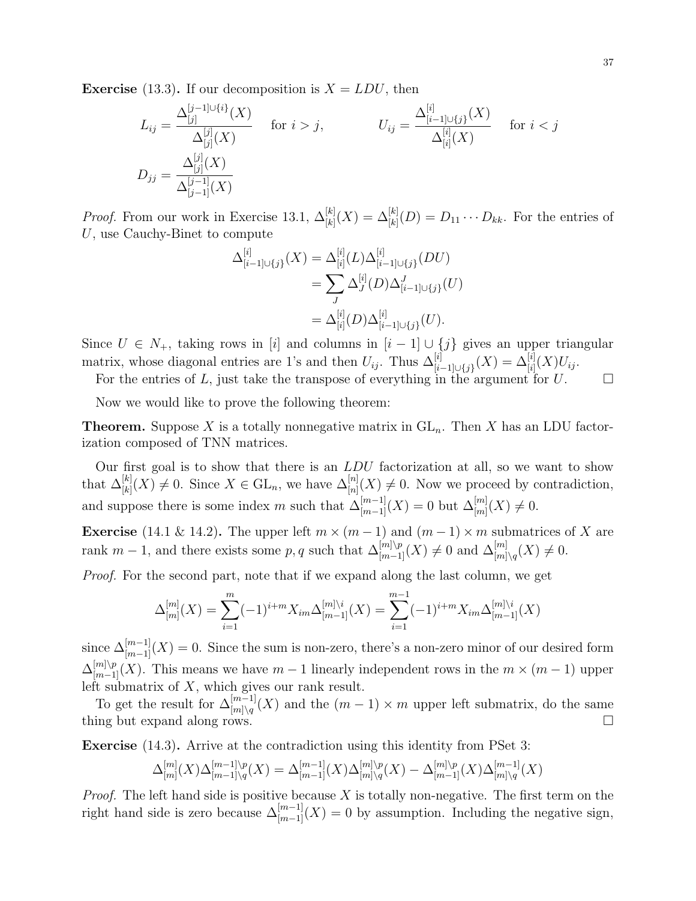**Exercise** (13.3)**.** If our decomposition is $X = LDU$, then

$$L_{ij} = \frac{\Delta^{[j-1]\cup\{i\}}_{[j]}(X)}{\Delta^{[j]}_{[j]}(X)} \quad \text{for } i > j, \qquad\qquad U_{ij} = \frac{\Delta^{[i]}_{[i-1]\cup\{j\}}(X)}{\Delta^{[i]}_{[i]}(X)} \quad \text{for } i < j$$

$$D_{jj} = \frac{\Delta^{[j]}_{[j]}(X)}{\Delta^{[j-1]}_{[j-1]}(X)}$$

*Proof.* From our work in Exercise 13.1, $\Delta^{[k]}_{[k]}(X) = \Delta^{[k]}_{[k]}(D) = D_{11}\cdots D_{kk}$. For the entries of $U$, use Cauchy-Binet to compute

$$\begin{aligned}
\Delta^{[i]}_{[i-1]\cup\{j\}}(X) &= \Delta^{[i]}_{[i]}(L)\Delta^{[i]}_{[i-1]\cup\{j\}}(DU) \\
&= \sum_J \Delta^{[i]}_J(D)\Delta^J_{[i-1]\cup\{j\}}(U) \\
&= \Delta^{[i]}_{[i]}(D)\Delta^{[i]}_{[i-1]\cup\{j\}}(U).
\end{aligned}$$

Since $U \in N_+$, taking rows in $[i]$ and columns in $[i-1]\cup\{j\}$ gives an upper triangular matrix, whose diagonal entries are 1's and then $U_{ij}$. Thus $\Delta^{[i]}_{[i-1]\cup\{j\}}(X) = \Delta^{[i]}_{[i]}(X)U_{ij}$.

For the entries of $L$, just take the transpose of everything in the argument for $U$. $\square$

Now we would like to prove the following theorem:

**Theorem.** Suppose $X$ is a totally nonnegative matrix in $\mathrm{GL}_n$. Then $X$ has an LDU factorization composed of TNN matrices.

Our first goal is to show that there is an $LDU$ factorization at all, so we want to show that $\Delta^{[k]}_{[k]}(X) \neq 0$. Since $X \in \mathrm{GL}_n$, we have $\Delta^{[n]}_{[n]}(X) \neq 0$. Now we proceed by contradiction, and suppose there is some index $m$ such that $\Delta^{[m-1]}_{[m-1]}(X) = 0$ but $\Delta^{[m]}_{[m]}(X) \neq 0$.

**Exercise** (14.1 & 14.2)**.** The upper left $m \times (m-1)$ and $(m-1)\times m$ submatrices of $X$ are rank $m-1$, and there exists some $p, q$ such that $\Delta^{[m]\setminus p}_{[m-1]}(X) \neq 0$ and $\Delta^{[m]}_{[m]\setminus q}(X) \neq 0$.

*Proof.* For the second part, note that if we expand along the last column, we get

$$\Delta^{[m]}_{[m]}(X) = \sum_{i=1}^{m}(-1)^{i+m}X_{im}\Delta^{[m]\setminus i}_{[m-1]}(X) = \sum_{i=1}^{m-1}(-1)^{i+m}X_{im}\Delta^{[m]\setminus i}_{[m-1]}(X)$$

since $\Delta^{[m-1]}_{[m-1]}(X) = 0$. Since the sum is non-zero, there's a non-zero minor of our desired form $\Delta^{[m]\setminus p}_{[m-1]}(X)$. This means we have $m-1$ linearly independent rows in the $m \times (m-1)$ upper left submatrix of $X$, which gives our rank result.

To get the result for $\Delta^{[m-1]}_{[m]\setminus q}(X)$ and the $(m-1)\times m$ upper left submatrix, do the same thing but expand along rows. $\square$

**Exercise** (14.3)**.** Arrive at the contradiction using this identity from PSet 3:

$$\Delta^{[m]}_{[m]}(X)\Delta^{[m-1]\setminus p}_{[m-1]\setminus q}(X) = \Delta^{[m-1]}_{[m-1]}(X)\Delta^{[m]\setminus p}_{[m]\setminus q}(X) - \Delta^{[m]\setminus p}_{[m-1]}(X)\Delta^{[m-1]}_{[m]\setminus q}(X)$$

*Proof.* The left hand side is positive because $X$ is totally non-negative. The first term on the right hand side is zero because $\Delta^{[m-1]}_{[m-1]}(X) = 0$ by assumption. Including the negative sign,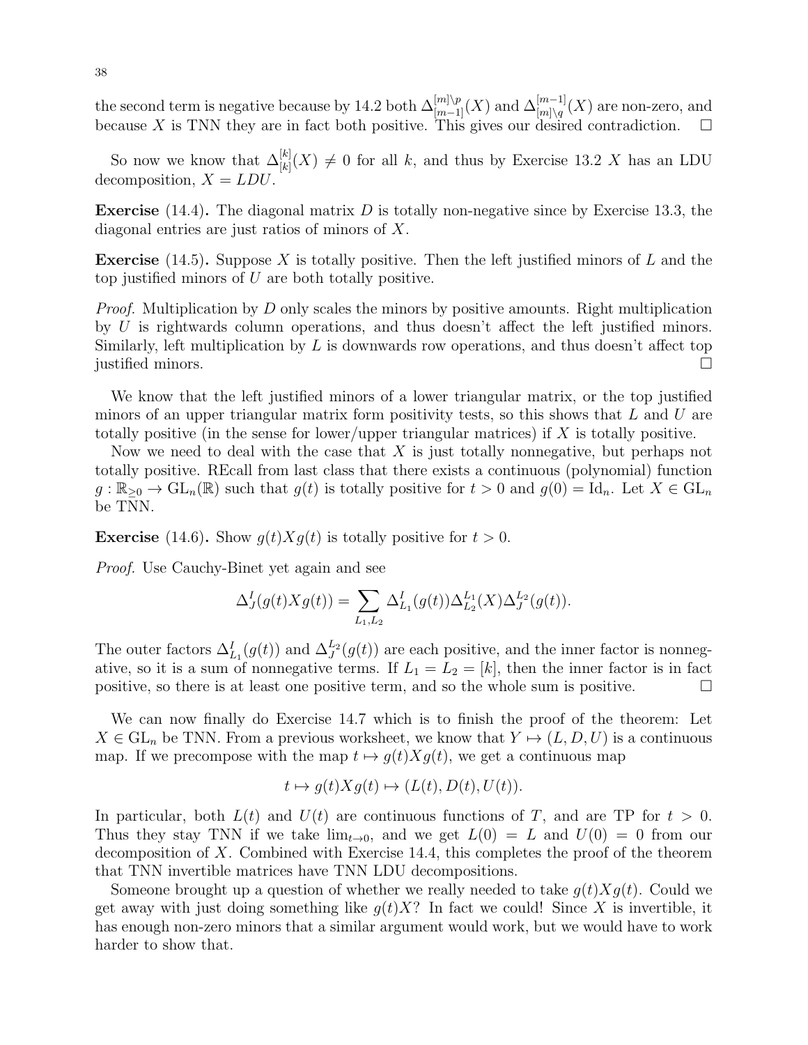the second term is negative because by 14.2 both $\Delta^{[m]\setminus p}_{[m-1]}(X)$ and $\Delta^{[m-1]}_{[m]\setminus q}(X)$ are non-zero, and because $X$ is TNN they are in fact both positive. This gives our desired contradiction. $\square$

So now we know that $\Delta^{[k]}_{[k]}(X) \neq 0$ for all $k$, and thus by Exercise 13.2 $X$ has an LDU decomposition, $X = LDU$.

**Exercise** (14.4)**.** The diagonal matrix $D$ is totally non-negative since by Exercise 13.3, the diagonal entries are just ratios of minors of $X$.

**Exercise** (14.5)**.** Suppose $X$ is totally positive. Then the left justified minors of $L$ and the top justified minors of $U$ are both totally positive.

*Proof.* Multiplication by $D$ only scales the minors by positive amounts. Right multiplication by $U$ is rightwards column operations, and thus doesn't affect the left justified minors. Similarly, left multiplication by $L$ is downwards row operations, and thus doesn't affect top justified minors. $\square$

We know that the left justified minors of a lower triangular matrix, or the top justified minors of an upper triangular matrix form positivity tests, so this shows that $L$ and $U$ are totally positive (in the sense for lower/upper triangular matrices) if $X$ is totally positive.

Now we need to deal with the case that $X$ is just totally nonnegative, but perhaps not totally positive. REcall from last class that there exists a continuous (polynomial) function $g : \mathbb{R}_{\geq 0} \to \mathrm{GL}_n(\mathbb{R})$ such that $g(t)$ is totally positive for $t > 0$ and $g(0) = \mathrm{Id}_n$. Let $X \in \mathrm{GL}_n$ be TNN.

**Exercise** (14.6)**.** Show $g(t)Xg(t)$ is totally positive for $t > 0$.

*Proof.* Use Cauchy-Binet yet again and see

$$\Delta^I_J(g(t)Xg(t)) = \sum_{L_1, L_2} \Delta^I_{L_1}(g(t))\Delta^{L_1}_{L_2}(X)\Delta^{L_2}_J(g(t)).$$

The outer factors $\Delta^I_{L_1}(g(t))$ and $\Delta^{L_2}_J(g(t))$ are each positive, and the inner factor is nonnegative, so it is a sum of nonnegative terms. If $L_1 = L_2 = [k]$, then the inner factor is in fact positive, so there is at least one positive term, and so the whole sum is positive. $\square$

We can now finally do Exercise 14.7 which is to finish the proof of the theorem: Let $X \in \mathrm{GL}_n$ be TNN. From a previous worksheet, we know that $Y \mapsto (L, D, U)$ is a continuous map. If we precompose with the map $t \mapsto g(t)Xg(t)$, we get a continuous map

$$t \mapsto g(t)Xg(t) \mapsto (L(t), D(t), U(t)).$$

In particular, both $L(t)$ and $U(t)$ are continuous functions of $T$, and are TP for $t > 0$. Thus they stay TNN if we take $\lim_{t \to 0}$, and we get $L(0) = L$ and $U(0) = 0$ from our decomposition of $X$. Combined with Exercise 14.4, this completes the proof of the theorem that TNN invertible matrices have TNN LDU decompositions.

Someone brought up a question of whether we really needed to take $g(t)Xg(t)$. Could we get away with just doing something like $g(t)X$? In fact we could! Since $X$ is invertible, it has enough non-zero minors that a similar argument would work, but we would have to work harder to show that.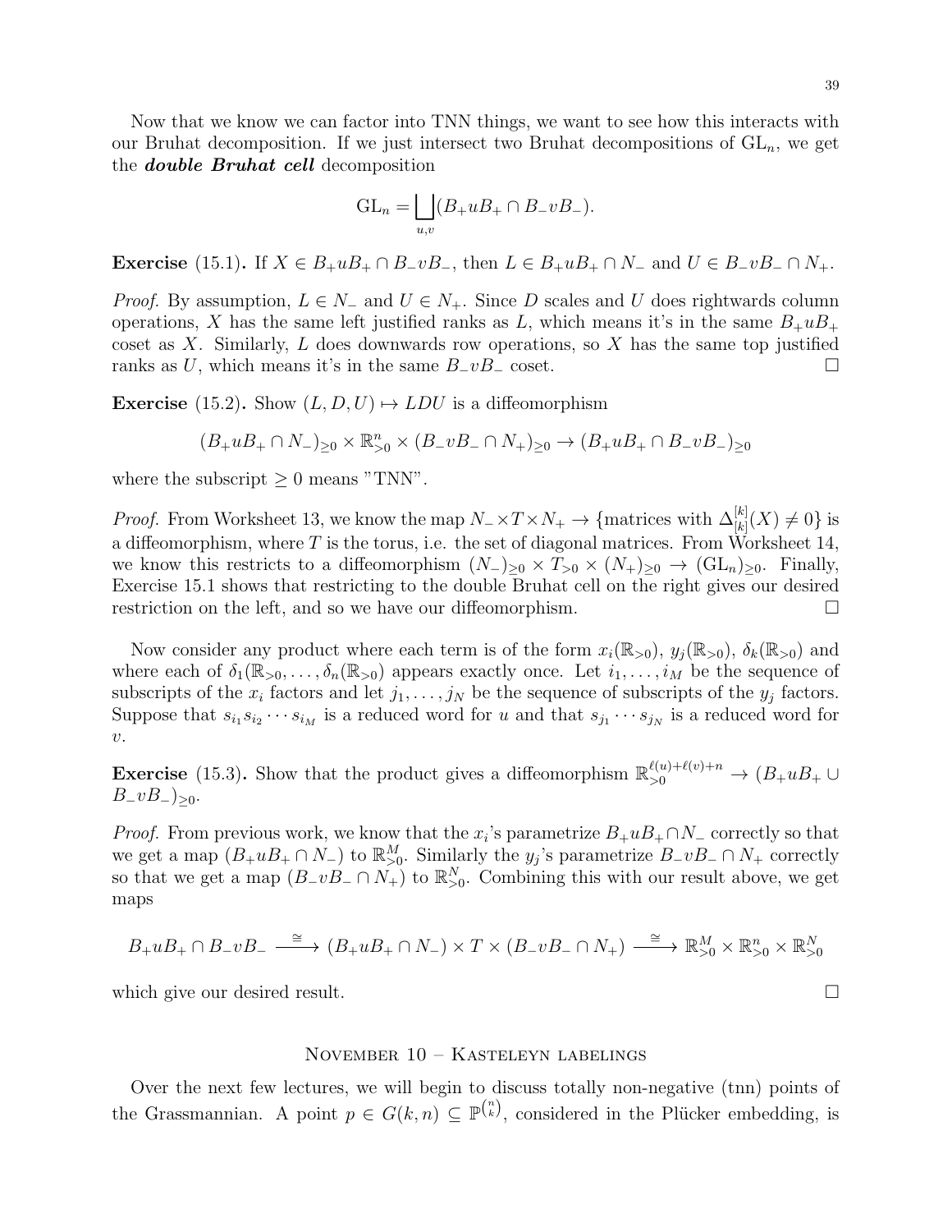Now that we know we can factor into TNN things, we want to see how this interacts with our Bruhat decomposition. If we just intersect two Bruhat decompositions of $\mathrm{GL}_n$, we get the ***double Bruhat cell*** decomposition

$$\mathrm{GL}_n = \bigsqcup_{u,v} (B_+ u B_+ \cap B_- v B_-).$$

**Exercise** (15.1)**.** If $X \in B_+uB_+ \cap B_-vB_-$, then $L \in B_+uB_+ \cap N_-$ and $U \in B_-vB_- \cap N_+$.

*Proof.* By assumption, $L \in N_-$ and $U \in N_+$. Since $D$ scales and $U$ does rightwards column operations, $X$ has the same left justified ranks as $L$, which means it's in the same $B_+uB_+$ coset as $X$. Similarly, $L$ does downwards row operations, so $X$ has the same top justified ranks as $U$, which means it's in the same $B_-vB_-$ coset. □

**Exercise** (15.2)**.** Show $(L, D, U) \mapsto LDU$ is a diffeomorphism

$$(B_+uB_+ \cap N_-)_{\geq 0} \times \mathbb{R}^n_{>0} \times (B_-vB_- \cap N_+)_{\geq 0} \to (B_+uB_+ \cap B_-vB_-)_{\geq 0}$$

where the subscript $\geq 0$ means "TNN".

*Proof.* From Worksheet 13, we know the map $N_- \times T \times N_+ \to \{\text{matrices with } \Delta^{[k]}_{[k]}(X) \neq 0\}$ is a diffeomorphism, where $T$ is the torus, i.e. the set of diagonal matrices. From Worksheet 14, we know this restricts to a diffeomorphism $(N_-)_{\geq 0} \times T_{>0} \times (N_+)_{\geq 0} \to (\mathrm{GL}_n)_{\geq 0}$. Finally, Exercise 15.1 shows that restricting to the double Bruhat cell on the right gives our desired restriction on the left, and so we have our diffeomorphism. □

Now consider any product where each term is of the form $x_i(\mathbb{R}_{>0})$, $y_j(\mathbb{R}_{>0})$, $\delta_k(\mathbb{R}_{>0})$ and where each of $\delta_1(\mathbb{R}_{>0}, \ldots, \delta_n(\mathbb{R}_{>0})$ appears exactly once. Let $i_1, \ldots, i_M$ be the sequence of subscripts of the $x_i$ factors and let $j_1, \ldots, j_N$ be the sequence of subscripts of the $y_j$ factors. Suppose that $s_{i_1} s_{i_2} \cdots s_{i_M}$ is a reduced word for $u$ and that $s_{j_1} \cdots s_{j_N}$ is a reduced word for $v$.

**Exercise** (15.3)**.** Show that the product gives a diffeomorphism $\mathbb{R}^{\ell(u)+\ell(v)+n}_{>0} \to (B_+uB_+ \cup B_-vB_-)_{\geq 0}$.

*Proof.* From previous work, we know that the $x_i$'s parametrize $B_+uB_+ \cap N_-$ correctly so that we get a map $(B_+uB_+ \cap N_-)$ to $\mathbb{R}^M_{>0}$. Similarly the $y_j$'s parametrize $B_-vB_- \cap N_+$ correctly so that we get a map $(B_-vB_- \cap N_+)$ to $\mathbb{R}^N_{>0}$. Combining this with our result above, we get maps

$$B_+uB_+ \cap B_-vB_- \xrightarrow{\cong} (B_+uB_+ \cap N_-) \times T \times (B_-vB_- \cap N_+) \xrightarrow{\cong} \mathbb{R}^M_{>0} \times \mathbb{R}^n_{>0} \times \mathbb{R}^N_{>0}$$

which give our desired result. □

## November 10 – Kasteleyn labelings

Over the next few lectures, we will begin to discuss totally non-negative (tnn) points of the Grassmannian. A point $p \in G(k, n) \subseteq \mathbb{P}^{\binom{n}{k}}$, considered in the Plücker embedding, is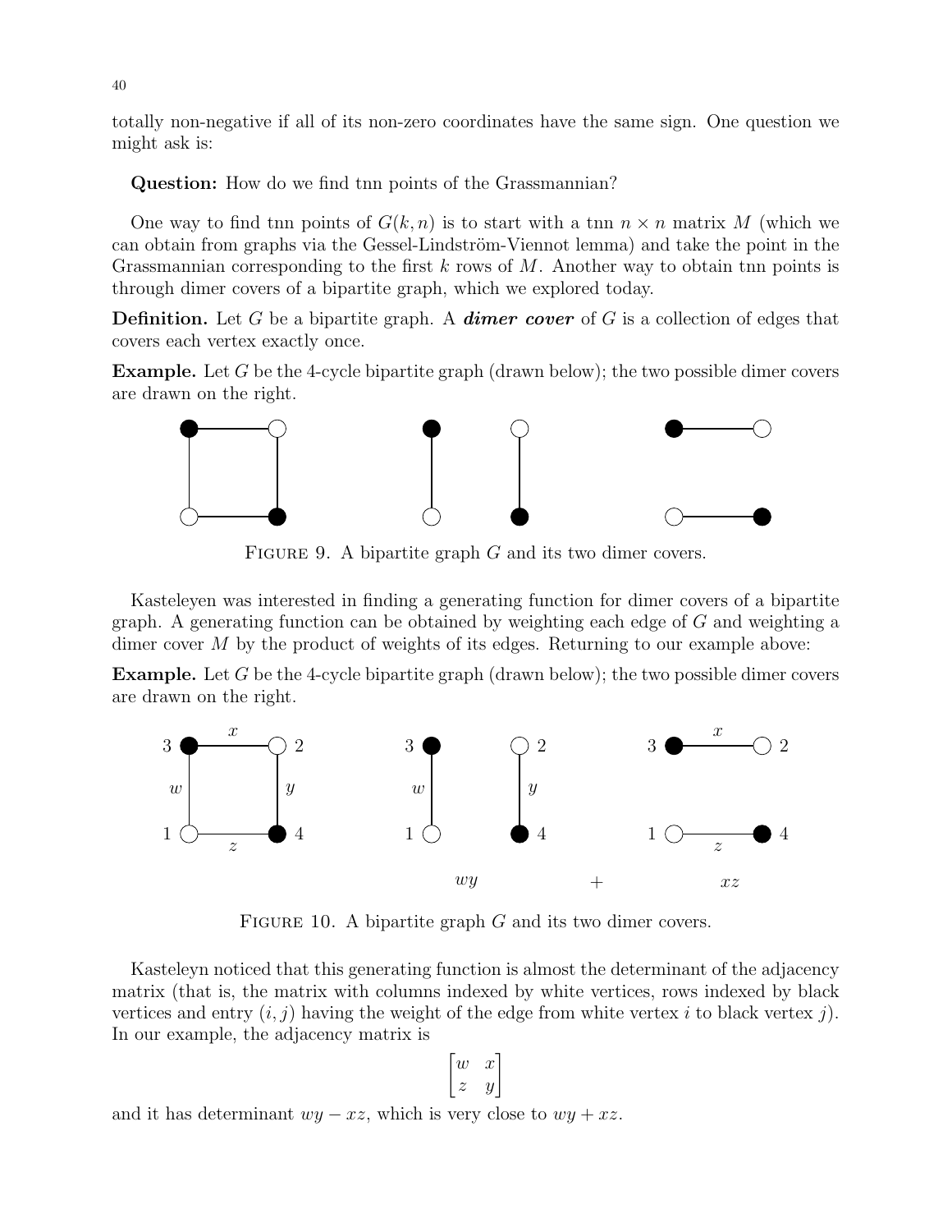totally non-negative if all of its non-zero coordinates have the same sign. One question we might ask is:

**Question:** How do we find tnn points of the Grassmannian?

One way to find tnn points of $G(k, n)$ is to start with a tnn $n \times n$ matrix $M$ (which we can obtain from graphs via the Gessel-Lindström-Viennot lemma) and take the point in the Grassmannian corresponding to the first $k$ rows of $M$. Another way to obtain tnn points is through dimer covers of a bipartite graph, which we explored today.

**Definition.** Let $G$ be a bipartite graph. A ***dimer cover*** of $G$ is a collection of edges that covers each vertex exactly once.

**Example.** Let $G$ be the 4-cycle bipartite graph (drawn below); the two possible dimer covers are drawn on the right.

FIGURE 9. A bipartite graph $G$ and its two dimer covers.

Kasteleyen was interested in finding a generating function for dimer covers of a bipartite graph. A generating function can be obtained by weighting each edge of $G$ and weighting a dimer cover $M$ by the product of weights of its edges. Returning to our example above:

**Example.** Let $G$ be the 4-cycle bipartite graph (drawn below); the two possible dimer covers are drawn on the right.

$wy \quad + \quad xz$

FIGURE 10. A bipartite graph $G$ and its two dimer covers.

Kasteleyn noticed that this generating function is almost the determinant of the adjacency matrix (that is, the matrix with columns indexed by white vertices, rows indexed by black vertices and entry $(i, j)$ having the weight of the edge from white vertex $i$ to black vertex $j$). In our example, the adjacency matrix is

$$\begin{bmatrix} w & x \\ z & y \end{bmatrix}$$

and it has determinant $wy - xz$, which is very close to $wy + xz$.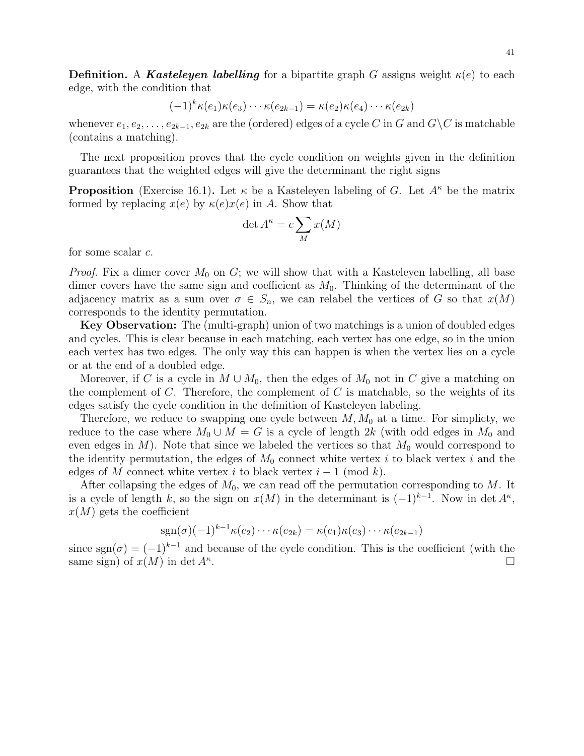**Definition.** A ***Kasteleyen labelling*** for a bipartite graph $G$ assigns weight $\kappa(e)$ to each edge, with the condition that

$$(-1)^k \kappa(e_1)\kappa(e_3)\cdots\kappa(e_{2k-1}) = \kappa(e_2)\kappa(e_4)\cdots\kappa(e_{2k})$$

whenever $e_1, e_2, \ldots, e_{2k-1}, e_{2k}$ are the (ordered) edges of a cycle $C$ in $G$ and $G\backslash C$ is matchable (contains a matching).

The next proposition proves that the cycle condition on weights given in the definition guarantees that the weighted edges will give the determinant the right signs

**Proposition** (Exercise 16.1)**.** Let $\kappa$ be a Kasteleyen labeling of $G$. Let $A^\kappa$ be the matrix formed by replacing $x(e)$ by $\kappa(e)x(e)$ in $A$. Show that

$$\det A^\kappa = c \sum_M x(M)$$

for some scalar $c$.

*Proof.* Fix a dimer cover $M_0$ on $G$; we will show that with a Kasteleyen labelling, all base dimer covers have the same sign and coefficient as $M_0$. Thinking of the determinant of the adjacency matrix as a sum over $\sigma \in S_n$, we can relabel the vertices of $G$ so that $x(M)$ corresponds to the identity permutation.

**Key Observation:** The (multi-graph) union of two matchings is a union of doubled edges and cycles. This is clear because in each matching, each vertex has one edge, so in the union each vertex has two edges. The only way this can happen is when the vertex lies on a cycle or at the end of a doubled edge.

Moreover, if $C$ is a cycle in $M \cup M_0$, then the edges of $M_0$ not in $C$ give a matching on the complement of $C$. Therefore, the complement of $C$ is matchable, so the weights of its edges satisfy the cycle condition in the definition of Kasteleyen labeling.

Therefore, we reduce to swapping one cycle between $M, M_0$ at a time. For simplicty, we reduce to the case where $M_0 \cup M = G$ is a cycle of length $2k$ (with odd edges in $M_0$ and even edges in $M$). Note that since we labeled the vertices so that $M_0$ would correspond to the identity permutation, the edges of $M_0$ connect white vertex $i$ to black vertex $i$ and the edges of $M$ connect white vertex $i$ to black vertex $i-1 \pmod{k}$.

After collapsing the edges of $M_0$, we can read off the permutation corresponding to $M$. It is a cycle of length $k$, so the sign on $x(M)$ in the determinant is $(-1)^{k-1}$. Now in $\det A^\kappa$, $x(M)$ gets the coefficient

$$\operatorname{sgn}(\sigma)(-1)^{k-1}\kappa(e_2)\cdots\kappa(e_{2k}) = \kappa(e_1)\kappa(e_3)\cdots\kappa(e_{2k-1})$$

since $\operatorname{sgn}(\sigma) = (-1)^{k-1}$ and because of the cycle condition. This is the coefficient (with the same sign) of $x(M)$ in $\det A^\kappa$. $\square$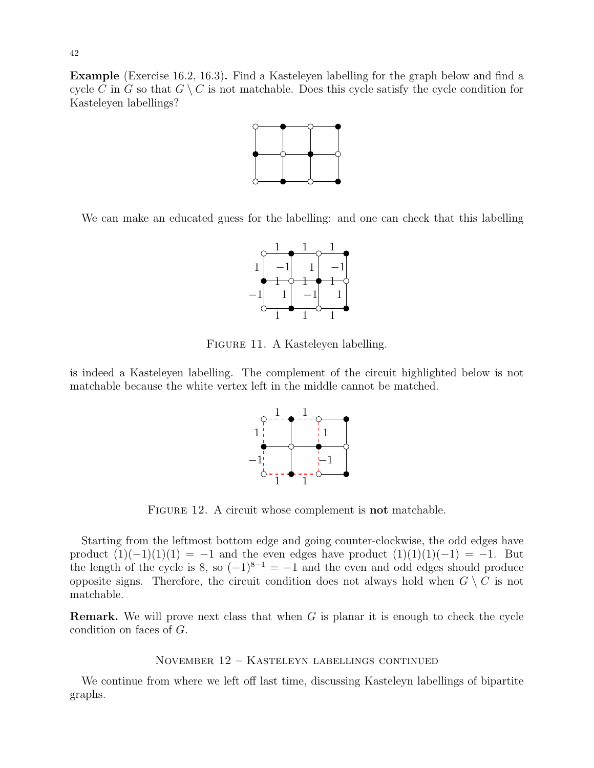**Example** (Exercise 16.2, 16.3)**.** Find a Kasteleyen labelling for the graph below and find a cycle $C$ in $G$ so that $G \setminus C$ is not matchable. Does this cycle satisfy the cycle condition for Kasteleyen labellings?

We can make an educated guess for the labelling: and one can check that this labelling

FIGURE 11. A Kasteleyen labelling.

is indeed a Kasteleyen labelling. The complement of the circuit highlighted below is not matchable because the white vertex left in the middle cannot be matched.

FIGURE 12. A circuit whose complement is **not** matchable.

Starting from the leftmost bottom edge and going counter-clockwise, the odd edges have product $(1)(-1)(1)(1) = -1$ and the even edges have product $(1)(1)(1)(-1) = -1$. But the length of the cycle is 8, so $(-1)^{8-1} = -1$ and the even and odd edges should produce opposite signs. Therefore, the circuit condition does not always hold when $G \setminus C$ is not matchable.

**Remark.** We will prove next class that when $G$ is planar it is enough to check the cycle condition on faces of $G$.

## November 12 – Kasteleyn labellings continued

We continue from where we left off last time, discussing Kasteleyn labellings of bipartite graphs.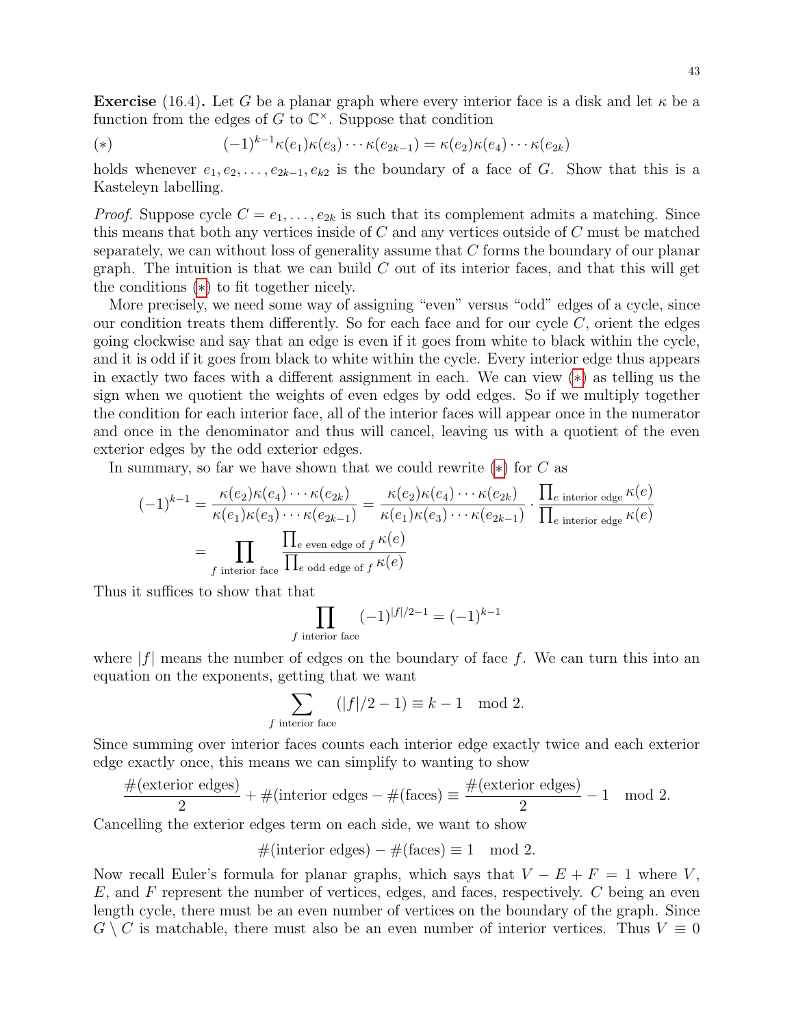**Exercise** (16.4)**.** Let $G$ be a planar graph where every interior face is a disk and let $\kappa$ be a function from the edges of $G$ to $\mathbb{C}^\times$. Suppose that condition

$$(*) \qquad (-1)^{k-1}\kappa(e_1)\kappa(e_3)\cdots\kappa(e_{2k-1}) = \kappa(e_2)\kappa(e_4)\cdots\kappa(e_{2k})$$

holds whenever $e_1, e_2, \ldots, e_{2k-1}, e_{k2}$ is the boundary of a face of $G$. Show that this is a Kasteleyn labelling.

*Proof.* Suppose cycle $C = e_1, \ldots, e_{2k}$ is such that its complement admits a matching. Since this means that both any vertices inside of $C$ and any vertices outside of $C$ must be matched separately, we can without loss of generality assume that $C$ forms the boundary of our planar graph. The intuition is that we can build $C$ out of its interior faces, and that this will get the conditions (*) to fit together nicely.

More precisely, we need some way of assigning "even" versus "odd" edges of a cycle, since our condition treats them differently. So for each face and for our cycle $C$, orient the edges going clockwise and say that an edge is even if it goes from white to black within the cycle, and it is odd if it goes from black to white within the cycle. Every interior edge thus appears in exactly two faces with a different assignment in each. We can view (*) as telling us the sign when we quotient the weights of even edges by odd edges. So if we multiply together the condition for each interior face, all of the interior faces will appear once in the numerator and once in the denominator and thus will cancel, leaving us with a quotient of the even exterior edges by the odd exterior edges.

In summary, so far we have shown that we could rewrite (*) for $C$ as

$$\begin{aligned}
(-1)^{k-1} &= \frac{\kappa(e_2)\kappa(e_4)\cdots\kappa(e_{2k})}{\kappa(e_1)\kappa(e_3)\cdots\kappa(e_{2k-1})} = \frac{\kappa(e_2)\kappa(e_4)\cdots\kappa(e_{2k})}{\kappa(e_1)\kappa(e_3)\cdots\kappa(e_{2k-1})} \cdot \frac{\prod_{e \text{ interior edge}} \kappa(e)}{\prod_{e \text{ interior edge}} \kappa(e)} \\
&= \prod_{f \text{ interior face}} \frac{\prod_{e \text{ even edge of } f} \kappa(e)}{\prod_{e \text{ odd edge of } f} \kappa(e)}
\end{aligned}$$

Thus it suffices to show that that

$$\prod_{f \text{ interior face}} (-1)^{|f|/2-1} = (-1)^{k-1}$$

where $|f|$ means the number of edges on the boundary of face $f$. We can turn this into an equation on the exponents, getting that we want

$$\sum_{f \text{ interior face}} (|f|/2 - 1) \equiv k - 1 \mod 2.$$

Since summing over interior faces counts each interior edge exactly twice and each exterior edge exactly once, this means we can simplify to wanting to show

$$\frac{\#(\text{exterior edges})}{2} + \#(\text{interior edges} - \#(\text{faces}) \equiv \frac{\#(\text{exterior edges})}{2} - 1 \mod 2.$$

Cancelling the exterior edges term on each side, we want to show

$$\#(\text{interior edges}) - \#(\text{faces}) \equiv 1 \mod 2.$$

Now recall Euler's formula for planar graphs, which says that $V - E + F = 1$ where $V$, $E$, and $F$ represent the number of vertices, edges, and faces, respectively. $C$ being an even length cycle, there must be an even number of vertices on the boundary of the graph. Since $G \setminus C$ is matchable, there must also be an even number of interior vertices. Thus $V \equiv 0$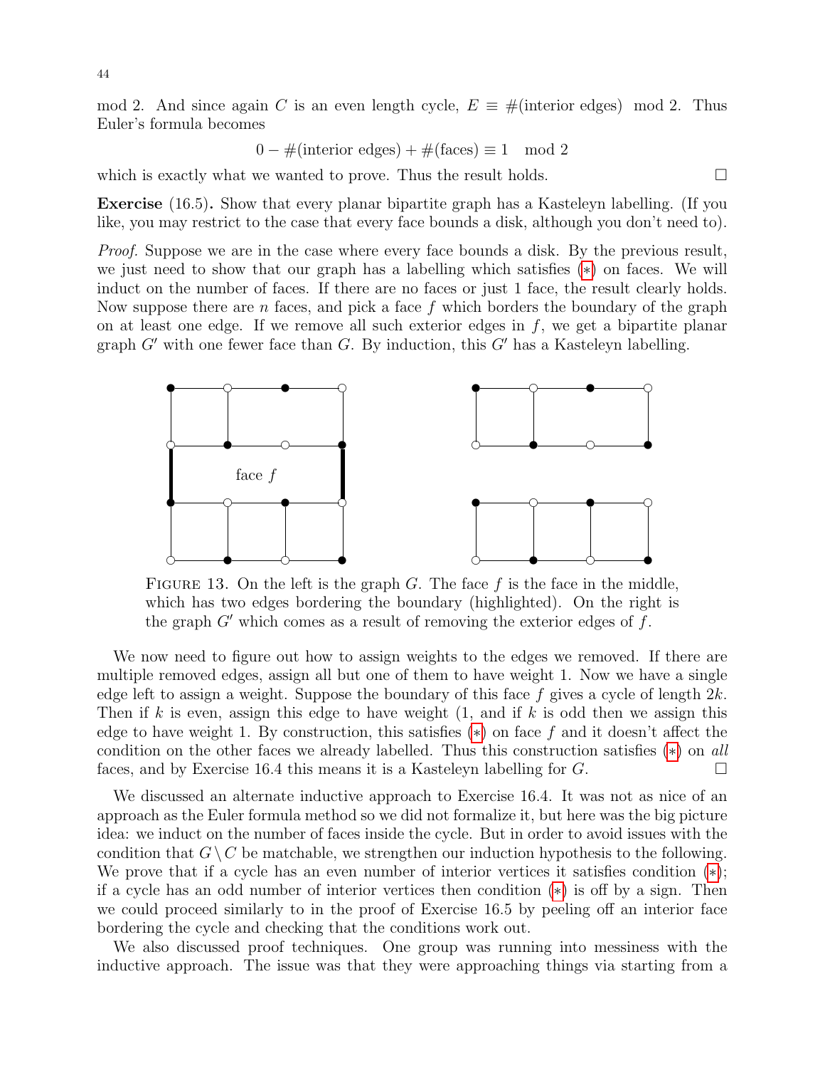mod 2. And since again $C$ is an even length cycle, $E \equiv \#(\text{interior edges}) \mod 2$. Thus Euler's formula becomes

$$0 - \#(\text{interior edges}) + \#(\text{faces}) \equiv 1 \mod 2$$

which is exactly what we wanted to prove. Thus the result holds. $\square$

**Exercise** (16.5)**.** Show that every planar bipartite graph has a Kasteleyn labelling. (If you like, you may restrict to the case that every face bounds a disk, although you don't need to).

*Proof.* Suppose we are in the case where every face bounds a disk. By the previous result, we just need to show that our graph has a labelling which satisfies ($*$) on faces. We will induct on the number of faces. If there are no faces or just 1 face, the result clearly holds. Now suppose there are $n$ faces, and pick a face $f$ which borders the boundary of the graph on at least one edge. If we remove all such exterior edges in $f$, we get a bipartite planar graph $G'$ with one fewer face than $G$. By induction, this $G'$ has a Kasteleyn labelling.

FIGURE 13. On the left is the graph $G$. The face $f$ is the face in the middle, which has two edges bordering the boundary (highlighted). On the right is the graph $G'$ which comes as a result of removing the exterior edges of $f$.

We now need to figure out how to assign weights to the edges we removed. If there are multiple removed edges, assign all but one of them to have weight 1. Now we have a single edge left to assign a weight. Suppose the boundary of this face $f$ gives a cycle of length $2k$. Then if $k$ is even, assign this edge to have weight (1, and if $k$ is odd then we assign this edge to have weight 1. By construction, this satisfies ($*$) on face $f$ and it doesn't affect the condition on the other faces we already labelled. Thus this construction satisfies ($*$) on *all* faces, and by Exercise 16.4 this means it is a Kasteleyn labelling for $G$. $\square$

We discussed an alternate inductive approach to Exercise 16.4. It was not as nice of an approach as the Euler formula method so we did not formalize it, but here was the big picture idea: we induct on the number of faces inside the cycle. But in order to avoid issues with the condition that $G \setminus C$ be matchable, we strengthen our induction hypothesis to the following. We prove that if a cycle has an even number of interior vertices it satisfies condition ($*$); if a cycle has an odd number of interior vertices then condition ($*$) is off by a sign. Then we could proceed similarly to in the proof of Exercise 16.5 by peeling off an interior face bordering the cycle and checking that the conditions work out.

We also discussed proof techniques. One group was running into messiness with the inductive approach. The issue was that they were approaching things via starting from a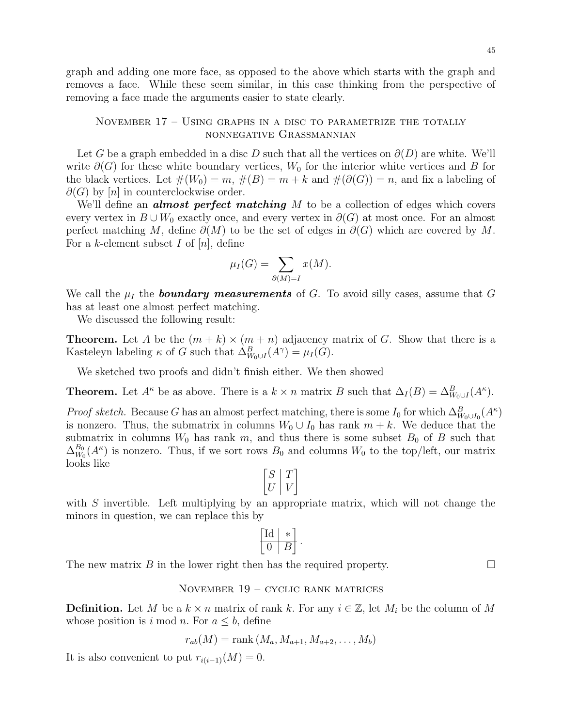graph and adding one more face, as opposed to the above which starts with the graph and removes a face. While these seem similar, in this case thinking from the perspective of removing a face made the arguments easier to state clearly.

## November 17 – Using graphs in a disc to parametrize the totally nonnegative Grassmannian

Let $G$ be a graph embedded in a disc $D$ such that all the vertices on $\partial(D)$ are white. We'll write $\partial(G)$ for these white boundary vertices, $W_0$ for the interior white vertices and $B$ for the black vertices. Let $\#(W_0) = m$, $\#(B) = m+k$ and $\#(\partial(G)) = n$, and fix a labeling of $\partial(G)$ by $[n]$ in counterclockwise order.

We'll define an ***almost perfect matching*** $M$ to be a collection of edges which covers every vertex in $B \cup W_0$ exactly once, and every vertex in $\partial(G)$ at most once. For an almost perfect matching $M$, define $\partial(M)$ to be the set of edges in $\partial(G)$ which are covered by $M$. For a $k$-element subset $I$ of $[n]$, define

$$\mu_I(G) = \sum_{\partial(M)=I} x(M).$$

We call the $\mu_I$ the ***boundary measurements*** of $G$. To avoid silly cases, assume that $G$ has at least one almost perfect matching.

We discussed the following result:

**Theorem.** Let $A$ be the $(m+k) \times (m+n)$ adjacency matrix of $G$. Show that there is a Kasteleyn labeling $\kappa$ of $G$ such that $\Delta^B_{W_0 \cup I}(A^\gamma) = \mu_I(G)$.

We sketched two proofs and didn't finish either. We then showed

**Theorem.** Let $A^\kappa$ be as above. There is a $k \times n$ matrix $B$ such that $\Delta_I(B) = \Delta^B_{W_0 \cup I}(A^\kappa)$.

*Proof sketch.* Because $G$ has an almost perfect matching, there is some $I_0$ for which $\Delta^B_{W_0 \cup I_0}(A^\kappa)$ is nonzero. Thus, the submatrix in columns $W_0 \cup I_0$ has rank $m+k$. We deduce that the submatrix in columns $W_0$ has rank $m$, and thus there is some subset $B_0$ of $B$ such that $\Delta^{B_0}_{W_0}(A^\kappa)$ is nonzero. Thus, if we sort rows $B_0$ and columns $W_0$ to the top/left, our matrix looks like

$$\left[\begin{array}{c|c} S & T \\ \hline U & V \end{array}\right]$$

with $S$ invertible. Left multiplying by an appropriate matrix, which will not change the minors in question, we can replace this by

$$\left[\begin{array}{c|c} \mathrm{Id} & * \\ \hline 0 & B \end{array}\right].$$

The new matrix $B$ in the lower right then has the required property. □

## November 19 – cyclic rank matrices

**Definition.** Let $M$ be a $k \times n$ matrix of rank $k$. For any $i \in \mathbb{Z}$, let $M_i$ be the column of $M$ whose position is $i \bmod n$. For $a \leq b$, define

$$r_{ab}(M) = \operatorname{rank}(M_a, M_{a+1}, M_{a+2}, \ldots, M_b)$$

It is also convenient to put $r_{i(i-1)}(M) = 0$.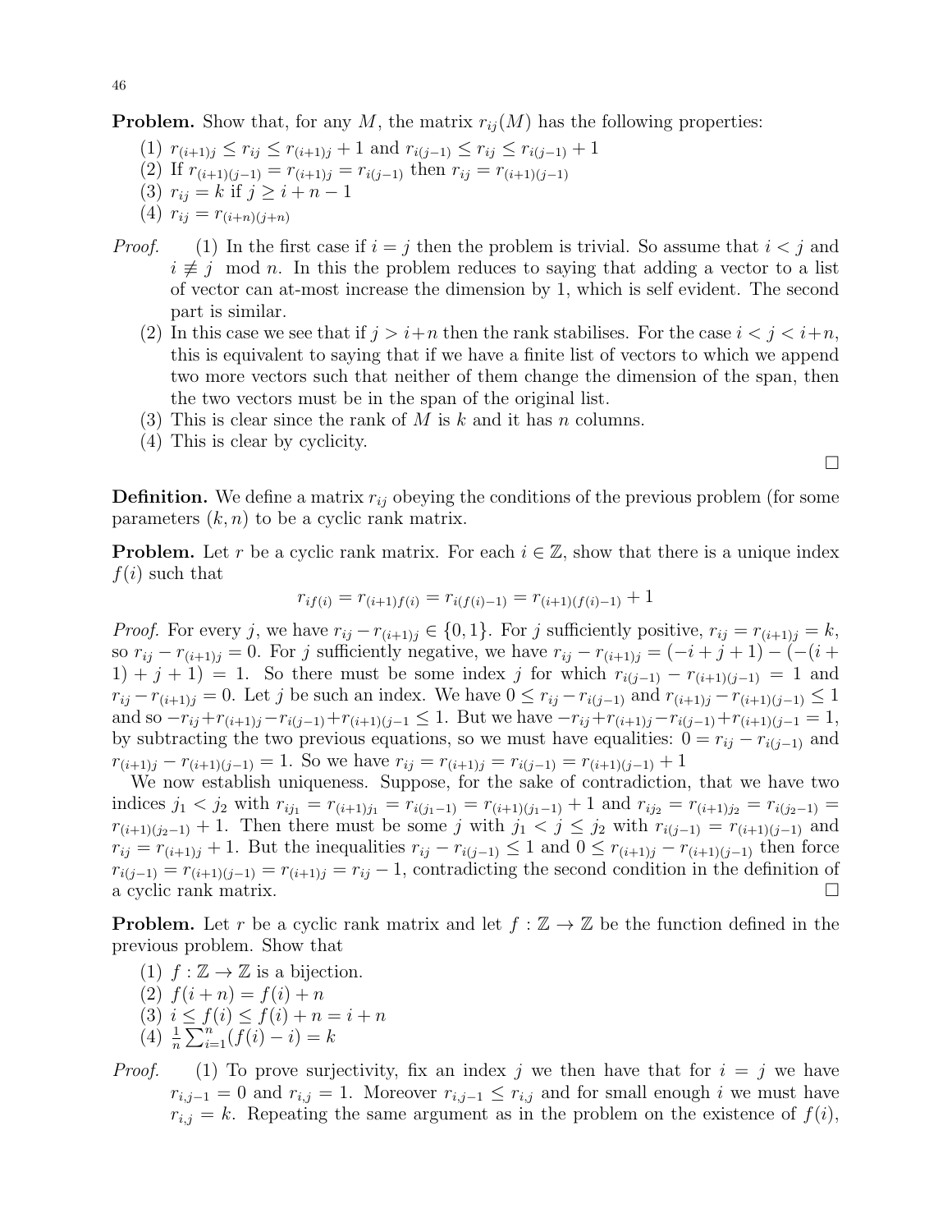**Problem.** Show that, for any $M$, the matrix $r_{ij}(M)$ has the following properties:

(1) $r_{(i+1)j} \leq r_{ij} \leq r_{(i+1)j} + 1$ and $r_{i(j-1)} \leq r_{ij} \leq r_{i(j-1)} + 1$
(2) If $r_{(i+1)(j-1)} = r_{(i+1)j} = r_{i(j-1)}$ then $r_{ij} = r_{(i+1)(j-1)}$
(3) $r_{ij} = k$ if $j \geq i + n - 1$
(4) $r_{ij} = r_{(i+n)(j+n)}$

*Proof.* (1) In the first case if $i = j$ then the problem is trivial. So assume that $i < j$ and $i \not\equiv j \mod n$. In this the problem reduces to saying that adding a vector to a list of vector can at-most increase the dimension by 1, which is self evident. The second part is similar.

(2) In this case we see that if $j > i+n$ then the rank stabilises. For the case $i < j < i+n$, this is equivalent to saying that if we have a finite list of vectors to which we append two more vectors such that neither of them change the dimension of the span, then the two vectors must be in the span of the original list.

(3) This is clear since the rank of $M$ is $k$ and it has $n$ columns.

(4) This is clear by cyclicity.

$\square$

**Definition.** We define a matrix $r_{ij}$ obeying the conditions of the previous problem (for some parameters $(k, n)$ to be a cyclic rank matrix.

**Problem.** Let $r$ be a cyclic rank matrix. For each $i \in \mathbb{Z}$, show that there is a unique index $f(i)$ such that

$$r_{if(i)} = r_{(i+1)f(i)} = r_{i(f(i)-1)} = r_{(i+1)(f(i)-1)} + 1$$

*Proof.* For every $j$, we have $r_{ij} - r_{(i+1)j} \in \{0, 1\}$. For $j$ sufficiently positive, $r_{ij} = r_{(i+1)j} = k$, so $r_{ij} - r_{(i+1)j} = 0$. For $j$ sufficiently negative, we have $r_{ij} - r_{(i+1)j} = (-i + j + 1) - (-(i + 1) + j + 1) = 1$. So there must be some index $j$ for which $r_{i(j-1)} - r_{(i+1)(j-1)} = 1$ and $r_{ij} - r_{(i+1)j} = 0$. Let $j$ be such an index. We have $0 \leq r_{ij} - r_{i(j-1)}$ and $r_{(i+1)j} - r_{(i+1)(j-1)} \leq 1$ and so $-r_{ij} + r_{(i+1)j} - r_{i(j-1)} + r_{(i+1)(j-1} \leq 1$. But we have $-r_{ij} + r_{(i+1)j} - r_{i(j-1)} + r_{(i+1)(j-1} = 1$, by subtracting the two previous equations, so we must have equalities: $0 = r_{ij} - r_{i(j-1)}$ and $r_{(i+1)j} - r_{(i+1)(j-1)} = 1$. So we have $r_{ij} = r_{(i+1)j} = r_{i(j-1)} = r_{(i+1)(j-1)} + 1$

We now establish uniqueness. Suppose, for the sake of contradiction, that we have two indices $j_1 < j_2$ with $r_{ij_1} = r_{(i+1)j_1} = r_{i(j_1-1)} = r_{(i+1)(j_1-1)} + 1$ and $r_{ij_2} = r_{(i+1)j_2} = r_{i(j_2-1)} = r_{(i+1)(j_2-1)} + 1$. Then there must be some $j$ with $j_1 < j \leq j_2$ with $r_{i(j-1)} = r_{(i+1)(j-1)}$ and $r_{ij} = r_{(i+1)j} + 1$. But the inequalities $r_{ij} - r_{i(j-1)} \leq 1$ and $0 \leq r_{(i+1)j} - r_{(i+1)(j-1)}$ then force $r_{i(j-1)} = r_{(i+1)(j-1)} = r_{(i+1)j} = r_{ij} - 1$, contradicting the second condition in the definition of a cyclic rank matrix. $\square$

**Problem.** Let $r$ be a cyclic rank matrix and let $f : \mathbb{Z} \to \mathbb{Z}$ be the function defined in the previous problem. Show that

(1) $f : \mathbb{Z} \to \mathbb{Z}$ is a bijection.
(2) $f(i + n) = f(i) + n$
(3) $i \leq f(i) \leq f(i) + n = i + n$
(4) $\frac{1}{n} \sum_{i=1}^{n} (f(i) - i) = k$

*Proof.* (1) To prove surjectivity, fix an index $j$ we then have that for $i = j$ we have $r_{i,j-1} = 0$ and $r_{i,j} = 1$. Moreover $r_{i,j-1} \leq r_{i,j}$ and for small enough $i$ we must have $r_{i,j} = k$. Repeating the same argument as in the problem on the existence of $f(i)$,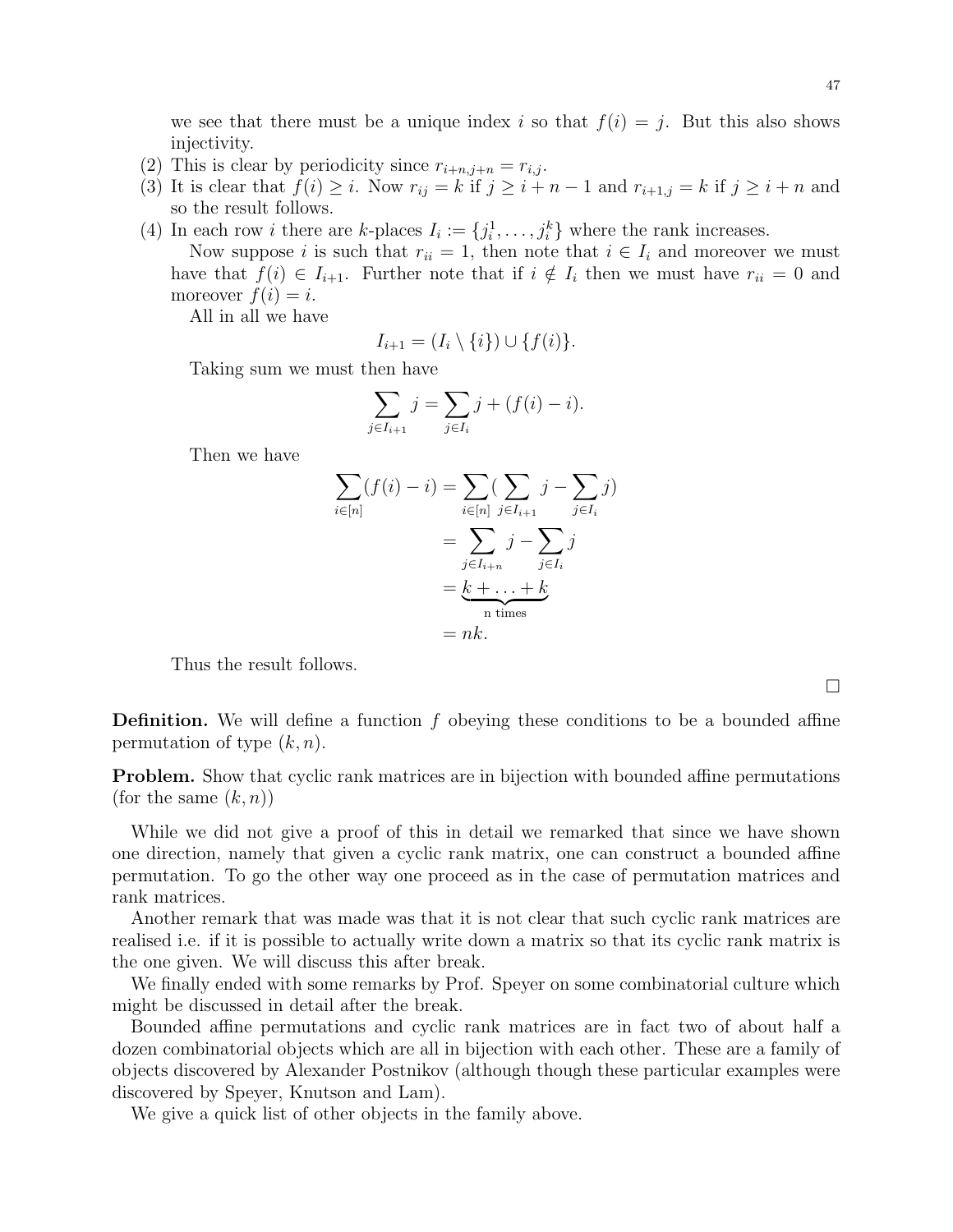we see that there must be a unique index $i$ so that $f(i) = j$. But this also shows injectivity.

(2) This is clear by periodicity since $r_{i+n,j+n} = r_{i,j}$.

(3) It is clear that $f(i) \geq i$. Now $r_{ij} = k$ if $j \geq i + n - 1$ and $r_{i+1,j} = k$ if $j \geq i + n$ and so the result follows.

(4) In each row $i$ there are $k$-places $I_i := \{j_i^1, \ldots, j_i^k\}$ where the rank increases.

   Now suppose $i$ is such that $r_{ii} = 1$, then note that $i \in I_i$ and moreover we must have that $f(i) \in I_{i+1}$. Further note that if $i \notin I_i$ then we must have $r_{ii} = 0$ and moreover $f(i) = i$.

   All in all we have

$$I_{i+1} = (I_i \setminus \{i\}) \cup \{f(i)\}.$$

   Taking sum we must then have

$$\sum_{j \in I_{i+1}} j = \sum_{j \in I_i} j + (f(i) - i).$$

   Then we have

$$\begin{aligned}
\sum_{i \in [n]} (f(i) - i) &= \sum_{i \in [n]} \Big( \sum_{j \in I_{i+1}} j - \sum_{j \in I_i} j \Big) \\
&= \sum_{j \in I_{i+n}} j - \sum_{j \in I_i} j \\
&= \underbrace{k + \ldots + k}_{\text{n times}} \\
&= nk.
\end{aligned}$$

   Thus the result follows.

□

**Definition.** We will define a function $f$ obeying these conditions to be a bounded affine permutation of type $(k, n)$.

**Problem.** Show that cyclic rank matrices are in bijection with bounded affine permutations (for the same $(k, n)$)

While we did not give a proof of this in detail we remarked that since we have shown one direction, namely that given a cyclic rank matrix, one can construct a bounded affine permutation. To go the other way one proceed as in the case of permutation matrices and rank matrices.

Another remark that was made was that it is not clear that such cyclic rank matrices are realised i.e. if it is possible to actually write down a matrix so that its cyclic rank matrix is the one given. We will discuss this after break.

We finally ended with some remarks by Prof. Speyer on some combinatorial culture which might be discussed in detail after the break.

Bounded affine permutations and cyclic rank matrices are in fact two of about half a dozen combinatorial objects which are all in bijection with each other. These are a family of objects discovered by Alexander Postnikov (although though these particular examples were discovered by Speyer, Knutson and Lam).

We give a quick list of other objects in the family above.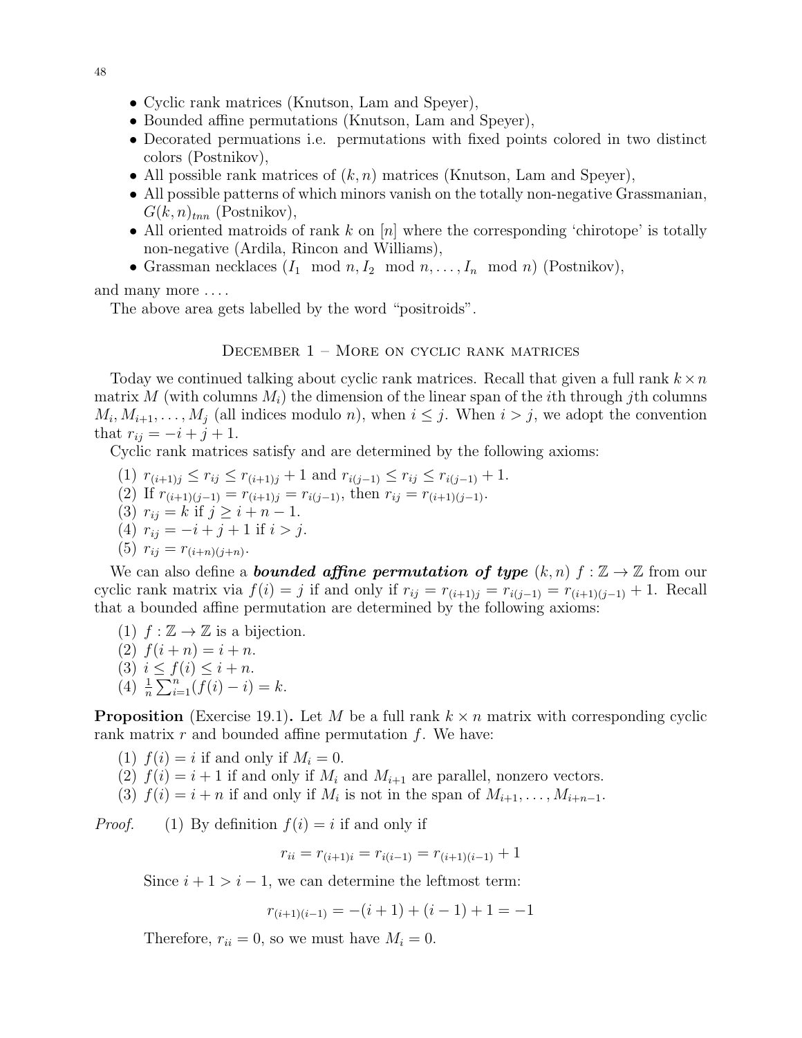- Cyclic rank matrices (Knutson, Lam and Speyer),
- Bounded affine permutations (Knutson, Lam and Speyer),
- Decorated permutations i.e. permutations with fixed points colored in two distinct colors (Postnikov),
- All possible rank matrices of $(k, n)$ matrices (Knutson, Lam and Speyer),
- All possible patterns of which minors vanish on the totally non-negative Grassmanian, $G(k, n)_{tnn}$ (Postnikov),
- All oriented matroids of rank $k$ on $[n]$ where the corresponding 'chirotope' is totally non-negative (Ardila, Rincon and Williams),
- Grassman necklaces $(I_1 \mod n, I_2 \mod n, \ldots, I_n \mod n)$ (Postnikov),

and many more ....

The above area gets labelled by the word "positroids".

## December 1 – More on cyclic rank matrices

Today we continued talking about cyclic rank matrices. Recall that given a full rank $k \times n$ matrix $M$ (with columns $M_i$) the dimension of the linear span of the $i$th through $j$th columns $M_i, M_{i+1}, \ldots, M_j$ (all indices modulo $n$), when $i \leq j$. When $i > j$, we adopt the convention that $r_{ij} = -i + j + 1$.

Cyclic rank matrices satisfy and are determined by the following axioms:

1. $r_{(i+1)j} \leq r_{ij} \leq r_{(i+1)j} + 1$ and $r_{i(j-1)} \leq r_{ij} \leq r_{i(j-1)} + 1$.
2. If $r_{(i+1)(j-1)} = r_{(i+1)j} = r_{i(j-1)}$, then $r_{ij} = r_{(i+1)(j-1)}$.
3. $r_{ij} = k$ if $j \geq i + n - 1$.
4. $r_{ij} = -i + j + 1$ if $i > j$.
5. $r_{ij} = r_{(i+n)(j+n)}$.

We can also define a ***bounded affine permutation of type*** $(k, n)$ $f : \mathbb{Z} \to \mathbb{Z}$ from our cyclic rank matrix via $f(i) = j$ if and only if $r_{ij} = r_{(i+1)j} = r_{i(j-1)} = r_{(i+1)(j-1)} + 1$. Recall that a bounded affine permutation are determined by the following axioms:

1. $f : \mathbb{Z} \to \mathbb{Z}$ is a bijection.
2. $f(i + n) = i + n$.
3. $i \leq f(i) \leq i + n$.
4. $\frac{1}{n} \sum_{i=1}^{n} (f(i) - i) = k$.

**Proposition** (Exercise 19.1)**.** Let $M$ be a full rank $k \times n$ matrix with corresponding cyclic rank matrix $r$ and bounded affine permutation $f$. We have:

1. $f(i) = i$ if and only if $M_i = 0$.
2. $f(i) = i + 1$ if and only if $M_i$ and $M_{i+1}$ are parallel, nonzero vectors.
3. $f(i) = i + n$ if and only if $M_i$ is not in the span of $M_{i+1}, \ldots, M_{i+n-1}$.

*Proof.* (1) By definition $f(i) = i$ if and only if

$$r_{ii} = r_{(i+1)i} = r_{i(i-1)} = r_{(i+1)(i-1)} + 1$$

Since $i + 1 > i - 1$, we can determine the leftmost term:

$$r_{(i+1)(i-1)} = -(i + 1) + (i - 1) + 1 = -1$$

Therefore, $r_{ii} = 0$, so we must have $M_i = 0$.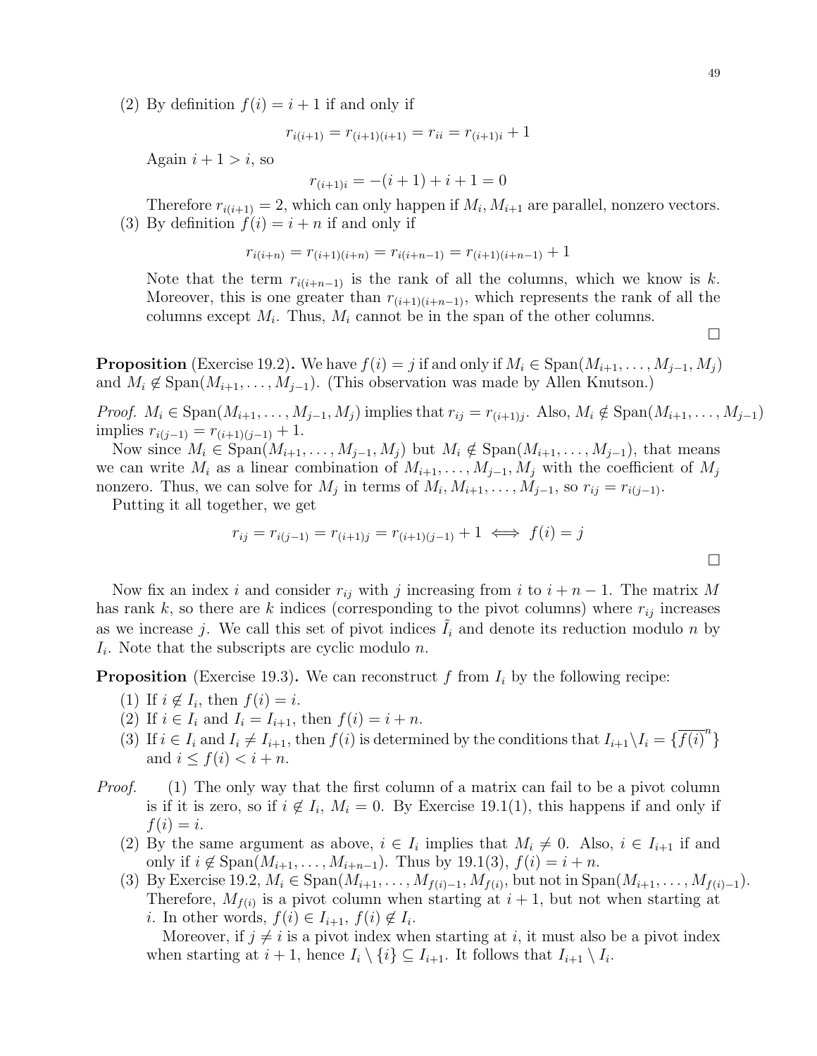(2) By definition $f(i) = i + 1$ if and only if

$$r_{i(i+1)} = r_{(i+1)(i+1)} = r_{ii} = r_{(i+1)i} + 1$$

Again $i + 1 > i$, so

$$r_{(i+1)i} = -(i+1) + i + 1 = 0$$

Therefore $r_{i(i+1)} = 2$, which can only happen if $M_i, M_{i+1}$ are parallel, nonzero vectors.

(3) By definition $f(i) = i + n$ if and only if

$$r_{i(i+n)} = r_{(i+1)(i+n)} = r_{i(i+n-1)} = r_{(i+1)(i+n-1)} + 1$$

Note that the term $r_{i(i+n-1)}$ is the rank of all the columns, which we know is $k$. Moreover, this is one greater than $r_{(i+1)(i+n-1)}$, which represents the rank of all the columns except $M_i$. Thus, $M_i$ cannot be in the span of the other columns.

□

**Proposition** (Exercise 19.2)**.** We have $f(i) = j$ if and only if $M_i \in \text{Span}(M_{i+1}, \ldots, M_{j-1}, M_j)$ and $M_i \notin \text{Span}(M_{i+1}, \ldots, M_{j-1})$. (This observation was made by Allen Knutson.)

*Proof.* $M_i \in \text{Span}(M_{i+1}, \ldots, M_{j-1}, M_j)$ implies that $r_{ij} = r_{(i+1)j}$. Also, $M_i \notin \text{Span}(M_{i+1}, \ldots, M_{j-1})$ implies $r_{i(j-1)} = r_{(i+1)(j-1)} + 1$.

Now since $M_i \in \text{Span}(M_{i+1}, \ldots, M_{j-1}, M_j)$ but $M_i \notin \text{Span}(M_{i+1}, \ldots, M_{j-1})$, that means we can write $M_i$ as a linear combination of $M_{i+1}, \ldots, M_{j-1}, M_j$ with the coefficient of $M_j$ nonzero. Thus, we can solve for $M_j$ in terms of $M_i, M_{i+1}, \ldots, M_{j-1}$, so $r_{ij} = r_{i(j-1)}$.

Putting it all together, we get

$$r_{ij} = r_{i(j-1)} = r_{(i+1)j} = r_{(i+1)(j-1)} + 1 \iff f(i) = j$$

□

Now fix an index $i$ and consider $r_{ij}$ with $j$ increasing from $i$ to $i + n - 1$. The matrix $M$ has rank $k$, so there are $k$ indices (corresponding to the pivot columns) where $r_{ij}$ increases as we increase $j$. We call this set of pivot indices $\tilde{I}_i$ and denote its reduction modulo $n$ by $I_i$. Note that the subscripts are cyclic modulo $n$.

**Proposition** (Exercise 19.3)**.** We can reconstruct $f$ from $I_i$ by the following recipe:

(1) If $i \notin I_i$, then $f(i) = i$.
(2) If $i \in I_i$ and $I_i = I_{i+1}$, then $f(i) = i + n$.
(3) If $i \in I_i$ and $I_i \neq I_{i+1}$, then $f(i)$ is determined by the conditions that $I_{i+1} \setminus I_i = \{\overline{f(i)}^n\}$ and $i \leq f(i) < i + n$.

*Proof.* (1) The only way that the first column of a matrix can fail to be a pivot column is if it is zero, so if $i \notin I_i$, $M_i = 0$. By Exercise 19.1(1), this happens if and only if $f(i) = i$.

(2) By the same argument as above, $i \in I_i$ implies that $M_i \neq 0$. Also, $i \in I_{i+1}$ if and only if $i \notin \text{Span}(M_{i+1}, \ldots, M_{i+n-1})$. Thus by 19.1(3), $f(i) = i + n$.

(3) By Exercise 19.2, $M_i \in \text{Span}(M_{i+1}, \ldots, M_{f(i)-1}, M_{f(i)}$, but not in $\text{Span}(M_{i+1}, \ldots, M_{f(i)-1})$. Therefore, $M_{f(i)}$ is a pivot column when starting at $i + 1$, but not when starting at $i$. In other words, $f(i) \in I_{i+1}$, $f(i) \notin I_i$.

Moreover, if $j \neq i$ is a pivot index when starting at $i$, it must also be a pivot index when starting at $i + 1$, hence $I_i \setminus \{i\} \subseteq I_{i+1}$. It follows that $I_{i+1} \setminus I_i$.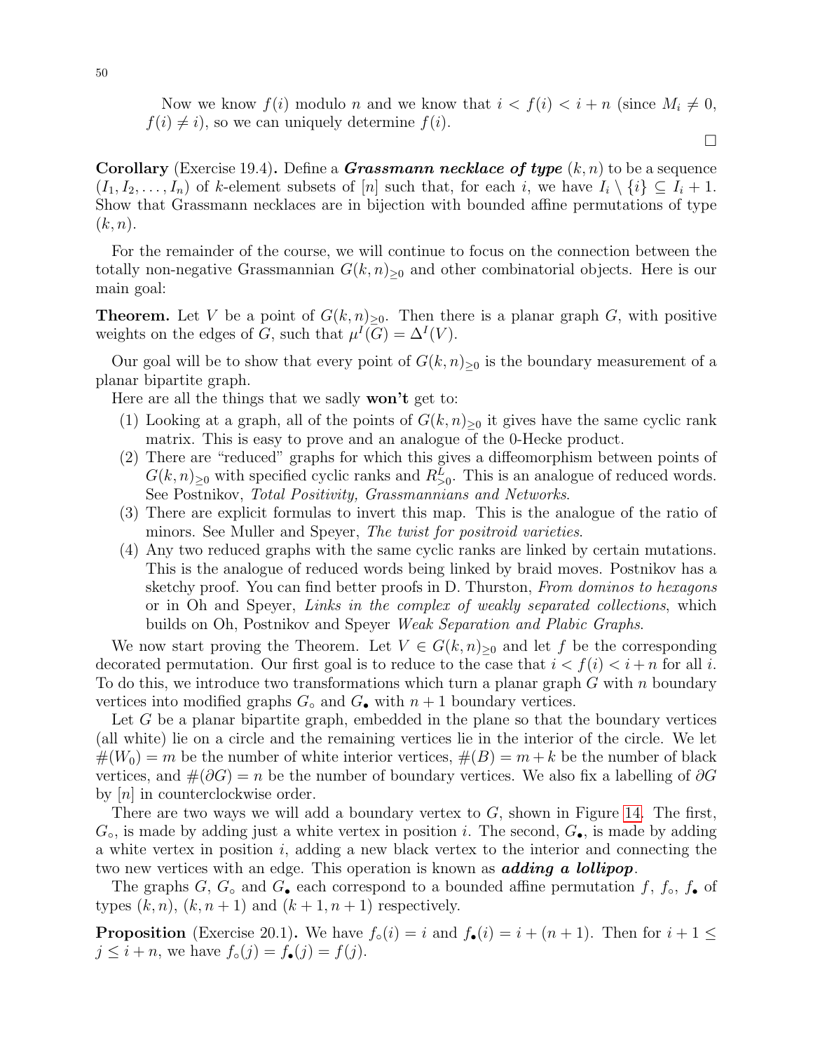Now we know $f(i)$ modulo $n$ and we know that $i < f(i) < i + n$ (since $M_i \neq 0$, $f(i) \neq i$), so we can uniquely determine $f(i)$.

□

**Corollary** (Exercise 19.4)**.** Define a ***Grassmann necklace of type*** $(k, n)$ to be a sequence $(I_1, I_2, \ldots, I_n)$ of $k$-element subsets of $[n]$ such that, for each $i$, we have $I_i \setminus \{i\} \subseteq I_i + 1$. Show that Grassmann necklaces are in bijection with bounded affine permutations of type $(k, n)$.

For the remainder of the course, we will continue to focus on the connection between the totally non-negative Grassmannian $G(k, n)_{\geq 0}$ and other combinatorial objects. Here is our main goal:

**Theorem.** Let $V$ be a point of $G(k, n)_{\geq 0}$. Then there is a planar graph $G$, with positive weights on the edges of $G$, such that $\mu^I(G) = \Delta^I(V)$.

Our goal will be to show that every point of $G(k, n)_{\geq 0}$ is the boundary measurement of a planar bipartite graph.

Here are all the things that we sadly **won't** get to:

1. Looking at a graph, all of the points of $G(k, n)_{\geq 0}$ it gives have the same cyclic rank matrix. This is easy to prove and an analogue of the 0-Hecke product.
2. There are "reduced" graphs for which this gives a diffeomorphism between points of $G(k, n)_{\geq 0}$ with specified cyclic ranks and $R^L_{>0}$. This is an analogue of reduced words. See Postnikov, *Total Positivity, Grassmannians and Networks*.
3. There are explicit formulas to invert this map. This is the analogue of the ratio of minors. See Muller and Speyer, *The twist for positroid varieties*.
4. Any two reduced graphs with the same cyclic ranks are linked by certain mutations. This is the analogue of reduced words being linked by braid moves. Postnikov has a sketchy proof. You can find better proofs in D. Thurston, *From dominos to hexagons* or in Oh and Speyer, *Links in the complex of weakly separated collections*, which builds on Oh, Postnikov and Speyer *Weak Separation and Plabic Graphs*.

We now start proving the Theorem. Let $V \in G(k, n)_{\geq 0}$ and let $f$ be the corresponding decorated permutation. Our first goal is to reduce to the case that $i < f(i) < i + n$ for all $i$. To do this, we introduce two transformations which turn a planar graph $G$ with $n$ boundary vertices into modified graphs $G_\circ$ and $G_\bullet$ with $n + 1$ boundary vertices.

Let $G$ be a planar bipartite graph, embedded in the plane so that the boundary vertices (all white) lie on a circle and the remaining vertices lie in the interior of the circle. We let $\#(W_0) = m$ be the number of white interior vertices, $\#(B) = m + k$ be the number of black vertices, and $\#(\partial G) = n$ be the number of boundary vertices. We also fix a labelling of $\partial G$ by $[n]$ in counterclockwise order.

There are two ways we will add a boundary vertex to $G$, shown in Figure 14. The first, $G_\circ$, is made by adding just a white vertex in position $i$. The second, $G_\bullet$, is made by adding a white vertex in position $i$, adding a new black vertex to the interior and connecting the two new vertices with an edge. This operation is known as ***adding a lollipop***.

The graphs $G$, $G_\circ$ and $G_\bullet$ each correspond to a bounded affine permutation $f$, $f_\circ$, $f_\bullet$ of types $(k, n)$, $(k, n + 1)$ and $(k + 1, n + 1)$ respectively.

**Proposition** (Exercise 20.1)**.** We have $f_\circ(i) = i$ and $f_\bullet(i) = i + (n + 1)$. Then for $i + 1 \leq j \leq i + n$, we have $f_\circ(j) = f_\bullet(j) = f(j)$.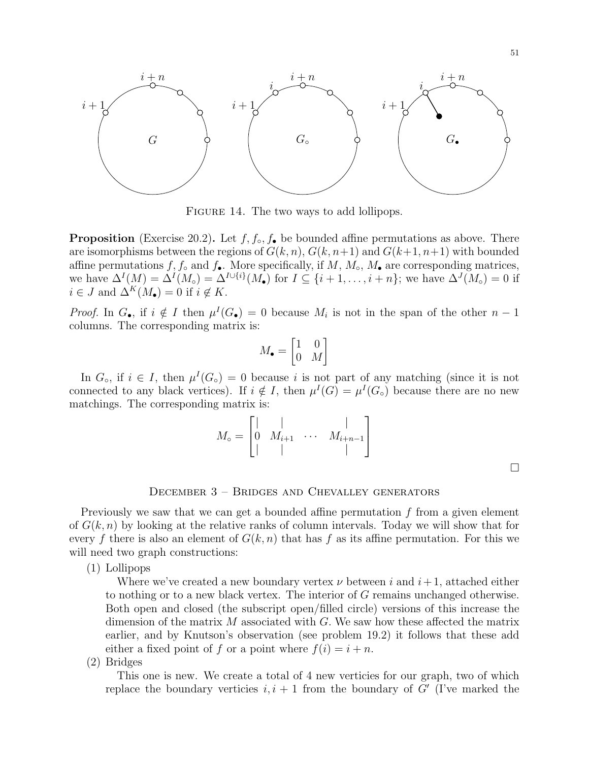Figure 14. The two ways to add lollipops.

**Proposition** (Exercise 20.2)**.** Let $f, f_\circ, f_\bullet$ be bounded affine permutations as above. There are isomorphisms between the regions of $G(k,n)$, $G(k,n{+}1)$ and $G(k{+}1,n{+}1)$ with bounded affine permutations $f$, $f_\circ$ and $f_\bullet$. More specifically, if $M$, $M_\circ$, $M_\bullet$ are corresponding matrices, we have $\Delta^I(M) = \Delta^I(M_\circ) = \Delta^{I\cup\{i\}}(M_\bullet)$ for $I \subseteq \{i+1,\ldots,i+n\}$; we have $\Delta^J(M_\circ) = 0$ if $i \in J$ and $\Delta^K(M_\bullet) = 0$ if $i \notin K$.

*Proof.* In $G_\bullet$, if $i \notin I$ then $\mu^I(G_\bullet) = 0$ because $M_i$ is not in the span of the other $n-1$ columns. The corresponding matrix is:

$$M_\bullet = \begin{bmatrix} 1 & 0 \\ 0 & M \end{bmatrix}$$

In $G_\circ$, if $i \in I$, then $\mu^I(G_\circ) = 0$ because $i$ is not part of any matching (since it is not connected to any black vertices). If $i \notin I$, then $\mu^I(G) = \mu^I(G_\circ)$ because there are no new matchings. The corresponding matrix is:

$$M_\circ = \begin{bmatrix} | & | & & | \\ 0 & M_{i+1} & \cdots & M_{i+n-1} \\ | & | & & | \end{bmatrix}$$

□

## December 3 – Bridges and Chevalley generators

Previously we saw that we can get a bounded affine permutation $f$ from a given element of $G(k,n)$ by looking at the relative ranks of column intervals. Today we will show that for every $f$ there is also an element of $G(k,n)$ that has $f$ as its affine permutation. For this we will need two graph constructions:

1. Lollipops

   Where we've created a new boundary vertex $\nu$ between $i$ and $i+1$, attached either to nothing or to a new black vertex. The interior of $G$ remains unchanged otherwise. Both open and closed (the subscript open/filled circle) versions of this increase the dimension of the matrix $M$ associated with $G$. We saw how these affected the matrix earlier, and by Knutson's observation (see problem 19.2) it follows that these add either a fixed point of $f$ or a point where $f(i) = i+n$.

2. Bridges

   This one is new. We create a total of 4 new verticies for our graph, two of which replace the boundary verticies $i, i+1$ from the boundary of $G'$ (I've marked the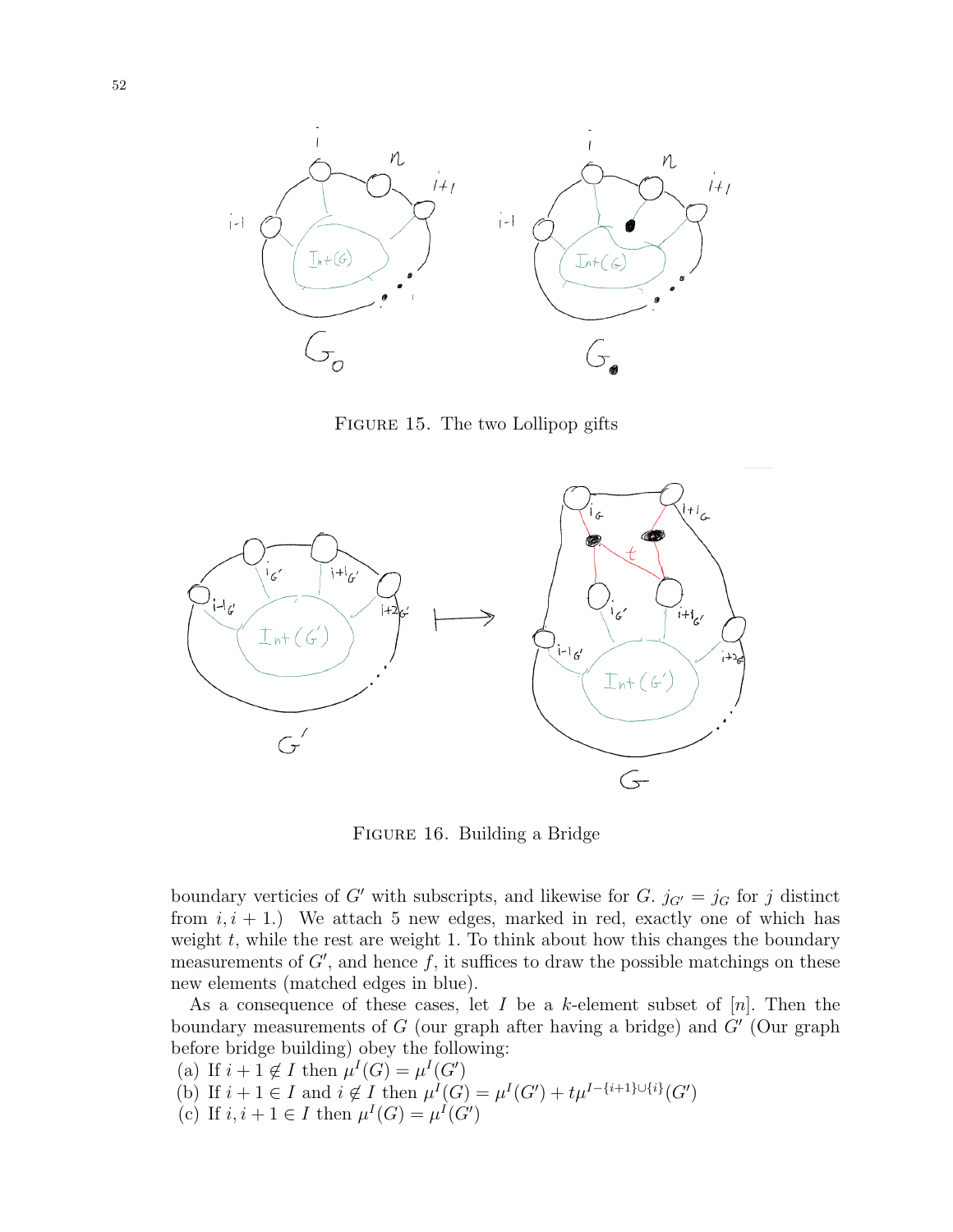FIGURE 15. The two Lollipop gifts

FIGURE 16. Building a Bridge

boundary verticies of $G'$ with subscripts, and likewise for $G$. $j_{G'} = j_G$ for $j$ distinct from $i, i+1$.) We attach 5 new edges, marked in red, exactly one of which has weight $t$, while the rest are weight 1. To think about how this changes the boundary measurements of $G'$, and hence $f$, it suffices to draw the possible matchings on these new elements (matched edges in blue).

As a consequence of these cases, let $I$ be a $k$-element subset of $[n]$. Then the boundary measurements of $G$ (our graph after having a bridge) and $G'$ (Our graph before bridge building) obey the following:

(a) If $i+1 \notin I$ then $\mu^I(G) = \mu^I(G')$
(b) If $i+1 \in I$ and $i \notin I$ then $\mu^I(G) = \mu^I(G') + t\mu^{I-\{i+1\}\cup\{i\}}(G')$
(c) If $i, i+1 \in I$ then $\mu^I(G) = \mu^I(G')$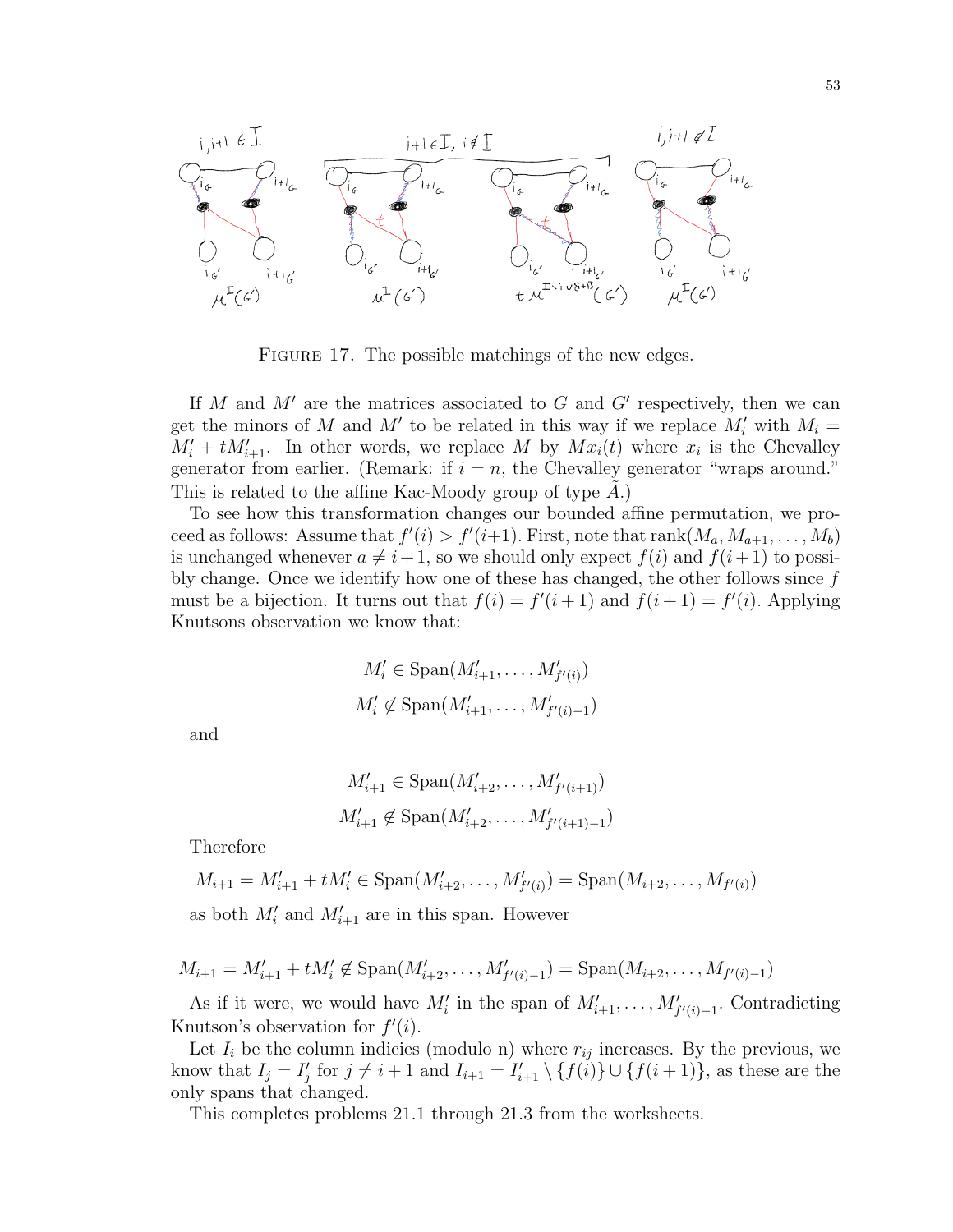FIGURE 17. The possible matchings of the new edges.

If $M$ and $M'$ are the matrices associated to $G$ and $G'$ respectively, then we can get the minors of $M$ and $M'$ to be related in this way if we replace $M'_i$ with $M_i = M'_i + tM'_{i+1}$. In other words, we replace $M$ by $Mx_i(t)$ where $x_i$ is the Chevalley generator from earlier. (Remark: if $i = n$, the Chevalley generator "wraps around." This is related to the affine Kac-Moody group of type $\tilde{A}$.)

To see how this transformation changes our bounded affine permutation, we proceed as follows: Assume that $f'(i) > f'(i+1)$. First, note that $\operatorname{rank}(M_a, M_{a+1}, \ldots, M_b)$ is unchanged whenever $a \neq i+1$, so we should only expect $f(i)$ and $f(i+1)$ to possibly change. Once we identify how one of these has changed, the other follows since $f$ must be a bijection. It turns out that $f(i) = f'(i+1)$ and $f(i+1) = f'(i)$. Applying Knutsons observation we know that:

$$M'_i \in \operatorname{Span}(M'_{i+1}, \ldots, M'_{f'(i)})$$
$$M'_i \notin \operatorname{Span}(M'_{i+1}, \ldots, M'_{f'(i)-1})$$

and

$$M'_{i+1} \in \operatorname{Span}(M'_{i+2}, \ldots, M'_{f'(i+1)})$$
$$M'_{i+1} \notin \operatorname{Span}(M'_{i+2}, \ldots, M'_{f'(i+1)-1})$$

Therefore

$$M_{i+1} = M'_{i+1} + tM'_i \in \operatorname{Span}(M'_{i+2}, \ldots, M'_{f'(i)}) = \operatorname{Span}(M_{i+2}, \ldots, M_{f'(i)})$$

as both $M'_i$ and $M'_{i+1}$ are in this span. However

$$M_{i+1} = M'_{i+1} + tM'_i \notin \operatorname{Span}(M'_{i+2}, \ldots, M'_{f'(i)-1}) = \operatorname{Span}(M_{i+2}, \ldots, M_{f'(i)-1})$$

As if it were, we would have $M'_i$ in the span of $M'_{i+1}, \ldots, M'_{f'(i)-1}$. Contradicting Knutson's observation for $f'(i)$.

Let $I_i$ be the column indicies (modulo n) where $r_{ij}$ increases. By the previous, we know that $I_j = I'_j$ for $j \neq i+1$ and $I_{i+1} = I'_{i+1} \setminus \{f(i)\} \cup \{f(i+1)\}$, as these are the only spans that changed.

This completes problems 21.1 through 21.3 from the worksheets.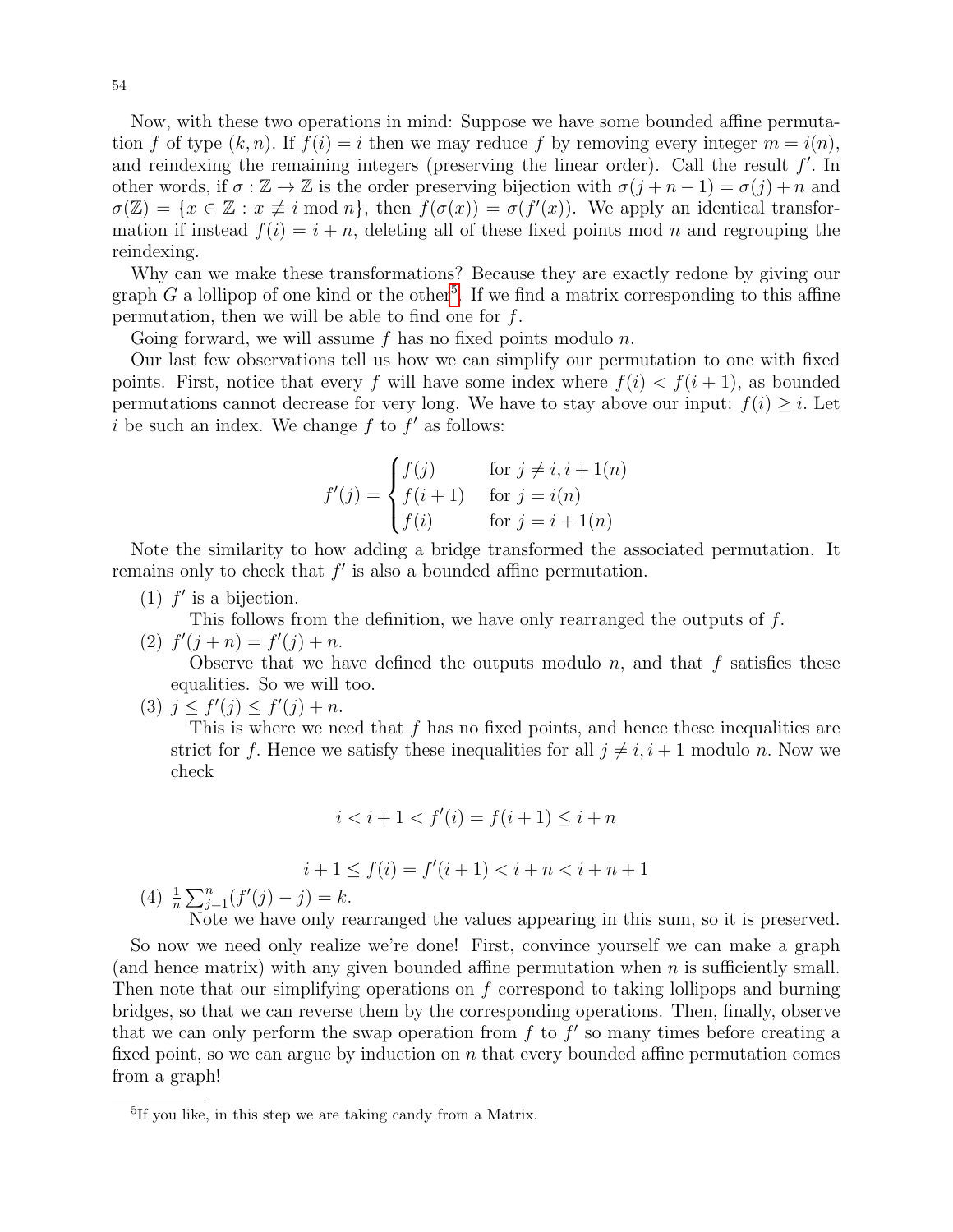Now, with these two operations in mind: Suppose we have some bounded affine permutation $f$ of type $(k, n)$. If $f(i) = i$ then we may reduce $f$ by removing every integer $m = i(n)$, and reindexing the remaining integers (preserving the linear order). Call the result $f'$. In other words, if $\sigma : \mathbb{Z} \to \mathbb{Z}$ is the order preserving bijection with $\sigma(j + n - 1) = \sigma(j) + n$ and $\sigma(\mathbb{Z}) = \{x \in \mathbb{Z} : x \not\equiv i \bmod n\}$, then $f(\sigma(x)) = \sigma(f'(x))$. We apply an identical transformation if instead $f(i) = i + n$, deleting all of these fixed points mod $n$ and regrouping the reindexing.

Why can we make these transformations? Because they are exactly redone by giving our graph $G$ a lollipop of one kind or the other[5]. If we find a matrix corresponding to this affine permutation, then we will be able to find one for $f$.

Going forward, we will assume $f$ has no fixed points modulo $n$.

Our last few observations tell us how we can simplify our permutation to one with fixed points. First, notice that every $f$ will have some index where $f(i) < f(i + 1)$, as bounded permutations cannot decrease for very long. We have to stay above our input: $f(i) \geq i$. Let $i$ be such an index. We change $f$ to $f'$ as follows:

$$f'(j) = \begin{cases} f(j) & \text{for } j \neq i, i + 1(n) \\ f(i + 1) & \text{for } j = i(n) \\ f(i) & \text{for } j = i + 1(n) \end{cases}$$

Note the similarity to how adding a bridge transformed the associated permutation. It remains only to check that $f'$ is also a bounded affine permutation.

(1) $f'$ is a bijection.
   This follows from the definition, we have only rearranged the outputs of $f$.

(2) $f'(j + n) = f'(j) + n$.
   Observe that we have defined the outputs modulo $n$, and that $f$ satisfies these equalities. So we will too.

(3) $j \leq f'(j) \leq f'(j) + n$.
   This is where we need that $f$ has no fixed points, and hence these inequalities are strict for $f$. Hence we satisfy these inequalities for all $j \neq i, i + 1$ modulo $n$. Now we check

$$i < i + 1 < f'(i) = f(i + 1) \leq i + n$$

$$i + 1 \leq f(i) = f'(i + 1) < i + n < i + n + 1$$

(4) $\frac{1}{n} \sum_{j=1}^{n} (f'(j) - j) = k$.
   Note we have only rearranged the values appearing in this sum, so it is preserved.

So now we need only realize we're done! First, convince yourself we can make a graph (and hence matrix) with any given bounded affine permutation when $n$ is sufficiently small. Then note that our simplifying operations on $f$ correspond to taking lollipops and burning bridges, so that we can reverse them by the corresponding operations. Then, finally, observe that we can only perform the swap operation from $f$ to $f'$ so many times before creating a fixed point, so we can argue by induction on $n$ that every bounded affine permutation comes from a graph!

---

[5] If you like, in this step we are taking candy from a Matrix.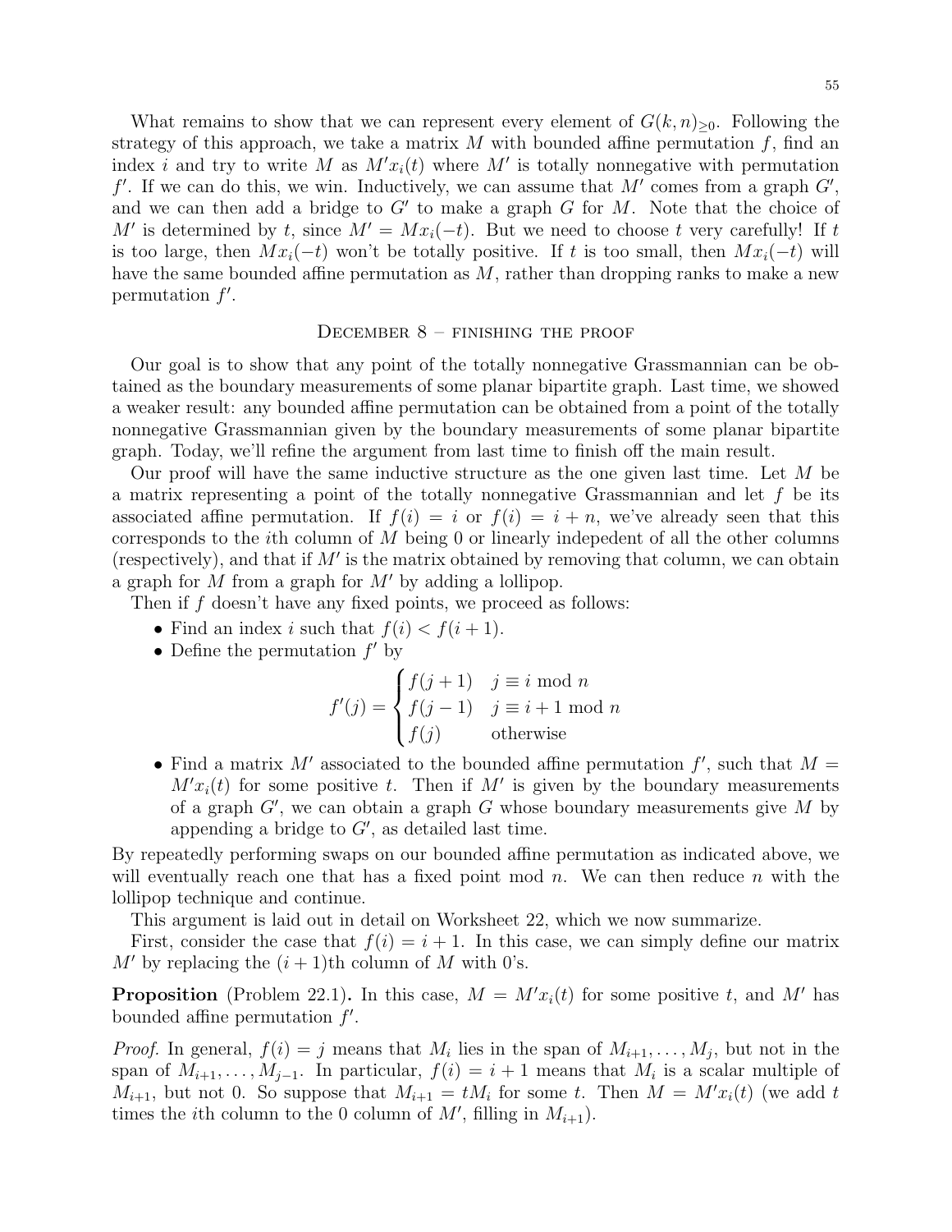What remains to show that we can represent every element of $G(k,n)_{\geq 0}$. Following the strategy of this approach, we take a matrix $M$ with bounded affine permutation $f$, find an index $i$ and try to write $M$ as $M'x_i(t)$ where $M'$ is totally nonnegative with permutation $f'$. If we can do this, we win. Inductively, we can assume that $M'$ comes from a graph $G'$, and we can then add a bridge to $G'$ to make a graph $G$ for $M$. Note that the choice of $M'$ is determined by $t$, since $M' = Mx_i(-t)$. But we need to choose $t$ very carefully! If $t$ is too large, then $Mx_i(-t)$ won't be totally positive. If $t$ is too small, then $Mx_i(-t)$ will have the same bounded affine permutation as $M$, rather than dropping ranks to make a new permutation $f'$.

## December 8 – finishing the proof

Our goal is to show that any point of the totally nonnegative Grassmannian can be obtained as the boundary measurements of some planar bipartite graph. Last time, we showed a weaker result: any bounded affine permutation can be obtained from a point of the totally nonnegative Grassmannian given by the boundary measurements of some planar bipartite graph. Today, we'll refine the argument from last time to finish off the main result.

Our proof will have the same inductive structure as the one given last time. Let $M$ be a matrix representing a point of the totally nonnegative Grassmannian and let $f$ be its associated affine permutation. If $f(i) = i$ or $f(i) = i + n$, we've already seen that this corresponds to the $i$th column of $M$ being 0 or linearly indepedent of all the other columns (respectively), and that if $M'$ is the matrix obtained by removing that column, we can obtain a graph for $M$ from a graph for $M'$ by adding a lollipop.

Then if $f$ doesn't have any fixed points, we proceed as follows:

- Find an index $i$ such that $f(i) < f(i+1)$.
- Define the permutation $f'$ by
$$f'(j) = \begin{cases} f(j+1) & j \equiv i \bmod n \\ f(j-1) & j \equiv i+1 \bmod n \\ f(j) & \text{otherwise} \end{cases}$$
- Find a matrix $M'$ associated to the bounded affine permutation $f'$, such that $M = M'x_i(t)$ for some positive $t$. Then if $M'$ is given by the boundary measurements of a graph $G'$, we can obtain a graph $G$ whose boundary measurements give $M$ by appending a bridge to $G'$, as detailed last time.

By repeatedly performing swaps on our bounded affine permutation as indicated above, we will eventually reach one that has a fixed point mod $n$. We can then reduce $n$ with the lollipop technique and continue.

This argument is laid out in detail on Worksheet 22, which we now summarize.

First, consider the case that $f(i) = i + 1$. In this case, we can simply define our matrix $M'$ by replacing the $(i+1)$th column of $M$ with 0's.

**Proposition** (Problem 22.1)**.** In this case, $M = M'x_i(t)$ for some positive $t$, and $M'$ has bounded affine permutation $f'$.

*Proof.* In general, $f(i) = j$ means that $M_i$ lies in the span of $M_{i+1}, \ldots, M_j$, but not in the span of $M_{i+1}, \ldots, M_{j-1}$. In particular, $f(i) = i + 1$ means that $M_i$ is a scalar multiple of $M_{i+1}$, but not 0. So suppose that $M_{i+1} = tM_i$ for some $t$. Then $M = M'x_i(t)$ (we add $t$ times the $i$th column to the 0 column of $M'$, filling in $M_{i+1}$).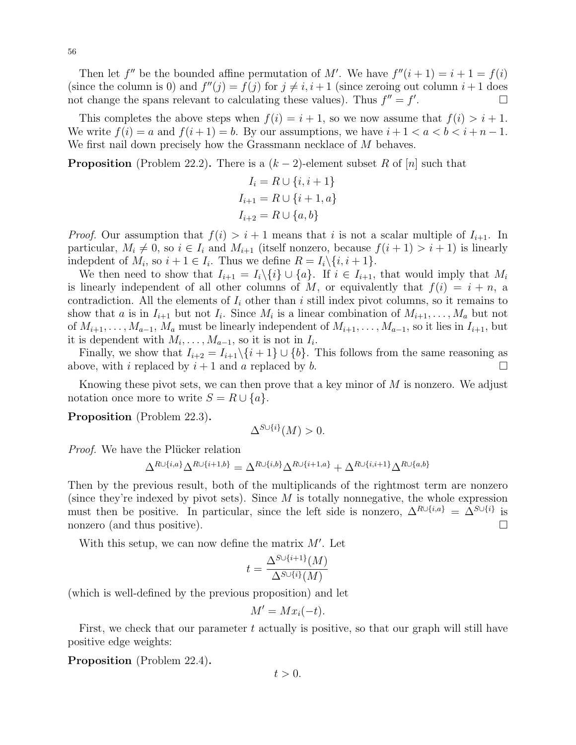Then let $f''$ be the bounded affine permutation of $M'$. We have $f''(i+1) = i+1 = f(i)$ (since the column is 0) and $f''(j) = f(j)$ for $j \neq i, i+1$ (since zeroing out column $i+1$ does not change the spans relevant to calculating these values). Thus $f'' = f'$. □

This completes the above steps when $f(i) = i+1$, so we now assume that $f(i) > i+1$. We write $f(i) = a$ and $f(i+1) = b$. By our assumptions, we have $i+1 < a < b < i+n-1$. We first nail down precisely how the Grassmann necklace of $M$ behaves.

**Proposition** (Problem 22.2)**.** There is a $(k-2)$-element subset $R$ of $[n]$ such that

$$I_i = R \cup \{i, i+1\}$$
$$I_{i+1} = R \cup \{i+1, a\}$$
$$I_{i+2} = R \cup \{a, b\}$$

*Proof.* Our assumption that $f(i) > i+1$ means that $i$ is not a scalar multiple of $I_{i+1}$. In particular, $M_i \neq 0$, so $i \in I_i$ and $M_{i+1}$ (itself nonzero, because $f(i+1) > i+1$) is linearly indepdent of $M_i$, so $i+1 \in I_i$. Thus we define $R = I_i \backslash \{i, i+1\}$.

We then need to show that $I_{i+1} = I_i \backslash \{i\} \cup \{a\}$. If $i \in I_{i+1}$, that would imply that $M_i$ is linearly independent of all other columns of $M$, or equivalently that $f(i) = i+n$, a contradiction. All the elements of $I_i$ other than $i$ still index pivot columns, so it remains to show that $a$ is in $I_{i+1}$ but not $I_i$. Since $M_i$ is a linear combination of $M_{i+1}, \ldots, M_a$ but not of $M_{i+1}, \ldots, M_{a-1}$, $M_a$ must be linearly independent of $M_{i+1}, \ldots, M_{a-1}$, so it lies in $I_{i+1}$, but it is dependent with $M_i, \ldots, M_{a-1}$, so it is not in $I_i$.

Finally, we show that $I_{i+2} = I_{i+1} \backslash \{i+1\} \cup \{b\}$. This follows from the same reasoning as above, with $i$ replaced by $i+1$ and $a$ replaced by $b$. □

Knowing these pivot sets, we can then prove that a key minor of $M$ is nonzero. We adjust notation once more to write $S = R \cup \{a\}$.

**Proposition** (Problem 22.3)**.**

$$\Delta^{S \cup \{i\}}(M) > 0.$$

*Proof.* We have the Plücker relation

$$\Delta^{R \cup \{i,a\}} \Delta^{R \cup \{i+1,b\}} = \Delta^{R \cup \{i,b\}} \Delta^{R \cup \{i+1,a\}} + \Delta^{R \cup \{i,i+1\}} \Delta^{R \cup \{a,b\}}$$

Then by the previous result, both of the multiplicands of the rightmost term are nonzero (since they're indexed by pivot sets). Since $M$ is totally nonnegative, the whole expression must then be positive. In particular, since the left side is nonzero, $\Delta^{R \cup \{i,a\}} = \Delta^{S \cup \{i\}}$ is nonzero (and thus positive). □

With this setup, we can now define the matrix $M'$. Let

$$t = \frac{\Delta^{S \cup \{i+1\}}(M)}{\Delta^{S \cup \{i\}}(M)}$$

(which is well-defined by the previous proposition) and let

$$M' = M x_i(-t).$$

First, we check that our parameter $t$ actually is positive, so that our graph will still have positive edge weights:

**Proposition** (Problem 22.4)**.**

$$t > 0.$$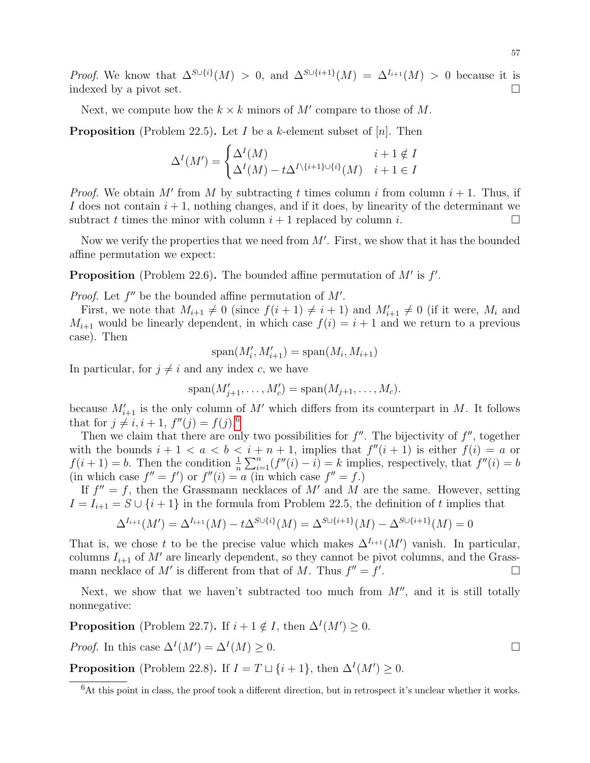*Proof.* We know that $\Delta^{S\cup\{i\}}(M) > 0$, and $\Delta^{S\cup\{i+1\}}(M) = \Delta^{I_{i+1}}(M) > 0$ because it is indexed by a pivot set. $\square$

Next, we compute how the $k \times k$ minors of $M'$ compare to those of $M$.

**Proposition** (Problem 22.5)**.** Let $I$ be a $k$-element subset of $[n]$. Then

$$\Delta^I(M') = \begin{cases} \Delta^I(M) & i+1 \notin I \\ \Delta^I(M) - t\Delta^{I\setminus\{i+1\}\cup\{i\}}(M) & i+1 \in I \end{cases}$$

*Proof.* We obtain $M'$ from $M$ by subtracting $t$ times column $i$ from column $i+1$. Thus, if $I$ does not contain $i+1$, nothing changes, and if it does, by linearity of the determinant we subtract $t$ times the minor with column $i+1$ replaced by column $i$. $\square$

Now we verify the properties that we need from $M'$. First, we show that it has the bounded affine permutation we expect:

**Proposition** (Problem 22.6)**.** The bounded affine permutation of $M'$ is $f'$.

*Proof.* Let $f''$ be the bounded affine permutation of $M'$.

First, we note that $M_{i+1} \neq 0$ (since $f(i+1) \neq i+1$) and $M'_{i+1} \neq 0$ (if it were, $M_i$ and $M_{i+1}$ would be linearly dependent, in which case $f(i) = i+1$ and we return to a previous case). Then

$$\operatorname{span}(M'_i, M'_{i+1}) = \operatorname{span}(M_i, M_{i+1})$$

In particular, for $j \neq i$ and any index $c$, we have

$$\operatorname{span}(M'_{j+1}, \ldots, M'_c) = \operatorname{span}(M_{j+1}, \ldots, M_c).$$

because $M'_{i+1}$ is the only column of $M'$ which differs from its counterpart in $M$. It follows that for $j \neq i, i+1$, $f''(j) = f(j)$.[6]

Then we claim that there are only two possibilities for $f''$. The bijectivity of $f''$, together with the bounds $i+1 < a < b < i+n+1$, implies that $f''(i+1)$ is either $f(i) = a$ or $f(i+1) = b$. Then the condition $\frac{1}{n}\sum_{i=1}^{n}(f''(i) - i) = k$ implies, respectively, that $f''(i) = b$ (in which case $f'' = f'$) or $f''(i) = a$ (in which case $f'' = f$.)

If $f'' = f$, then the Grassmann necklaces of $M'$ and $M$ are the same. However, setting $I = I_{i+1} = S \cup \{i+1\}$ in the formula from Problem 22.5, the definition of $t$ implies that

$$\Delta^{I_{i+1}}(M') = \Delta^{I_{i+1}}(M) - t\Delta^{S\cup\{i\}}(M) = \Delta^{S\cup\{i+1\}}(M) - \Delta^{S\cup\{i+1\}}(M) = 0$$

That is, we chose $t$ to be the precise value which makes $\Delta^{I_{i+1}}(M')$ vanish. In particular, columns $I_{i+1}$ of $M'$ are linearly dependent, so they cannot be pivot columns, and the Grassmann necklace of $M'$ is different from that of $M$. Thus $f'' = f'$. $\square$

Next, we show that we haven't subtracted too much from $M''$, and it is still totally nonnegative:

**Proposition** (Problem 22.7)**.** If $i+1 \notin I$, then $\Delta^I(M') \geq 0$.

*Proof.* In this case $\Delta^I(M') = \Delta^I(M) \geq 0$. $\square$

**Proposition** (Problem 22.8)**.** If $I = T \sqcup \{i+1\}$, then $\Delta^I(M') \geq 0$.

[6] At this point in class, the proof took a different direction, but in retrospect it's unclear whether it works.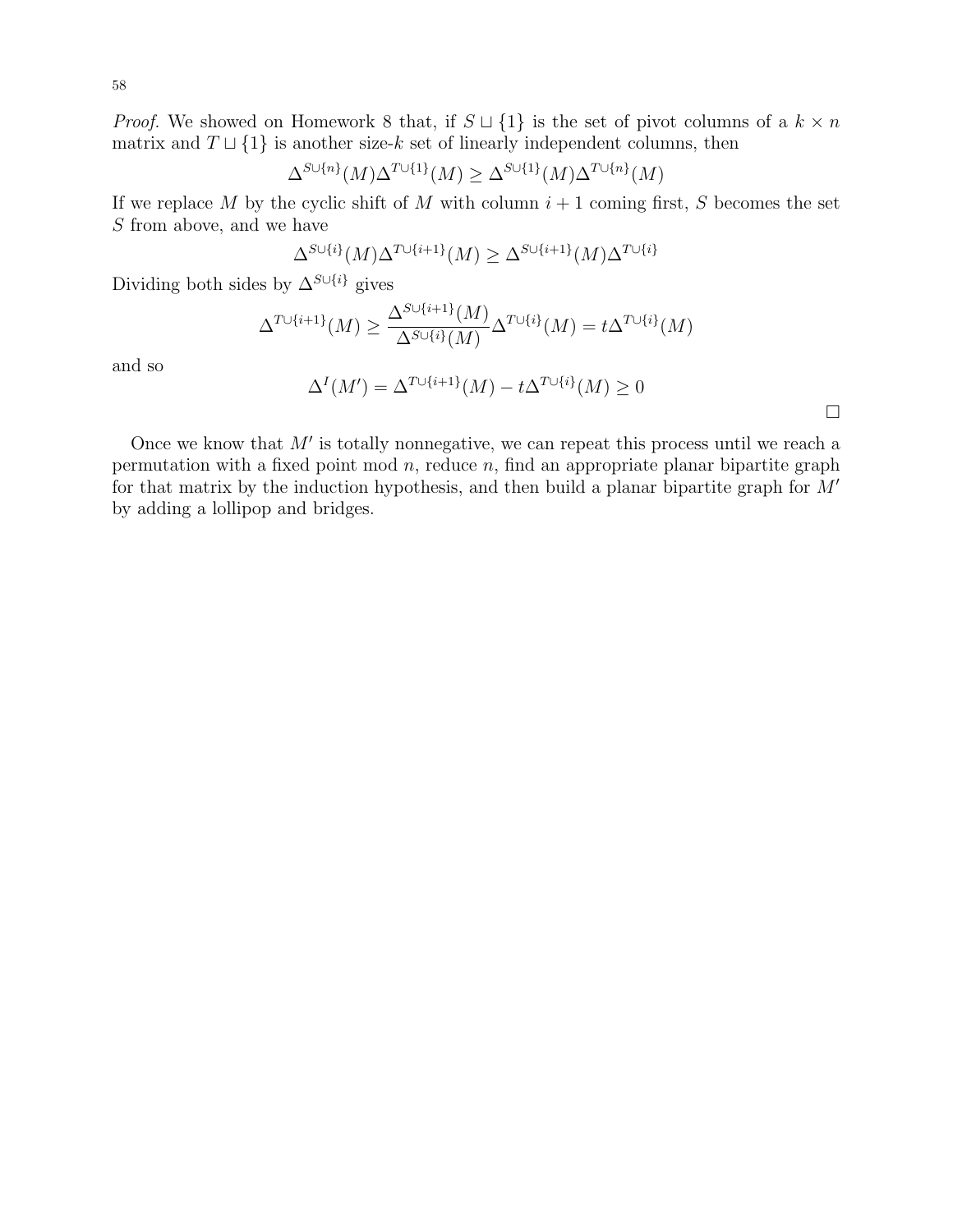*Proof.* We showed on Homework 8 that, if $S \sqcup \{1\}$ is the set of pivot columns of a $k \times n$ matrix and $T \sqcup \{1\}$ is another size-$k$ set of linearly independent columns, then

$$\Delta^{S \cup \{n\}}(M)\Delta^{T \cup \{1\}}(M) \geq \Delta^{S \cup \{1\}}(M)\Delta^{T \cup \{n\}}(M)$$

If we replace $M$ by the cyclic shift of $M$ with column $i+1$ coming first, $S$ becomes the set $S$ from above, and we have

$$\Delta^{S \cup \{i\}}(M)\Delta^{T \cup \{i+1\}}(M) \geq \Delta^{S \cup \{i+1\}}(M)\Delta^{T \cup \{i\}}$$

Dividing both sides by $\Delta^{S \cup \{i\}}$ gives

$$\Delta^{T \cup \{i+1\}}(M) \geq \frac{\Delta^{S \cup \{i+1\}}(M)}{\Delta^{S \cup \{i\}}(M)}\Delta^{T \cup \{i\}}(M) = t\Delta^{T \cup \{i\}}(M)$$

and so

$$\Delta^{I}(M') = \Delta^{T \cup \{i+1\}}(M) - t\Delta^{T \cup \{i\}}(M) \geq 0$$

□

Once we know that $M'$ is totally nonnegative, we can repeat this process until we reach a permutation with a fixed point mod $n$, reduce $n$, find an appropriate planar bipartite graph for that matrix by the induction hypothesis, and then build a planar bipartite graph for $M'$ by adding a lollipop and bridges.